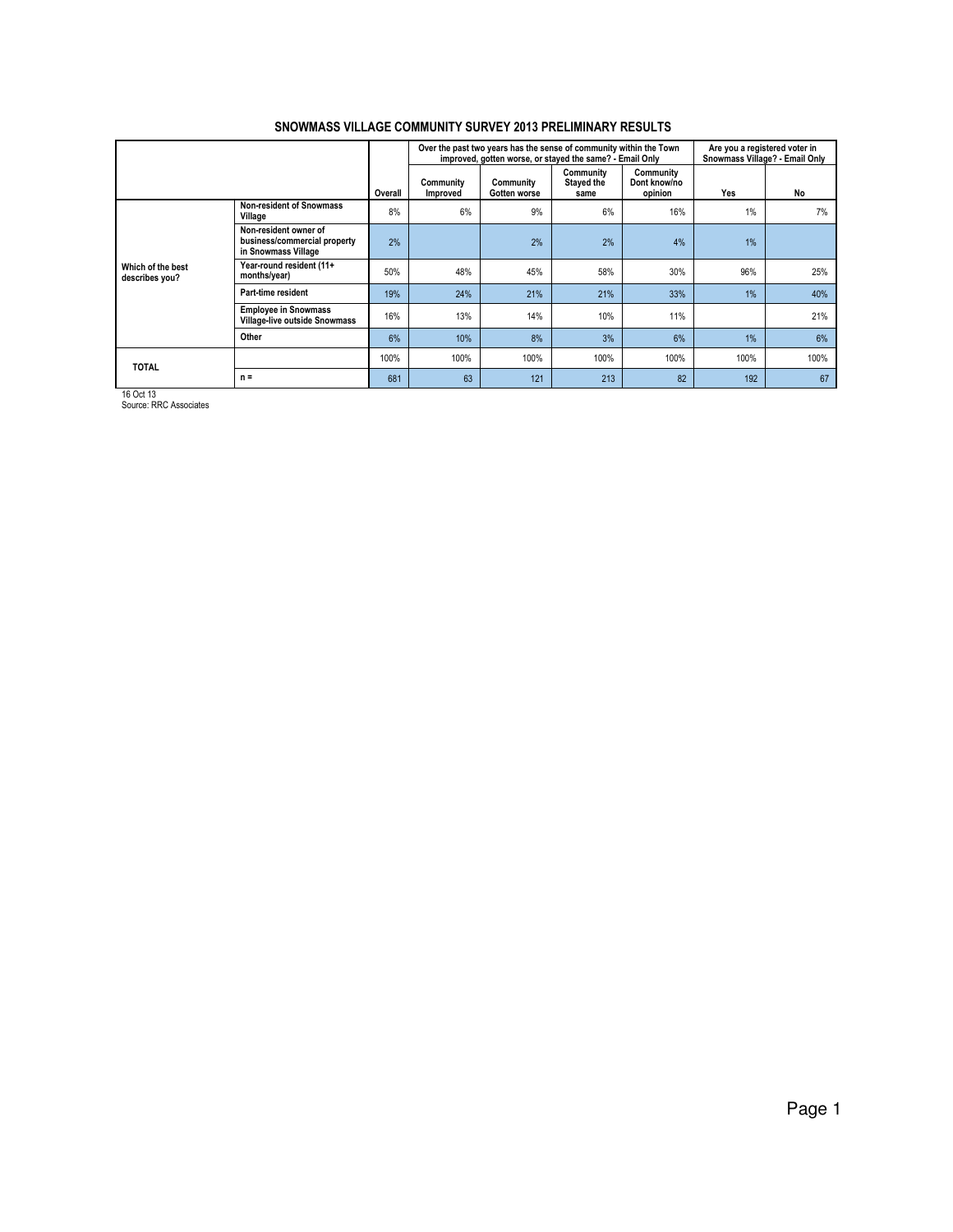# SNOWMASS VILLAGE COMMUNITY SURVEY 2013 PRELIMINARY RESULTS

| | | | Over the past two years has the sense of community within the Town improved, gotten worse, or stayed the same? - Email Only | | | | Are you a registered voter in Snowmass Village? - Email Only | |
|---|---|---|---|---|---|---|---|---|
| | | Overall | Community Improved | Community Gotten worse | Community Stayed the same | Community Dont know/no opinion | Yes | No |
| Which of the best describes you? | Non-resident of Snowmass Village | 8% | 6% | 9% | 6% | 16% | 1% | 7% |
| | Non-resident owner of business/commercial property in Snowmass Village | 2% | | 2% | 2% | 4% | 1% | |
| | Year-round resident (11+ months/year) | 50% | 48% | 45% | 58% | 30% | 96% | 25% |
| | Part-time resident | 19% | 24% | 21% | 21% | 33% | 1% | 40% |
| | Employee in Snowmass Village-live outside Snowmass | 16% | 13% | 14% | 10% | 11% | | 21% |
| | Other | 6% | 10% | 8% | 3% | 6% | 1% | 6% |
| TOTAL | | 100% | 100% | 100% | 100% | 100% | 100% | 100% |
| | n = | 681 | 63 | 121 | 213 | 82 | 192 | 67 |

16 Oct 13
Source: RRC Associates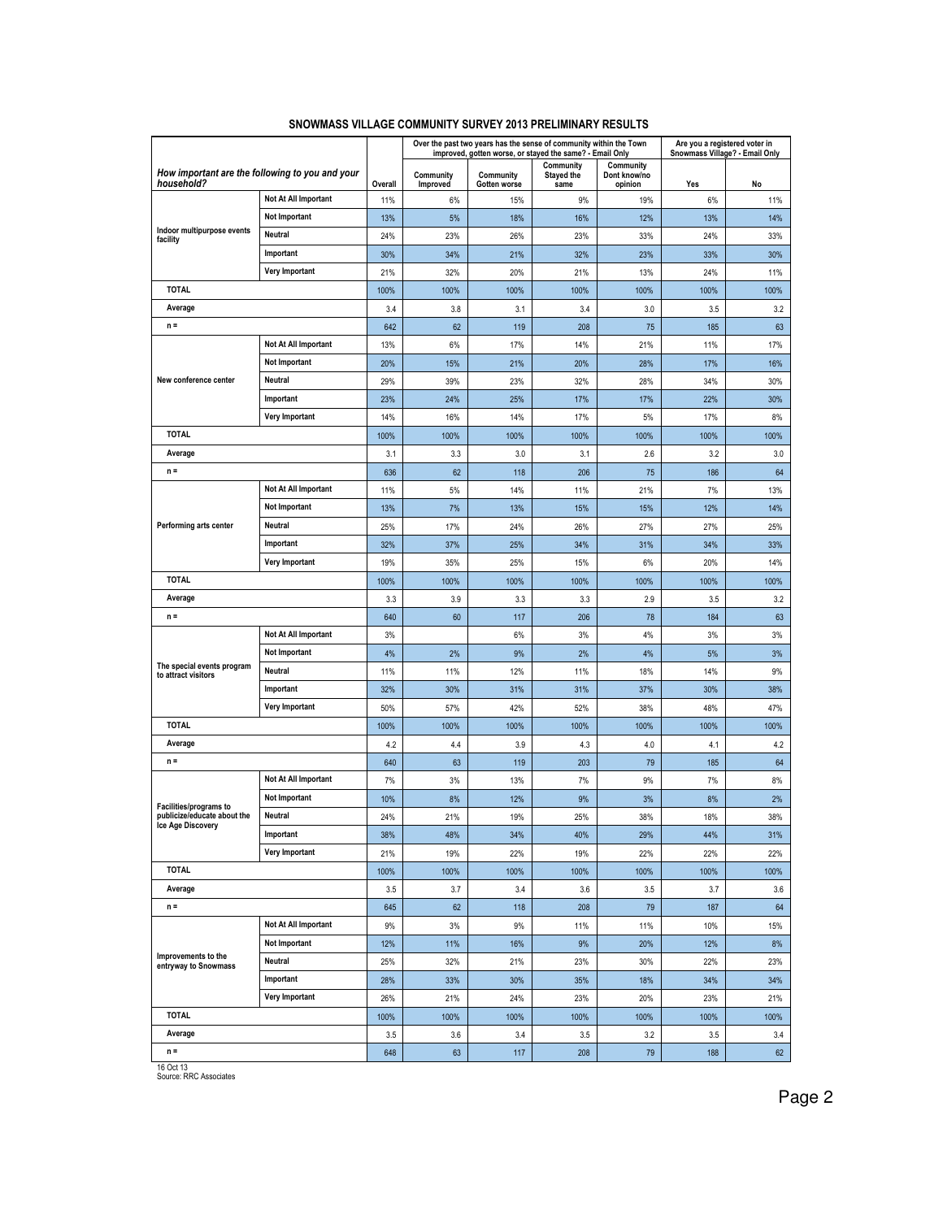## SNOWMASS VILLAGE COMMUNITY SURVEY 2013 PRELIMINARY RESULTS

| How important are the following to you and your household? | | Overall | Over the past two years has the sense of community within the Town improved, gotten worse, or stayed the same? - Email Only | | | | Are you a registered voter in Snowmass Village? - Email Only | |
|---|---|---|---|---|---|---|---|---|
| | | | Community Improved | Community Gotten worse | Community Stayed the same | Community Dont know/no opinion | Yes | No |
| Indoor multipurpose events facility | Not At All Important | 11% | 6% | 15% | 9% | 19% | 6% | 11% |
| | Not Important | 13% | 5% | 18% | 16% | 12% | 13% | 14% |
| | Neutral | 24% | 23% | 26% | 23% | 33% | 24% | 33% |
| | Important | 30% | 34% | 21% | 32% | 23% | 33% | 30% |
| | Very Important | 21% | 32% | 20% | 21% | 13% | 24% | 11% |
| TOTAL | | 100% | 100% | 100% | 100% | 100% | 100% | 100% |
| Average | | 3.4 | 3.8 | 3.1 | 3.4 | 3.0 | 3.5 | 3.2 |
| n = | | 642 | 62 | 119 | 208 | 75 | 185 | 63 |
| New conference center | Not At All Important | 13% | 6% | 17% | 14% | 21% | 11% | 17% |
| | Not Important | 20% | 15% | 21% | 20% | 28% | 17% | 16% |
| | Neutral | 29% | 39% | 23% | 32% | 28% | 34% | 30% |
| | Important | 23% | 24% | 25% | 17% | 17% | 22% | 30% |
| | Very Important | 14% | 16% | 14% | 17% | 5% | 17% | 8% |
| TOTAL | | 100% | 100% | 100% | 100% | 100% | 100% | 100% |
| Average | | 3.1 | 3.3 | 3.0 | 3.1 | 2.6 | 3.2 | 3.0 |
| n = | | 636 | 62 | 118 | 206 | 75 | 186 | 64 |
| Performing arts center | Not At All Important | 11% | 5% | 14% | 11% | 21% | 7% | 13% |
| | Not Important | 13% | 7% | 13% | 15% | 15% | 12% | 14% |
| | Neutral | 25% | 17% | 24% | 26% | 27% | 27% | 25% |
| | Important | 32% | 37% | 25% | 34% | 31% | 34% | 33% |
| | Very Important | 19% | 35% | 25% | 15% | 6% | 20% | 14% |
| TOTAL | | 100% | 100% | 100% | 100% | 100% | 100% | 100% |
| Average | | 3.3 | 3.9 | 3.3 | 3.3 | 2.9 | 3.5 | 3.2 |
| n = | | 640 | 60 | 117 | 206 | 78 | 184 | 63 |
| The special events program to attract visitors | Not At All Important | 3% | | 6% | 3% | 4% | 3% | 3% |
| | Not Important | 4% | 2% | 9% | 2% | 4% | 5% | 3% |
| | Neutral | 11% | 11% | 12% | 11% | 18% | 14% | 9% |
| | Important | 32% | 30% | 31% | 31% | 37% | 30% | 38% |
| | Very Important | 50% | 57% | 42% | 52% | 38% | 48% | 47% |
| TOTAL | | 100% | 100% | 100% | 100% | 100% | 100% | 100% |
| Average | | 4.2 | 4.4 | 3.9 | 4.3 | 4.0 | 4.1 | 4.2 |
| n = | | 640 | 63 | 119 | 203 | 79 | 185 | 64 |
| Facilities/programs to publicize/educate about the Ice Age Discovery | Not At All Important | 7% | 3% | 13% | 7% | 9% | 7% | 8% |
| | Not Important | 10% | 8% | 12% | 9% | 3% | 8% | 2% |
| | Neutral | 24% | 21% | 19% | 25% | 38% | 18% | 38% |
| | Important | 38% | 48% | 34% | 40% | 29% | 44% | 31% |
| | Very Important | 21% | 19% | 22% | 19% | 22% | 22% | 22% |
| TOTAL | | 100% | 100% | 100% | 100% | 100% | 100% | 100% |
| Average | | 3.5 | 3.7 | 3.4 | 3.6 | 3.5 | 3.7 | 3.6 |
| n = | | 645 | 62 | 118 | 208 | 79 | 187 | 64 |
| Improvements to the entryway to Snowmass | Not At All Important | 9% | 3% | 9% | 11% | 11% | 10% | 15% |
| | Not Important | 12% | 11% | 16% | 9% | 20% | 12% | 8% |
| | Neutral | 25% | 32% | 21% | 23% | 30% | 22% | 23% |
| | Important | 28% | 33% | 30% | 35% | 18% | 34% | 34% |
| | Very Important | 26% | 21% | 24% | 23% | 20% | 23% | 21% |
| TOTAL | | 100% | 100% | 100% | 100% | 100% | 100% | 100% |
| Average | | 3.5 | 3.6 | 3.4 | 3.5 | 3.2 | 3.5 | 3.4 |
| n = | | 648 | 63 | 117 | 208 | 79 | 188 | 62 |

16 Oct 13
Source: RRC Associates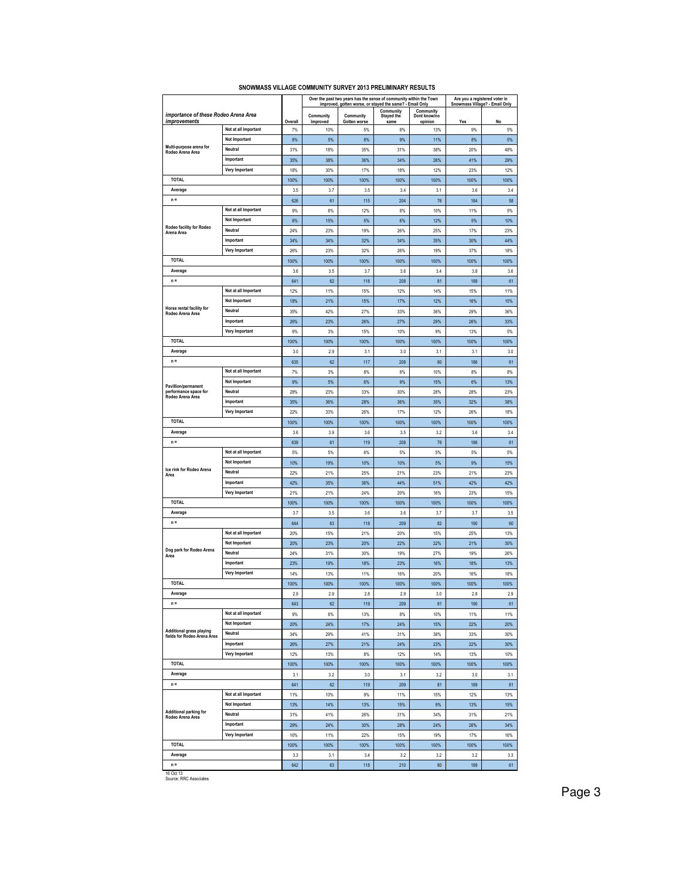# SNOWMASS VILLAGE COMMUNITY SURVEY 2013 PRELIMINARY RESULTS

| *importance of these Rodeo Arena Area improvements* | | Overall | Over the past two years has the sense of community within the Town improved, gotten worse, or stayed the same? - Email Only | | | | Are you a registered voter in Snowmass Village? - Email Only | |
|---|---|---|---|---|---|---|---|---|
| | | | Community Improved | Community Gotten worse | Community Stayed the same | Community Dont know/no opinion | Yes | No |
| Multi-purpose arena for Rodeo Arena Area | Not at all Important | 7% | 10% | 5% | 8% | 13% | 9% | 5% |
| | Not Important | 8% | 5% | 8% | 9% | 11% | 8% | 5% |
| | Neutral | 31% | 18% | 35% | 31% | 38% | 20% | 48% |
| | Important | 35% | 38% | 36% | 34% | 26% | 41% | 29% |
| | Very Important | 18% | 30% | 17% | 18% | 12% | 23% | 12% |
| TOTAL | | 100% | 100% | 100% | 100% | 100% | 100% | 100% |
| Average | | 3.5 | 3.7 | 3.5 | 3.4 | 3.1 | 3.6 | 3.4 |
| n = | | 626 | 61 | 115 | 204 | 76 | 184 | 58 |
| Rodeo facility for Rodeo Arena Area | Not at all Important | 9% | 6% | 12% | 8% | 10% | 11% | 5% |
| | Not Important | 8% | 15% | 5% | 6% | 12% | 5% | 10% |
| | Neutral | 24% | 23% | 19% | 26% | 25% | 17% | 23% |
| | Important | 34% | 34% | 32% | 34% | 35% | 30% | 44% |
| | Very Important | 26% | 23% | 32% | 26% | 19% | 37% | 18% |
| TOTAL | | 100% | 100% | 100% | 100% | 100% | 100% | 100% |
| Average | | 3.6 | 3.5 | 3.7 | 3.6 | 3.4 | 3.8 | 3.6 |
| n = | | 641 | 62 | 118 | 208 | 81 | 189 | 61 |
| Horse rental facility for Rodeo Arena Area | Not at all Important | 12% | 11% | 15% | 12% | 14% | 15% | 11% |
| | Not Important | 18% | 21% | 15% | 17% | 12% | 16% | 15% |
| | Neutral | 35% | 42% | 27% | 33% | 36% | 29% | 36% |
| | Important | 26% | 23% | 26% | 27% | 29% | 26% | 33% |
| | Very Important | 9% | 3% | 15% | 10% | 9% | 13% | 5% |
| TOTAL | | 100% | 100% | 100% | 100% | 100% | 100% | 100% |
| Average | | 3.0 | 2.9 | 3.1 | 3.0 | 3.1 | 3.1 | 3.0 |
| n = | | 635 | 62 | 117 | 208 | 80 | 186 | 61 |
| Pavillion/permanent performance space for Rodeo Arena Area | Not at all Important | 7% | 3% | 8% | 8% | 10% | 8% | 8% |
| | Not Important | 9% | 5% | 6% | 9% | 15% | 6% | 13% |
| | Neutral | 28% | 23% | 33% | 30% | 28% | 28% | 23% |
| | Important | 35% | 36% | 28% | 36% | 35% | 32% | 38% |
| | Very Important | 22% | 33% | 26% | 17% | 12% | 26% | 18% |
| TOTAL | | 100% | 100% | 100% | 100% | 100% | 100% | 100% |
| Average | | 3.6 | 3.9 | 3.6 | 3.5 | 3.2 | 3.6 | 3.4 |
| n = | | 639 | 61 | 119 | 208 | 78 | 186 | 61 |
| Ice rink for Rodeo Arena Area | Not at all Important | 5% | 5% | 6% | 5% | 5% | 5% | 5% |
| | Not Important | 10% | 19% | 10% | 10% | 5% | 9% | 15% |
| | Neutral | 22% | 21% | 25% | 21% | 23% | 21% | 23% |
| | Important | 42% | 35% | 36% | 44% | 51% | 42% | 42% |
| | Very Important | 21% | 21% | 24% | 20% | 16% | 23% | 15% |
| TOTAL | | 100% | 100% | 100% | 100% | 100% | 100% | 100% |
| Average | | 3.7 | 3.5 | 3.6 | 3.6 | 3.7 | 3.7 | 3.5 |
| n = | | 644 | 63 | 118 | 209 | 82 | 190 | 60 |
| Dog park for Rodeo Arena Area | Not at all Important | 20% | 15% | 21% | 20% | 15% | 25% | 13% |
| | Not Important | 20% | 23% | 20% | 22% | 22% | 21% | 30% |
| | Neutral | 24% | 31% | 30% | 19% | 27% | 19% | 26% |
| | Important | 23% | 19% | 18% | 23% | 16% | 18% | 13% |
| | Very Important | 14% | 13% | 11% | 16% | 20% | 16% | 18% |
| TOTAL | | 100% | 100% | 100% | 100% | 100% | 100% | 100% |
| Average | | 2.9 | 2.9 | 2.8 | 2.9 | 3.0 | 2.8 | 2.9 |
| n = | | 643 | 62 | 119 | 209 | 81 | 190 | 61 |
| Additional grass playing fields for Rodeo Arena Area | Not at all Important | 9% | 6% | 13% | 8% | 10% | 11% | 11% |
| | Not Important | 20% | 24% | 17% | 24% | 15% | 22% | 20% |
| | Neutral | 34% | 29% | 41% | 31% | 38% | 33% | 30% |
| | Important | 26% | 27% | 21% | 24% | 23% | 22% | 30% |
| | Very Important | 12% | 13% | 8% | 12% | 14% | 13% | 10% |
| TOTAL | | 100% | 100% | 100% | 100% | 100% | 100% | 100% |
| Average | | 3.1 | 3.2 | 3.0 | 3.1 | 3.2 | 3.0 | 3.1 |
| n = | | 641 | 62 | 119 | 209 | 81 | 189 | 61 |
| Additional parking for Rodeo Arena Area | Not at all Important | 11% | 10% | 9% | 11% | 15% | 12% | 13% |
| | Not Important | 13% | 14% | 13% | 15% | 9% | 13% | 15% |
| | Neutral | 31% | 41% | 26% | 31% | 34% | 31% | 21% |
| | Important | 29% | 24% | 30% | 28% | 24% | 26% | 34% |
| | Very Important | 16% | 11% | 22% | 15% | 19% | 17% | 16% |
| TOTAL | | 100% | 100% | 100% | 100% | 100% | 100% | 100% |
| Average | | 3.3 | 3.1 | 3.4 | 3.2 | 3.2 | 3.2 | 3.3 |
| n = | | 642 | 63 | 118 | 210 | 80 | 189 | 61 |

16 Oct 13
Source: RRC Associates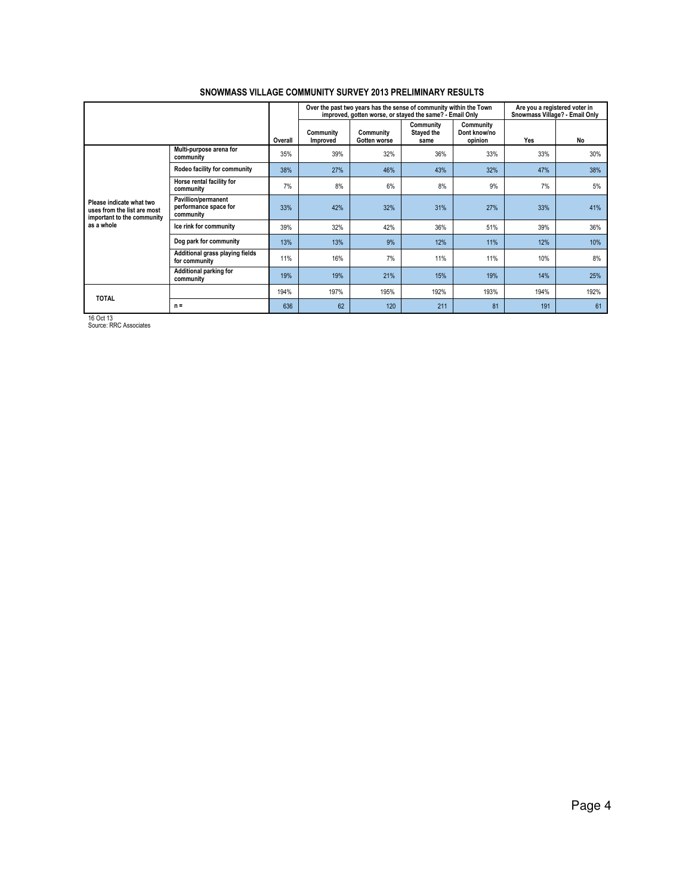# SNOWMASS VILLAGE COMMUNITY SURVEY 2013 PRELIMINARY RESULTS

| | | Overall | Over the past two years has the sense of community within the Town improved, gotten worse, or stayed the same? - Email Only | | | | Are you a registered voter in Snowmass Village? - Email Only | |
|---|---|---|---|---|---|---|---|---|
| | | | Community Improved | Community Gotten worse | Community Stayed the same | Community Dont know/no opinion | Yes | No |
| Please indicate what two uses from the list are most important to the community as a whole | Multi-purpose arena for community | 35% | 39% | 32% | 36% | 33% | 33% | 30% |
| | Rodeo facility for community | 38% | 27% | 46% | 43% | 32% | 47% | 38% |
| | Horse rental facility for community | 7% | 8% | 6% | 8% | 9% | 7% | 5% |
| | Pavillion/permanent performance space for community | 33% | 42% | 32% | 31% | 27% | 33% | 41% |
| | Ice rink for community | 39% | 32% | 42% | 36% | 51% | 39% | 36% |
| | Dog park for community | 13% | 13% | 9% | 12% | 11% | 12% | 10% |
| | Additional grass playing fields for community | 11% | 16% | 7% | 11% | 11% | 10% | 8% |
| | Additional parking for community | 19% | 19% | 21% | 15% | 19% | 14% | 25% |
| TOTAL | | 194% | 197% | 195% | 192% | 193% | 194% | 192% |
| | n = | 636 | 62 | 120 | 211 | 81 | 191 | 61 |

16 Oct 13
Source: RRC Associates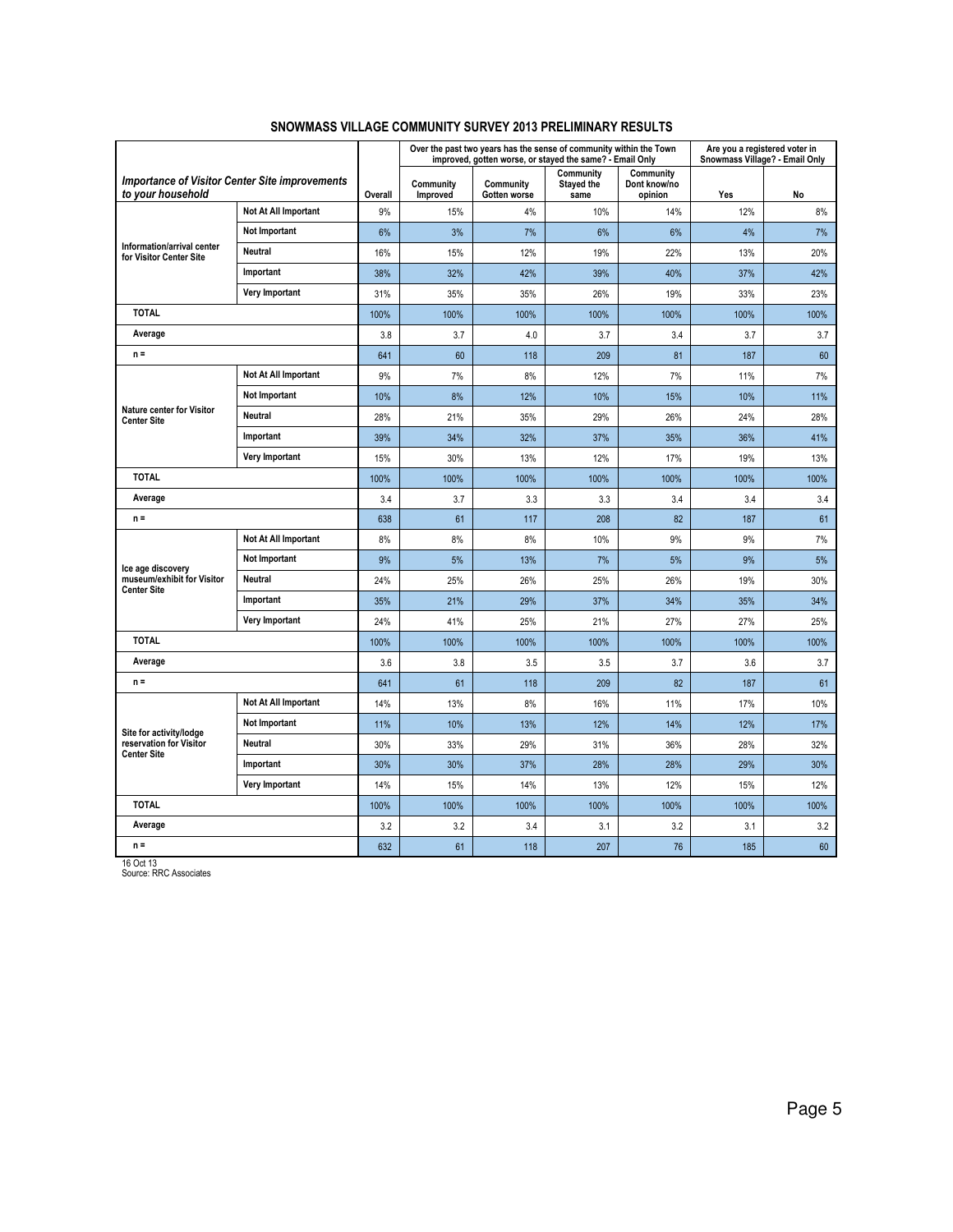# SNOWMASS VILLAGE COMMUNITY SURVEY 2013 PRELIMINARY RESULTS

| *Importance of Visitor Center Site improvements to your household* | | Overall | Over the past two years has the sense of community within the Town improved, gotten worse, or stayed the same? - Email Only | | | | Are you a registered voter in Snowmass Village? - Email Only | |
|---|---|---|---|---|---|---|---|---|
| | | | Community Improved | Community Gotten worse | Community Stayed the same | Community Dont know/no opinion | Yes | No |
| Information/arrival center for Visitor Center Site | Not At All Important | 9% | 15% | 4% | 10% | 14% | 12% | 8% |
| | Not Important | 6% | 3% | 7% | 6% | 6% | 4% | 7% |
| | Neutral | 16% | 15% | 12% | 19% | 22% | 13% | 20% |
| | Important | 38% | 32% | 42% | 39% | 40% | 37% | 42% |
| | Very Important | 31% | 35% | 35% | 26% | 19% | 33% | 23% |
| TOTAL | | 100% | 100% | 100% | 100% | 100% | 100% | 100% |
| Average | | 3.8 | 3.7 | 4.0 | 3.7 | 3.4 | 3.7 | 3.7 |
| n = | | 641 | 60 | 118 | 209 | 81 | 187 | 60 |
| Nature center for Visitor Center Site | Not At All Important | 9% | 7% | 8% | 12% | 7% | 11% | 7% |
| | Not Important | 10% | 8% | 12% | 10% | 15% | 10% | 11% |
| | Neutral | 28% | 21% | 35% | 29% | 26% | 24% | 28% |
| | Important | 39% | 34% | 32% | 37% | 35% | 36% | 41% |
| | Very Important | 15% | 30% | 13% | 12% | 17% | 19% | 13% |
| TOTAL | | 100% | 100% | 100% | 100% | 100% | 100% | 100% |
| Average | | 3.4 | 3.7 | 3.3 | 3.3 | 3.4 | 3.4 | 3.4 |
| n = | | 638 | 61 | 117 | 208 | 82 | 187 | 61 |
| Ice age discovery museum/exhibit for Visitor Center Site | Not At All Important | 8% | 8% | 8% | 10% | 9% | 9% | 7% |
| | Not Important | 9% | 5% | 13% | 7% | 5% | 9% | 5% |
| | Neutral | 24% | 25% | 26% | 25% | 26% | 19% | 30% |
| | Important | 35% | 21% | 29% | 37% | 34% | 35% | 34% |
| | Very Important | 24% | 41% | 25% | 21% | 27% | 27% | 25% |
| TOTAL | | 100% | 100% | 100% | 100% | 100% | 100% | 100% |
| Average | | 3.6 | 3.8 | 3.5 | 3.5 | 3.7 | 3.6 | 3.7 |
| n = | | 641 | 61 | 118 | 209 | 82 | 187 | 61 |
| Site for activity/lodge reservation for Visitor Center Site | Not At All Important | 14% | 13% | 8% | 16% | 11% | 17% | 10% |
| | Not Important | 11% | 10% | 13% | 12% | 14% | 12% | 17% |
| | Neutral | 30% | 33% | 29% | 31% | 36% | 28% | 32% |
| | Important | 30% | 30% | 37% | 28% | 28% | 29% | 30% |
| | Very Important | 14% | 15% | 14% | 13% | 12% | 15% | 12% |
| TOTAL | | 100% | 100% | 100% | 100% | 100% | 100% | 100% |
| Average | | 3.2 | 3.2 | 3.4 | 3.1 | 3.2 | 3.1 | 3.2 |
| n = | | 632 | 61 | 118 | 207 | 76 | 185 | 60 |

16 Oct 13
Source: RRC Associates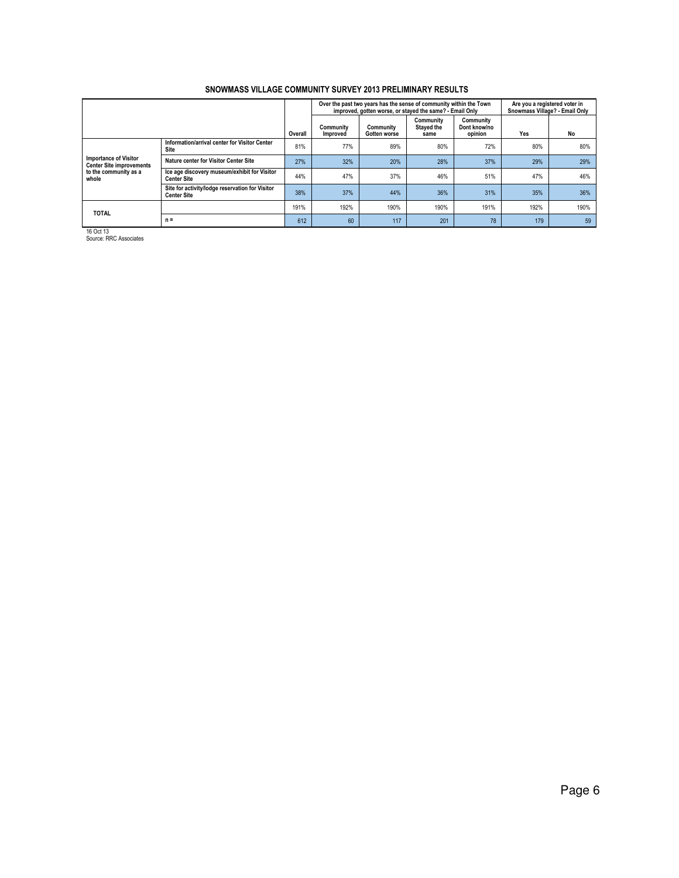## SNOWMASS VILLAGE COMMUNITY SURVEY 2013 PRELIMINARY RESULTS

| | | | Over the past two years has the sense of community within the Town improved, gotten worse, or stayed the same? - Email Only | | | | Are you a registered voter in Snowmass Village? - Email Only | |
|---|---|---|---|---|---|---|---|---|
| | | Overall | Community Improved | Community Gotten worse | Community Stayed the same | Community Dont know/no opinion | Yes | No |
| Importance of Visitor Center Site improvements to the community as a whole | Information/arrival center for Visitor Center Site | 81% | 77% | 89% | 80% | 72% | 80% | 80% |
| | Nature center for Visitor Center Site | 27% | 32% | 20% | 28% | 37% | 29% | 29% |
| | Ice age discovery museum/exhibit for Visitor Center Site | 44% | 47% | 37% | 46% | 51% | 47% | 46% |
| | Site for activity/lodge reservation for Visitor Center Site | 38% | 37% | 44% | 36% | 31% | 35% | 36% |
| TOTAL | | 191% | 192% | 190% | 190% | 191% | 192% | 190% |
| | n = | 612 | 60 | 117 | 201 | 78 | 179 | 59 |

16 Oct 13
Source: RRC Associates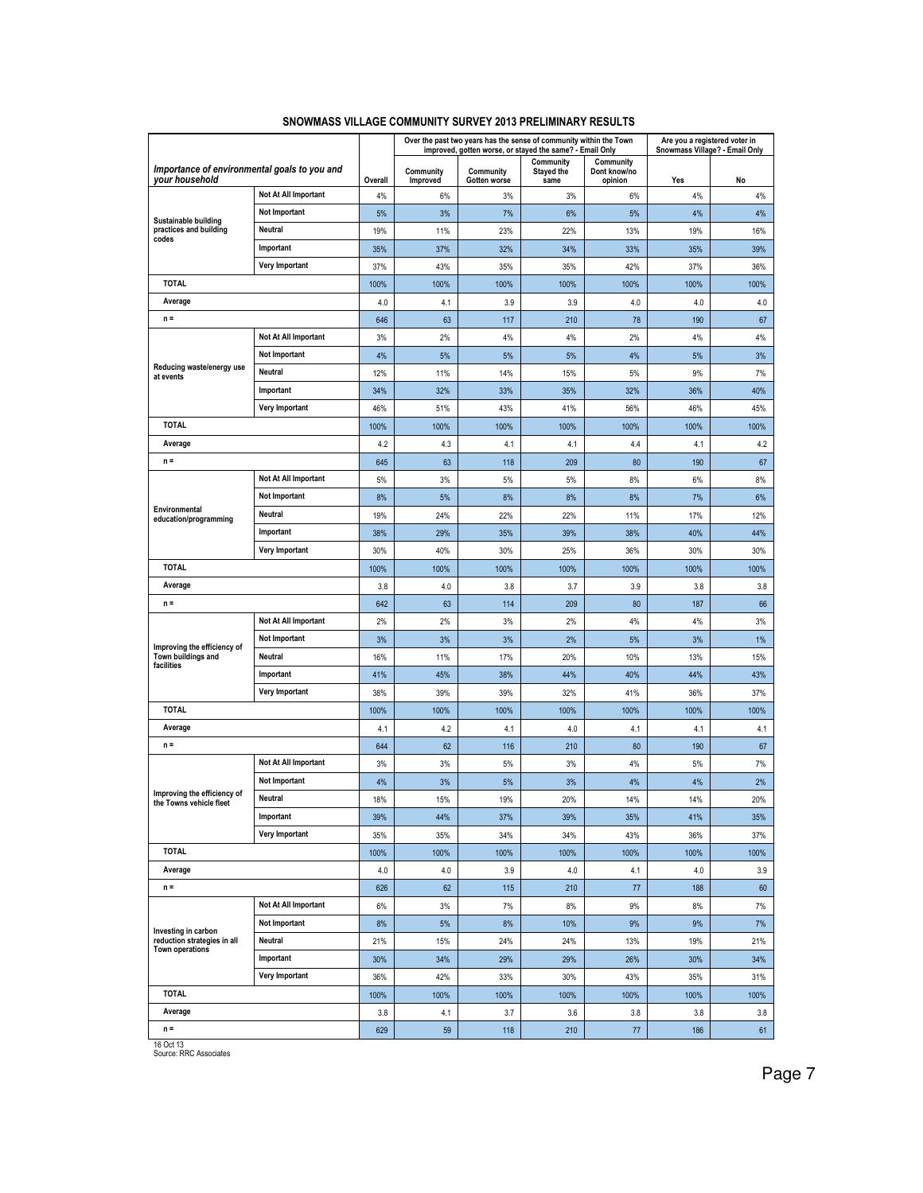# SNOWMASS VILLAGE COMMUNITY SURVEY 2013 PRELIMINARY RESULTS

| *Importance of environmental goals to you and your household* | | Overall | Over the past two years has the sense of community within the Town improved, gotten worse, or stayed the same? - Email Only | | | | Are you a registered voter in Snowmass Village? - Email Only | |
|---|---|---|---|---|---|---|---|---|
| | | | Community Improved | Community Gotten worse | Community Stayed the same | Community Dont know/no opinion | Yes | No |
| Sustainable building practices and building codes | Not At All Important | 4% | 6% | 3% | 3% | 6% | 4% | 4% |
| | Not Important | 5% | 3% | 7% | 6% | 5% | 4% | 4% |
| | Neutral | 19% | 11% | 23% | 22% | 13% | 19% | 16% |
| | Important | 35% | 37% | 32% | 34% | 33% | 35% | 39% |
| | Very Important | 37% | 43% | 35% | 35% | 42% | 37% | 36% |
| TOTAL | | 100% | 100% | 100% | 100% | 100% | 100% | 100% |
| Average | | 4.0 | 4.1 | 3.9 | 3.9 | 4.0 | 4.0 | 4.0 |
| n = | | 646 | 63 | 117 | 210 | 78 | 190 | 67 |
| Reducing waste/energy use at events | Not At All Important | 3% | 2% | 4% | 4% | 2% | 4% | 4% |
| | Not Important | 4% | 5% | 5% | 5% | 4% | 5% | 3% |
| | Neutral | 12% | 11% | 14% | 15% | 5% | 9% | 7% |
| | Important | 34% | 32% | 33% | 35% | 32% | 36% | 40% |
| | Very Important | 46% | 51% | 43% | 41% | 56% | 46% | 45% |
| TOTAL | | 100% | 100% | 100% | 100% | 100% | 100% | 100% |
| Average | | 4.2 | 4.3 | 4.1 | 4.1 | 4.4 | 4.1 | 4.2 |
| n = | | 645 | 63 | 118 | 209 | 80 | 190 | 67 |
| Environmental education/programming | Not At All Important | 5% | 3% | 5% | 5% | 8% | 6% | 8% |
| | Not Important | 8% | 5% | 8% | 8% | 8% | 7% | 6% |
| | Neutral | 19% | 24% | 22% | 22% | 11% | 17% | 12% |
| | Important | 38% | 29% | 35% | 39% | 38% | 40% | 44% |
| | Very Important | 30% | 40% | 30% | 25% | 36% | 30% | 30% |
| TOTAL | | 100% | 100% | 100% | 100% | 100% | 100% | 100% |
| Average | | 3.8 | 4.0 | 3.8 | 3.7 | 3.9 | 3.8 | 3.8 |
| n = | | 642 | 63 | 114 | 209 | 80 | 187 | 66 |
| Improving the efficiency of Town buildings and facilities | Not At All Important | 2% | 2% | 3% | 2% | 4% | 4% | 3% |
| | Not Important | 3% | 3% | 3% | 2% | 5% | 3% | 1% |
| | Neutral | 16% | 11% | 17% | 20% | 10% | 13% | 15% |
| | Important | 41% | 45% | 38% | 44% | 40% | 44% | 43% |
| | Very Important | 38% | 39% | 39% | 32% | 41% | 36% | 37% |
| TOTAL | | 100% | 100% | 100% | 100% | 100% | 100% | 100% |
| Average | | 4.1 | 4.2 | 4.1 | 4.0 | 4.1 | 4.1 | 4.1 |
| n = | | 644 | 62 | 116 | 210 | 80 | 190 | 67 |
| Improving the efficiency of the Towns vehicle fleet | Not At All Important | 3% | 3% | 5% | 3% | 4% | 5% | 7% |
| | Not Important | 4% | 3% | 5% | 3% | 4% | 4% | 2% |
| | Neutral | 18% | 15% | 19% | 20% | 14% | 14% | 20% |
| | Important | 39% | 44% | 37% | 39% | 35% | 41% | 35% |
| | Very Important | 35% | 35% | 34% | 34% | 43% | 36% | 37% |
| TOTAL | | 100% | 100% | 100% | 100% | 100% | 100% | 100% |
| Average | | 4.0 | 4.0 | 3.9 | 4.0 | 4.1 | 4.0 | 3.9 |
| n = | | 626 | 62 | 115 | 210 | 77 | 188 | 60 |
| Investing in carbon reduction strategies in all Town operations | Not At All Important | 6% | 3% | 7% | 8% | 9% | 8% | 7% |
| | Not Important | 8% | 5% | 8% | 10% | 9% | 9% | 7% |
| | Neutral | 21% | 15% | 24% | 24% | 13% | 19% | 21% |
| | Important | 30% | 34% | 29% | 29% | 26% | 30% | 34% |
| | Very Important | 36% | 42% | 33% | 30% | 43% | 35% | 31% |
| TOTAL | | 100% | 100% | 100% | 100% | 100% | 100% | 100% |
| Average | | 3.8 | 4.1 | 3.7 | 3.6 | 3.8 | 3.8 | 3.8 |
| n = | | 629 | 59 | 118 | 210 | 77 | 186 | 61 |

16 Oct 13
Source: RRC Associates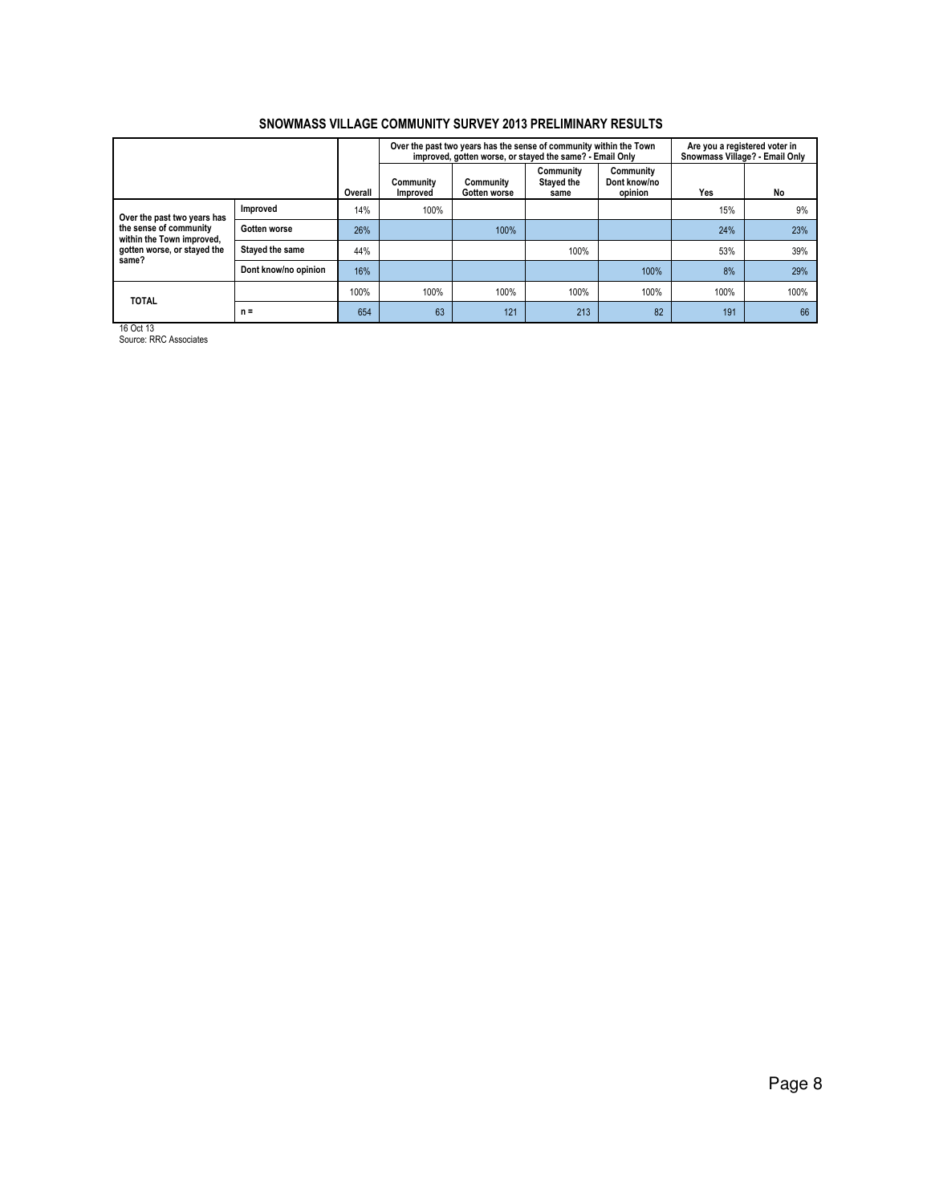## SNOWMASS VILLAGE COMMUNITY SURVEY 2013 PRELIMINARY RESULTS

| | | | Over the past two years has the sense of community within the Town improved, gotten worse, or stayed the same? - Email Only | | | | Are you a registered voter in Snowmass Village? - Email Only | |
|---|---|---|---|---|---|---|---|---|
| | | Overall | Community Improved | Community Gotten worse | Community Stayed the same | Community Dont know/no opinion | Yes | No |
| Over the past two years has the sense of community within the Town improved, gotten worse, or stayed the same? | Improved | 14% | 100% | | | | 15% | 9% |
| | Gotten worse | 26% | | 100% | | | 24% | 23% |
| | Stayed the same | 44% | | | 100% | | 53% | 39% |
| | Dont know/no opinion | 16% | | | | 100% | 8% | 29% |
| TOTAL | | 100% | 100% | 100% | 100% | 100% | 100% | 100% |
| | n = | 654 | 63 | 121 | 213 | 82 | 191 | 66 |

16 Oct 13
Source: RRC Associates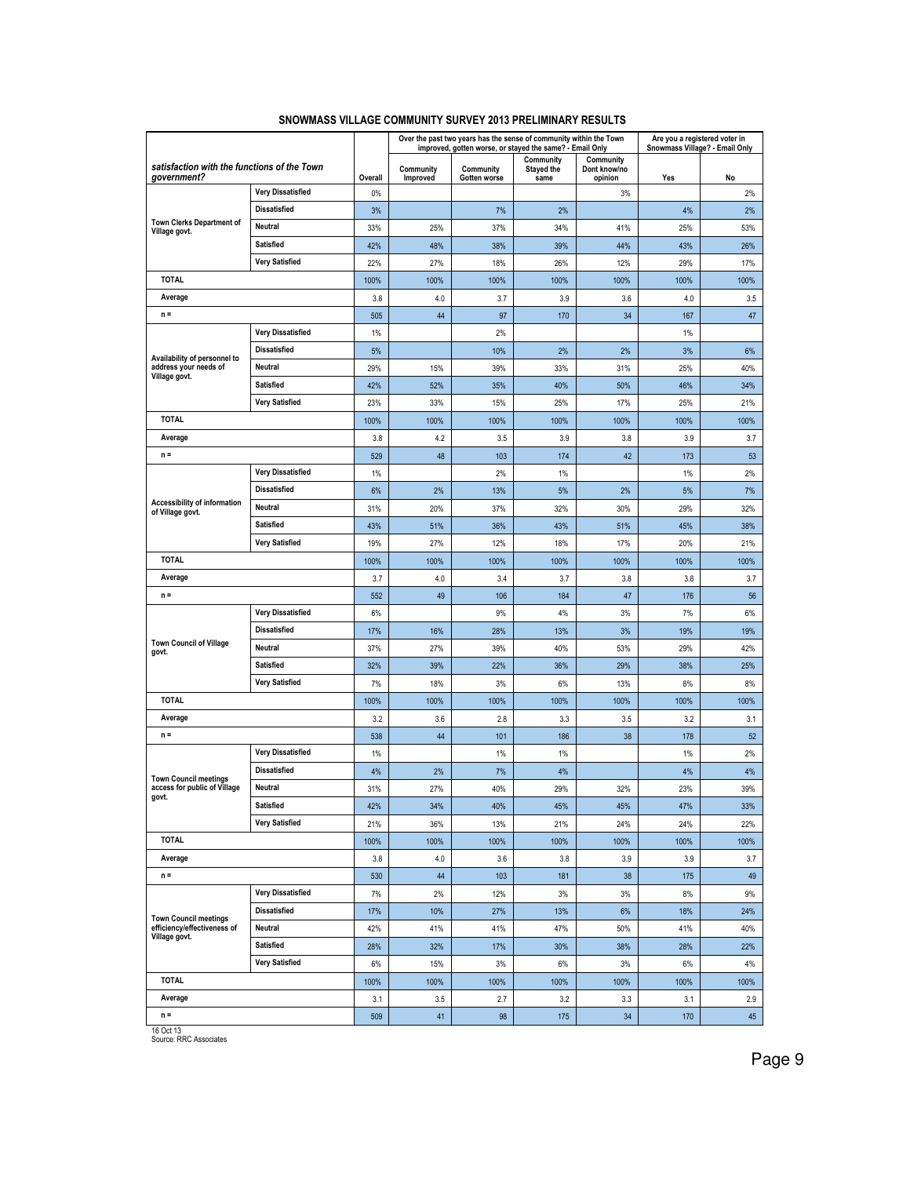## SNOWMASS VILLAGE COMMUNITY SURVEY 2013 PRELIMINARY RESULTS

| *satisfaction with the functions of the Town government?* | | Overall | Over the past two years has the sense of community within the Town improved, gotten worse, or stayed the same? - Email Only | | | | Are you a registered voter in Snowmass Village? - Email Only | |
|---|---|---|---|---|---|---|---|---|
| | | | Community Improved | Community Gotten worse | Community Stayed the same | Community Dont know/no opinion | Yes | No |
| Town Clerks Department of Village govt. | Very Dissatisfied | 0% | | | | 3% | | 2% |
| | Dissatisfied | 3% | | 7% | 2% | | 4% | 2% |
| | Neutral | 33% | 25% | 37% | 34% | 41% | 25% | 53% |
| | Satisfied | 42% | 48% | 38% | 39% | 44% | 43% | 26% |
| | Very Satisfied | 22% | 27% | 18% | 26% | 12% | 29% | 17% |
| TOTAL | | 100% | 100% | 100% | 100% | 100% | 100% | 100% |
| Average | | 3.8 | 4.0 | 3.7 | 3.9 | 3.6 | 4.0 | 3.5 |
| n = | | 505 | 44 | 97 | 170 | 34 | 167 | 47 |
| Availability of personnel to address your needs of Village govt. | Very Dissatisfied | 1% | | 2% | | | 1% | |
| | Dissatisfied | 5% | | 10% | 2% | 2% | 3% | 6% |
| | Neutral | 29% | 15% | 39% | 33% | 31% | 25% | 40% |
| | Satisfied | 42% | 52% | 35% | 40% | 50% | 46% | 34% |
| | Very Satisfied | 23% | 33% | 15% | 25% | 17% | 25% | 21% |
| TOTAL | | 100% | 100% | 100% | 100% | 100% | 100% | 100% |
| Average | | 3.8 | 4.2 | 3.5 | 3.9 | 3.8 | 3.9 | 3.7 |
| n = | | 529 | 48 | 103 | 174 | 42 | 173 | 53 |
| Accessibility of information of Village govt. | Very Dissatisfied | 1% | | 2% | 1% | | 1% | 2% |
| | Dissatisfied | 6% | 2% | 13% | 5% | 2% | 5% | 7% |
| | Neutral | 31% | 20% | 37% | 32% | 30% | 29% | 32% |
| | Satisfied | 43% | 51% | 36% | 43% | 51% | 45% | 38% |
| | Very Satisfied | 19% | 27% | 12% | 18% | 17% | 20% | 21% |
| TOTAL | | 100% | 100% | 100% | 100% | 100% | 100% | 100% |
| Average | | 3.7 | 4.0 | 3.4 | 3.7 | 3.8 | 3.8 | 3.7 |
| n = | | 552 | 49 | 106 | 184 | 47 | 176 | 56 |
| Town Council of Village govt. | Very Dissatisfied | 6% | | 9% | 4% | 3% | 7% | 6% |
| | Dissatisfied | 17% | 16% | 28% | 13% | 3% | 19% | 19% |
| | Neutral | 37% | 27% | 39% | 40% | 53% | 29% | 42% |
| | Satisfied | 32% | 39% | 22% | 36% | 29% | 38% | 25% |
| | Very Satisfied | 7% | 18% | 3% | 6% | 13% | 8% | 8% |
| TOTAL | | 100% | 100% | 100% | 100% | 100% | 100% | 100% |
| Average | | 3.2 | 3.6 | 2.8 | 3.3 | 3.5 | 3.2 | 3.1 |
| n = | | 538 | 44 | 101 | 186 | 38 | 178 | 52 |
| Town Council meetings access for public of Village govt. | Very Dissatisfied | 1% | | 1% | 1% | | 1% | 2% |
| | Dissatisfied | 4% | 2% | 7% | 4% | | 4% | 4% |
| | Neutral | 31% | 27% | 40% | 29% | 32% | 23% | 39% |
| | Satisfied | 42% | 34% | 40% | 45% | 45% | 47% | 33% |
| | Very Satisfied | 21% | 36% | 13% | 21% | 24% | 24% | 22% |
| TOTAL | | 100% | 100% | 100% | 100% | 100% | 100% | 100% |
| Average | | 3.8 | 4.0 | 3.6 | 3.8 | 3.9 | 3.9 | 3.7 |
| n = | | 530 | 44 | 103 | 181 | 38 | 175 | 49 |
| Town Council meetings efficiency/effectiveness of Village govt. | Very Dissatisfied | 7% | 2% | 12% | 3% | 3% | 8% | 9% |
| | Dissatisfied | 17% | 10% | 27% | 13% | 6% | 18% | 24% |
| | Neutral | 42% | 41% | 41% | 47% | 50% | 41% | 40% |
| | Satisfied | 28% | 32% | 17% | 30% | 38% | 28% | 22% |
| | Very Satisfied | 6% | 15% | 3% | 6% | 3% | 6% | 4% |
| TOTAL | | 100% | 100% | 100% | 100% | 100% | 100% | 100% |
| Average | | 3.1 | 3.5 | 2.7 | 3.2 | 3.3 | 3.1 | 2.9 |
| n = | | 509 | 41 | 98 | 175 | 34 | 170 | 45 |

16 Oct 13
Source: RRC Associates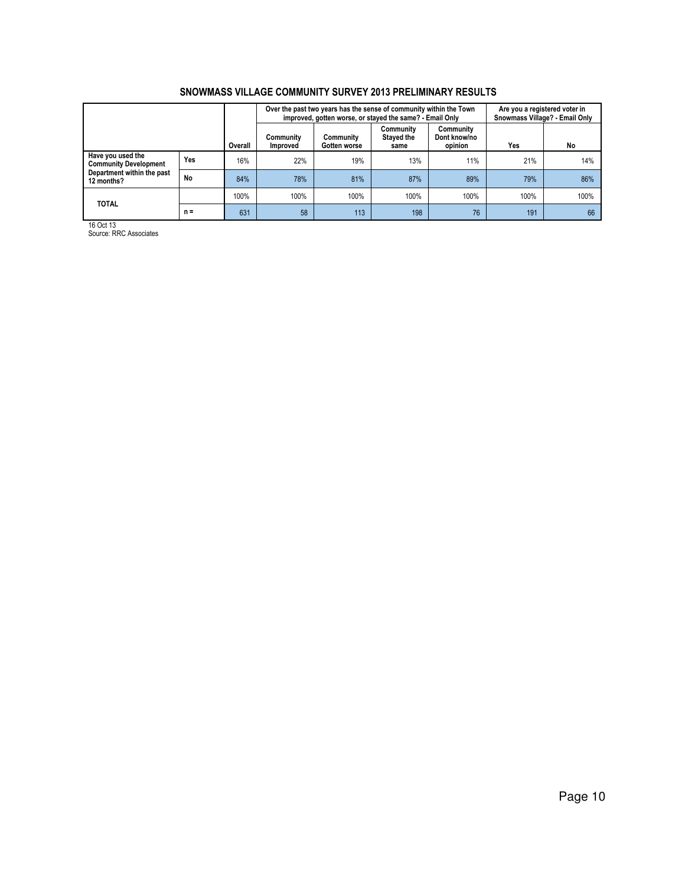## SNOWMASS VILLAGE COMMUNITY SURVEY 2013 PRELIMINARY RESULTS

| | | | Over the past two years has the sense of community within the Town improved, gotten worse, or stayed the same? - Email Only | | | | Are you a registered voter in Snowmass Village? - Email Only | |
|---|---|---|---|---|---|---|---|---|
| | | Overall | Community Improved | Community Gotten worse | Community Stayed the same | Community Dont know/no opinion | Yes | No |
| Have you used the Community Development Department within the past 12 months? | Yes | 16% | 22% | 19% | 13% | 11% | 21% | 14% |
| | No | 84% | 78% | 81% | 87% | 89% | 79% | 86% |
| TOTAL | | 100% | 100% | 100% | 100% | 100% | 100% | 100% |
| | n = | 631 | 58 | 113 | 198 | 76 | 191 | 66 |

16 Oct 13
Source: RRC Associates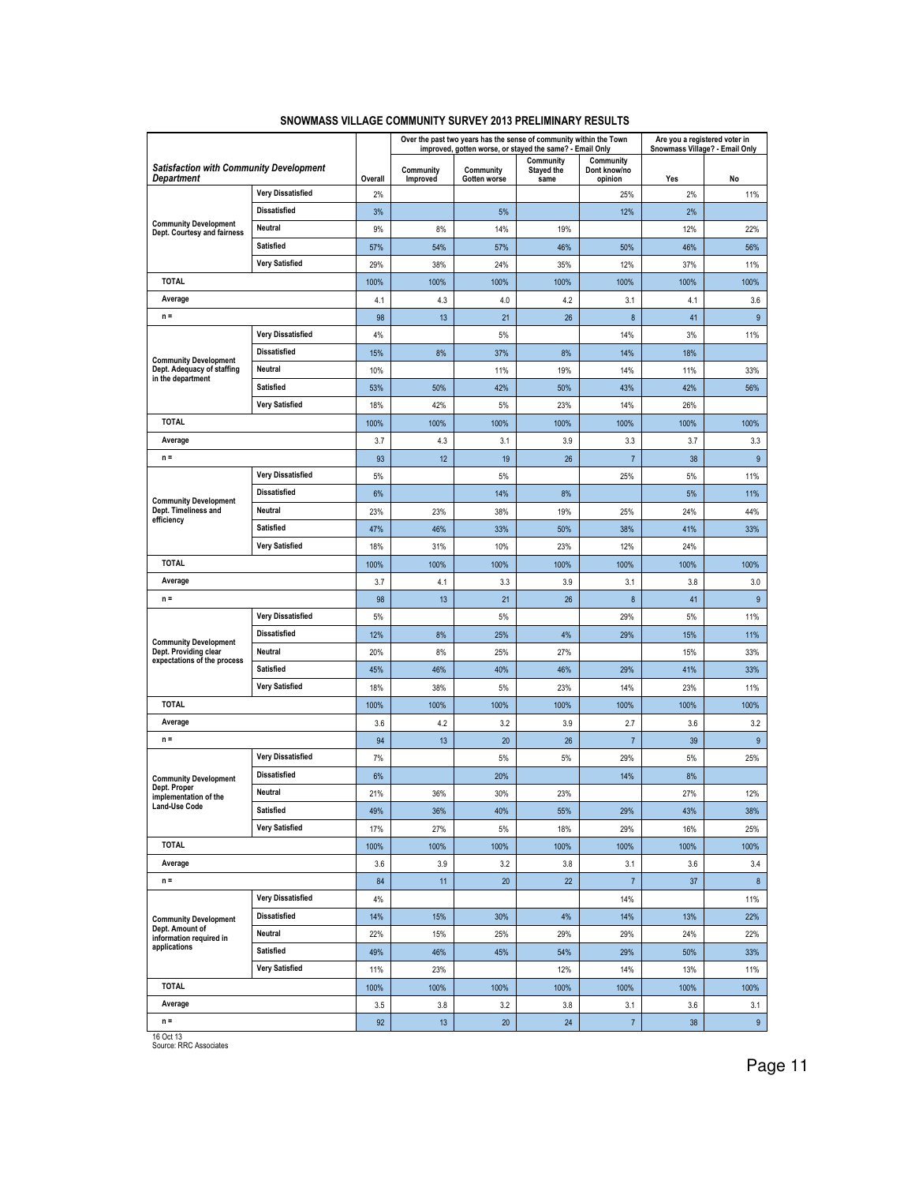# SNOWMASS VILLAGE COMMUNITY SURVEY 2013 PRELIMINARY RESULTS

| *Satisfaction with Community Development Department* | | Overall | Over the past two years has the sense of community within the Town improved, gotten worse, or stayed the same? - Email Only | | | | Are you a registered voter in Snowmass Village? - Email Only | |
|---|---|---|---|---|---|---|---|---|
| | | | Community Improved | Community Gotten worse | Community Stayed the same | Community Dont know/no opinion | Yes | No |
| Community Development Dept. Courtesy and fairness | Very Dissatisfied | 2% | | | | 25% | 2% | 11% |
| | Dissatisfied | 3% | | 5% | | 12% | 2% | |
| | Neutral | 9% | 8% | 14% | 19% | | 12% | 22% |
| | Satisfied | 57% | 54% | 57% | 46% | 50% | 46% | 56% |
| | Very Satisfied | 29% | 38% | 24% | 35% | 12% | 37% | 11% |
| TOTAL | | 100% | 100% | 100% | 100% | 100% | 100% | 100% |
| Average | | 4.1 | 4.3 | 4.0 | 4.2 | 3.1 | 4.1 | 3.6 |
| n = | | 98 | 13 | 21 | 26 | 8 | 41 | 9 |
| Community Development Dept. Adequacy of staffing in the department | Very Dissatisfied | 4% | | 5% | | 14% | 3% | 11% |
| | Dissatisfied | 15% | 8% | 37% | 8% | 14% | 18% | |
| | Neutral | 10% | | 11% | 19% | 14% | 11% | 33% |
| | Satisfied | 53% | 50% | 42% | 50% | 43% | 42% | 56% |
| | Very Satisfied | 18% | 42% | 5% | 23% | 14% | 26% | |
| TOTAL | | 100% | 100% | 100% | 100% | 100% | 100% | 100% |
| Average | | 3.7 | 4.3 | 3.1 | 3.9 | 3.3 | 3.7 | 3.3 |
| n = | | 93 | 12 | 19 | 26 | 7 | 38 | 9 |
| Community Development Dept. Timeliness and efficiency | Very Dissatisfied | 5% | | 5% | | 25% | 5% | 11% |
| | Dissatisfied | 6% | | 14% | 8% | | 5% | 11% |
| | Neutral | 23% | 23% | 38% | 19% | 25% | 24% | 44% |
| | Satisfied | 47% | 46% | 33% | 50% | 38% | 41% | 33% |
| | Very Satisfied | 18% | 31% | 10% | 23% | 12% | 24% | |
| TOTAL | | 100% | 100% | 100% | 100% | 100% | 100% | 100% |
| Average | | 3.7 | 4.1 | 3.3 | 3.9 | 3.1 | 3.8 | 3.0 |
| n = | | 98 | 13 | 21 | 26 | 8 | 41 | 9 |
| Community Development Dept. Providing clear expectations of the process | Very Dissatisfied | 5% | | 5% | | 29% | 5% | 11% |
| | Dissatisfied | 12% | 8% | 25% | 4% | 29% | 15% | 11% |
| | Neutral | 20% | 8% | 25% | 27% | | 15% | 33% |
| | Satisfied | 45% | 46% | 40% | 46% | 29% | 41% | 33% |
| | Very Satisfied | 18% | 38% | 5% | 23% | 14% | 23% | 11% |
| TOTAL | | 100% | 100% | 100% | 100% | 100% | 100% | 100% |
| Average | | 3.6 | 4.2 | 3.2 | 3.9 | 2.7 | 3.6 | 3.2 |
| n = | | 94 | 13 | 20 | 26 | 7 | 39 | 9 |
| Community Development Dept. Proper implementation of the Land-Use Code | Very Dissatisfied | 7% | | 5% | 5% | 29% | 5% | 25% |
| | Dissatisfied | 6% | | 20% | | 14% | 8% | |
| | Neutral | 21% | 36% | 30% | 23% | | 27% | 12% |
| | Satisfied | 49% | 36% | 40% | 55% | 29% | 43% | 38% |
| | Very Satisfied | 17% | 27% | 5% | 18% | 29% | 16% | 25% |
| TOTAL | | 100% | 100% | 100% | 100% | 100% | 100% | 100% |
| Average | | 3.6 | 3.9 | 3.2 | 3.8 | 3.1 | 3.6 | 3.4 |
| n = | | 84 | 11 | 20 | 22 | 7 | 37 | 8 |
| Community Development Dept. Amount of information required in applications | Very Dissatisfied | 4% | | | | 14% | | 11% |
| | Dissatisfied | 14% | 15% | 30% | 4% | 14% | 13% | 22% |
| | Neutral | 22% | 15% | 25% | 29% | 29% | 24% | 22% |
| | Satisfied | 49% | 46% | 45% | 54% | 29% | 50% | 33% |
| | Very Satisfied | 11% | 23% | | 12% | 14% | 13% | 11% |
| TOTAL | | 100% | 100% | 100% | 100% | 100% | 100% | 100% |
| Average | | 3.5 | 3.8 | 3.2 | 3.8 | 3.1 | 3.6 | 3.1 |
| n = | | 92 | 13 | 20 | 24 | 7 | 38 | 9 |

16 Oct 13
Source: RRC Associates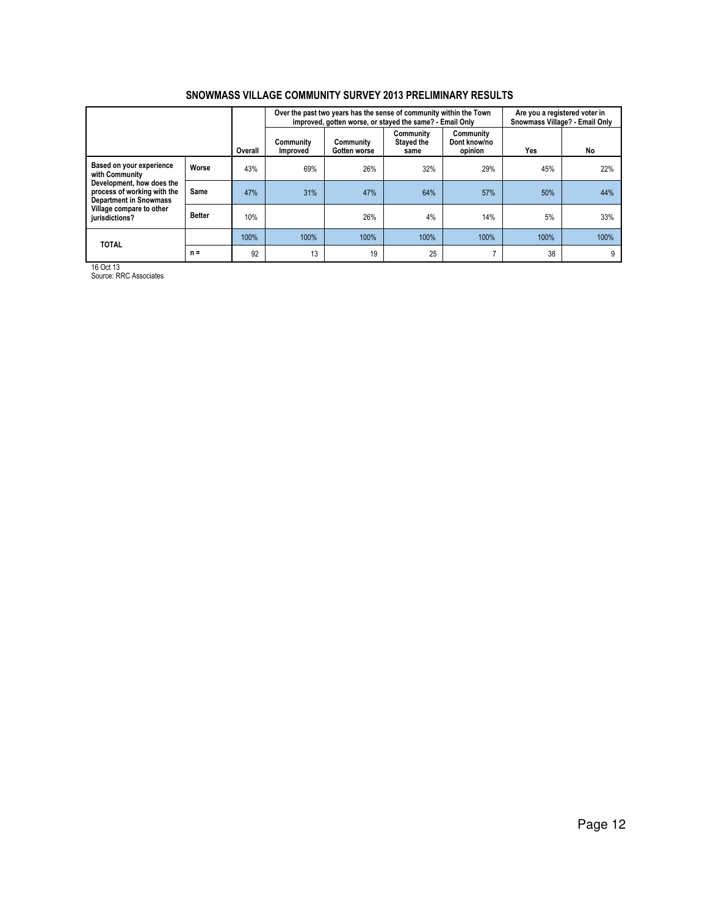## SNOWMASS VILLAGE COMMUNITY SURVEY 2013 PRELIMINARY RESULTS

| | | Overall | Over the past two years has the sense of community within the Town improved, gotten worse, or stayed the same? - Email Only | | | | Are you a registered voter in Snowmass Village? - Email Only | |
|---|---|---|---|---|---|---|---|---|
| | | | Community Improved | Community Gotten worse | Community Stayed the same | Community Dont know/no opinion | Yes | No |
| Based on your experience with Community Development, how does the process of working with the Department in Snowmass Village compare to other jurisdictions? | Worse | 43% | 69% | 26% | 32% | 29% | 45% | 22% |
| | Same | 47% | 31% | 47% | 64% | 57% | 50% | 44% |
| | Better | 10% | | 26% | 4% | 14% | 5% | 33% |
| TOTAL | | 100% | 100% | 100% | 100% | 100% | 100% | 100% |
| | n = | 92 | 13 | 19 | 25 | 7 | 38 | 9 |

16 Oct 13
Source: RRC Associates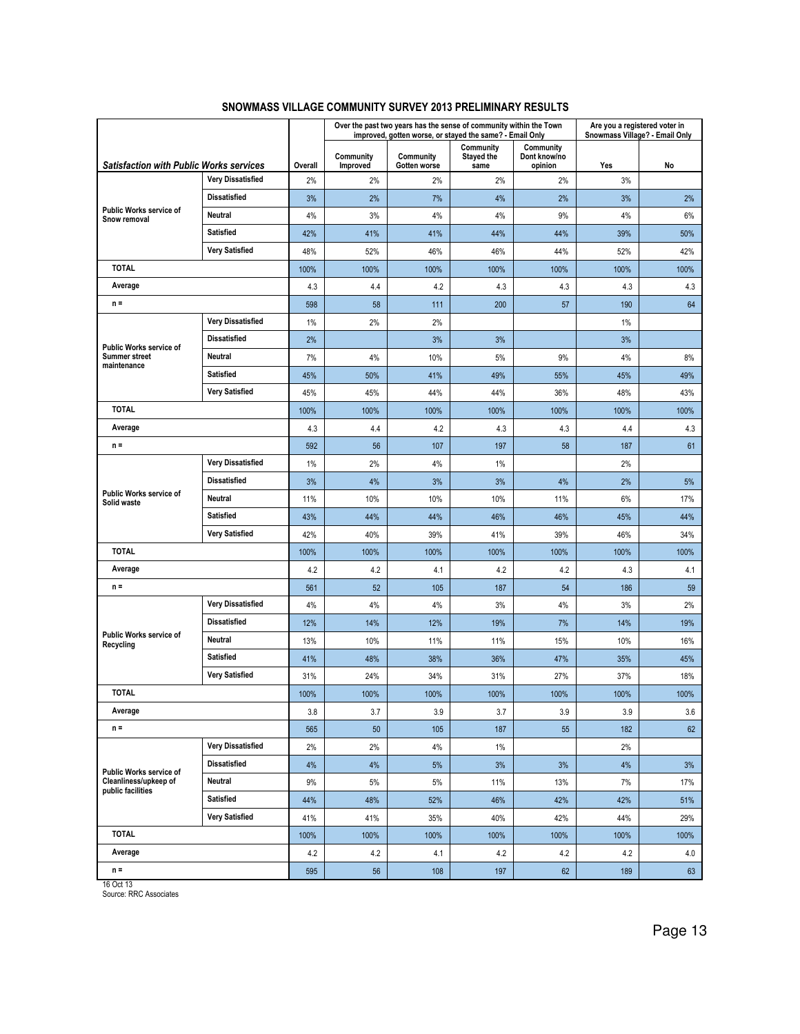## SNOWMASS VILLAGE COMMUNITY SURVEY 2013 PRELIMINARY RESULTS

| *Satisfaction with Public Works services* | | Overall | Over the past two years has the sense of community within the Town improved, gotten worse, or stayed the same? - Email Only | | | | Are you a registered voter in Snowmass Village? - Email Only | |
|---|---|---|---|---|---|---|---|---|
| | | | Community Improved | Community Gotten worse | Community Stayed the same | Community Dont know/no opinion | Yes | No |
| Public Works service of Snow removal | Very Dissatisfied | 2% | 2% | 2% | 2% | 2% | 3% | |
| | Dissatisfied | 3% | 2% | 7% | 4% | 2% | 3% | 2% |
| | Neutral | 4% | 3% | 4% | 4% | 9% | 4% | 6% |
| | Satisfied | 42% | 41% | 41% | 44% | 44% | 39% | 50% |
| | Very Satisfied | 48% | 52% | 46% | 46% | 44% | 52% | 42% |
| TOTAL | | 100% | 100% | 100% | 100% | 100% | 100% | 100% |
| Average | | 4.3 | 4.4 | 4.2 | 4.3 | 4.3 | 4.3 | 4.3 |
| n = | | 598 | 58 | 111 | 200 | 57 | 190 | 64 |
| Public Works service of Summer street maintenance | Very Dissatisfied | 1% | 2% | 2% | | | 1% | |
| | Dissatisfied | 2% | | 3% | 3% | | 3% | |
| | Neutral | 7% | 4% | 10% | 5% | 9% | 4% | 8% |
| | Satisfied | 45% | 50% | 41% | 49% | 55% | 45% | 49% |
| | Very Satisfied | 45% | 45% | 44% | 44% | 36% | 48% | 43% |
| TOTAL | | 100% | 100% | 100% | 100% | 100% | 100% | 100% |
| Average | | 4.3 | 4.4 | 4.2 | 4.3 | 4.3 | 4.4 | 4.3 |
| n = | | 592 | 56 | 107 | 197 | 58 | 187 | 61 |
| Public Works service of Solid waste | Very Dissatisfied | 1% | 2% | 4% | 1% | | 2% | |
| | Dissatisfied | 3% | 4% | 3% | 3% | 4% | 2% | 5% |
| | Neutral | 11% | 10% | 10% | 10% | 11% | 6% | 17% |
| | Satisfied | 43% | 44% | 44% | 46% | 46% | 45% | 44% |
| | Very Satisfied | 42% | 40% | 39% | 41% | 39% | 46% | 34% |
| TOTAL | | 100% | 100% | 100% | 100% | 100% | 100% | 100% |
| Average | | 4.2 | 4.2 | 4.1 | 4.2 | 4.2 | 4.3 | 4.1 |
| n = | | 561 | 52 | 105 | 187 | 54 | 186 | 59 |
| Public Works service of Recycling | Very Dissatisfied | 4% | 4% | 4% | 3% | 4% | 3% | 2% |
| | Dissatisfied | 12% | 14% | 12% | 19% | 7% | 14% | 19% |
| | Neutral | 13% | 10% | 11% | 11% | 15% | 10% | 16% |
| | Satisfied | 41% | 48% | 38% | 36% | 47% | 35% | 45% |
| | Very Satisfied | 31% | 24% | 34% | 31% | 27% | 37% | 18% |
| TOTAL | | 100% | 100% | 100% | 100% | 100% | 100% | 100% |
| Average | | 3.8 | 3.7 | 3.9 | 3.7 | 3.9 | 3.9 | 3.6 |
| n = | | 565 | 50 | 105 | 187 | 55 | 182 | 62 |
| Public Works service of Cleanliness/upkeep of public facilities | Very Dissatisfied | 2% | 2% | 4% | 1% | | 2% | |
| | Dissatisfied | 4% | 4% | 5% | 3% | 3% | 4% | 3% |
| | Neutral | 9% | 5% | 5% | 11% | 13% | 7% | 17% |
| | Satisfied | 44% | 48% | 52% | 46% | 42% | 42% | 51% |
| | Very Satisfied | 41% | 41% | 35% | 40% | 42% | 44% | 29% |
| TOTAL | | 100% | 100% | 100% | 100% | 100% | 100% | 100% |
| Average | | 4.2 | 4.2 | 4.1 | 4.2 | 4.2 | 4.2 | 4.0 |
| n = | | 595 | 56 | 108 | 197 | 62 | 189 | 63 |

16 Oct 13
Source: RRC Associates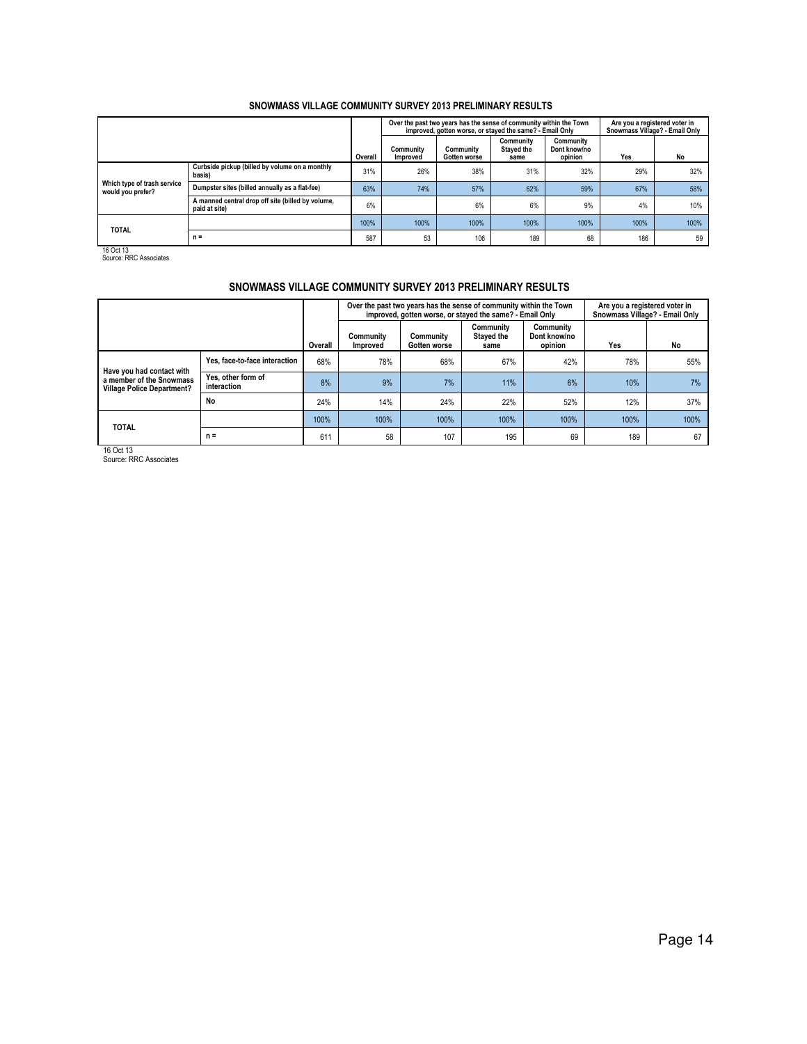## SNOWMASS VILLAGE COMMUNITY SURVEY 2013 PRELIMINARY RESULTS

| | | | Over the past two years has the sense of community within the Town improved, gotten worse, or stayed the same? - Email Only | | | | Are you a registered voter in Snowmass Village? - Email Only | |
|---|---|---|---|---|---|---|---|---|
| | | Overall | Community Improved | Community Gotten worse | Community Stayed the same | Community Dont know/no opinion | Yes | No |
| Which type of trash service would you prefer? | Curbside pickup (billed by volume on a monthly basis) | 31% | 26% | 38% | 31% | 32% | 29% | 32% |
| | Dumpster sites (billed annually as a flat-fee) | 63% | 74% | 57% | 62% | 59% | 67% | 58% |
| | A manned central drop off site (billed by volume, paid at site) | 6% | | 6% | 6% | 9% | 4% | 10% |
| TOTAL | | 100% | 100% | 100% | 100% | 100% | 100% | 100% |
| | n = | 587 | 53 | 106 | 189 | 68 | 186 | 59 |

16 Oct 13
Source: RRC Associates

## SNOWMASS VILLAGE COMMUNITY SURVEY 2013 PRELIMINARY RESULTS

| | | | Over the past two years has the sense of community within the Town improved, gotten worse, or stayed the same? - Email Only | | | | Are you a registered voter in Snowmass Village? - Email Only | |
|---|---|---|---|---|---|---|---|---|
| | | Overall | Community Improved | Community Gotten worse | Community Stayed the same | Community Dont know/no opinion | Yes | No |
| Have you had contact with a member of the Snowmass Village Police Department? | Yes, face-to-face interaction | 68% | 78% | 68% | 67% | 42% | 78% | 55% |
| | Yes, other form of interaction | 8% | 9% | 7% | 11% | 6% | 10% | 7% |
| | No | 24% | 14% | 24% | 22% | 52% | 12% | 37% |
| TOTAL | | 100% | 100% | 100% | 100% | 100% | 100% | 100% |
| | n = | 611 | 58 | 107 | 195 | 69 | 189 | 67 |

16 Oct 13
Source: RRC Associates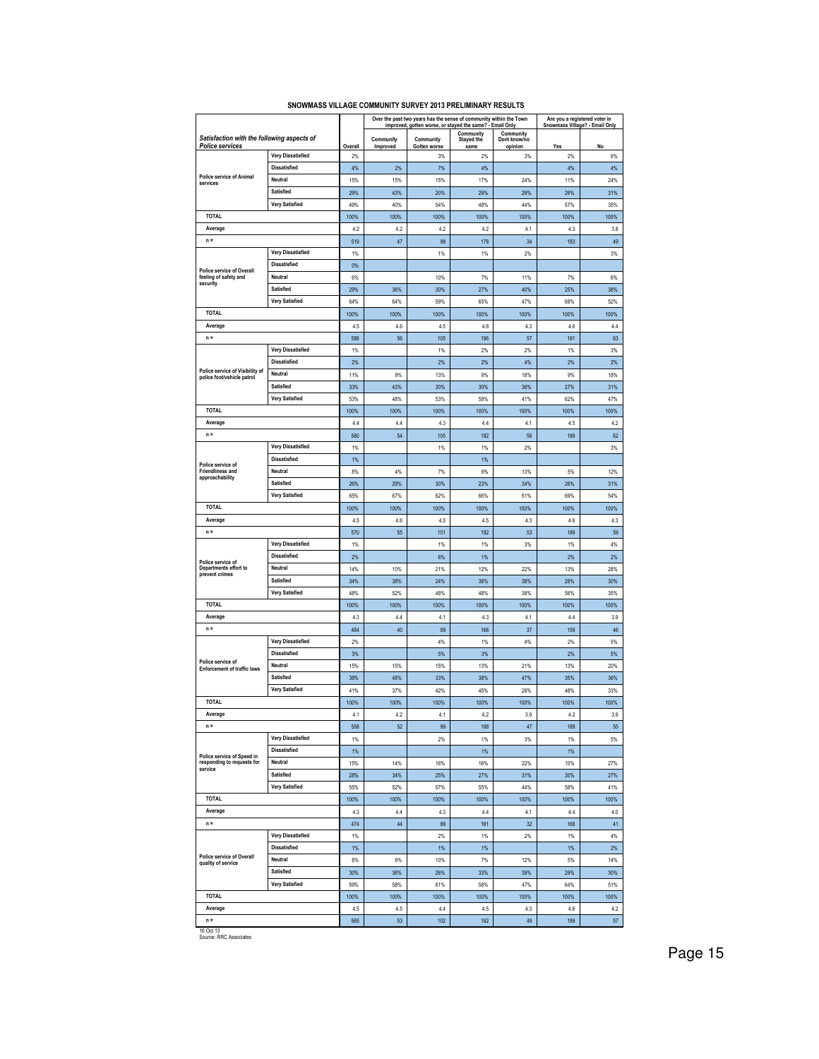# SNOWMASS VILLAGE COMMUNITY SURVEY 2013 PRELIMINARY RESULTS

| Satisfaction with the following aspects of Police services | | Overall | Over the past two years has the sense of community within the Town improved, gotten worse, or stayed the same? - Email Only | | | | Are you a registered voter in Snowmass Village? - Email Only | |
|---|---|---|---|---|---|---|---|---|
| | | | Community Improved | Community Gotten worse | Community Stayed the same | Community Dont know/no opinion | Yes | No |
| Police service of Animal services | Very Dissatisfied | 2% | | 3% | 2% | 3% | 2% | 6% |
| | Dissatisfied | 4% | 2% | 7% | 4% | | 4% | 4% |
| | Neutral | 15% | 15% | 15% | 17% | 24% | 11% | 24% |
| | Satisfied | 29% | 43% | 20% | 29% | 29% | 26% | 31% |
| | Very Satisfied | 49% | 40% | 54% | 48% | 44% | 57% | 35% |
| TOTAL | | 100% | 100% | 100% | 100% | 100% | 100% | 100% |
| Average | | 4.2 | 4.2 | 4.2 | 4.2 | 4.1 | 4.3 | 3.8 |
| n = | | 519 | 47 | 98 | 178 | 34 | 183 | 49 |
| Police service of Overall feeling of safety and security | Very Dissatisfied | 1% | | 1% | 1% | 2% | | 3% |
| | Dissatisfied | 0% | | | | | | |
| | Neutral | 6% | | 10% | 7% | 11% | 7% | 6% |
| | Satisfied | 29% | 36% | 30% | 27% | 40% | 25% | 38% |
| | Very Satisfied | 64% | 64% | 59% | 65% | 47% | 68% | 52% |
| TOTAL | | 100% | 100% | 100% | 100% | 100% | 100% | 100% |
| Average | | 4.5 | 4.6 | 4.5 | 4.6 | 4.3 | 4.6 | 4.4 |
| n = | | 586 | 56 | 105 | 196 | 57 | 191 | 63 |
| Police service of Visibility of police foot/vehicle patrol | Very Dissatisfied | 1% | | 1% | 2% | 2% | 1% | 3% |
| | Dissatisfied | 2% | | 2% | 2% | 4% | 2% | 2% |
| | Neutral | 11% | 9% | 13% | 9% | 18% | 9% | 18% |
| | Satisfied | 33% | 43% | 30% | 30% | 36% | 27% | 31% |
| | Very Satisfied | 53% | 48% | 53% | 58% | 41% | 62% | 47% |
| TOTAL | | 100% | 100% | 100% | 100% | 100% | 100% | 100% |
| Average | | 4.4 | 4.4 | 4.3 | 4.4 | 4.1 | 4.5 | 4.2 |
| n = | | 580 | 54 | 105 | 192 | 56 | 189 | 62 |
| Police service of Friendliness and approachability | Very Dissatisfied | 1% | | 1% | 1% | 2% | | 3% |
| | Dissatisfied | 1% | | | 1% | | | |
| | Neutral | 8% | 4% | 7% | 9% | 13% | 5% | 12% |
| | Satisfied | 26% | 29% | 30% | 23% | 34% | 26% | 31% |
| | Very Satisfied | 65% | 67% | 62% | 66% | 51% | 69% | 54% |
| TOTAL | | 100% | 100% | 100% | 100% | 100% | 100% | 100% |
| Average | | 4.5 | 4.6 | 4.5 | 4.5 | 4.3 | 4.6 | 4.3 |
| n = | | 570 | 55 | 101 | 192 | 53 | 189 | 59 |
| Police service of Departments effort to prevent crimes | Very Dissatisfied | 1% | | 1% | 1% | 3% | 1% | 4% |
| | Dissatisfied | 2% | | 6% | 1% | | 2% | 2% |
| | Neutral | 14% | 10% | 21% | 12% | 22% | 13% | 28% |
| | Satisfied | 34% | 38% | 24% | 38% | 38% | 28% | 30% |
| | Very Satisfied | 48% | 52% | 48% | 48% | 38% | 56% | 35% |
| TOTAL | | 100% | 100% | 100% | 100% | 100% | 100% | 100% |
| Average | | 4.3 | 4.4 | 4.1 | 4.3 | 4.1 | 4.4 | 3.9 |
| n = | | 484 | 40 | 89 | 166 | 37 | 159 | 46 |
| Police service of Enforcement of traffic laws | Very Dissatisfied | 2% | | 4% | 1% | 4% | 2% | 5% |
| | Dissatisfied | 3% | | 5% | 3% | | 2% | 5% |
| | Neutral | 15% | 15% | 15% | 13% | 21% | 13% | 20% |
| | Satisfied | 38% | 48% | 33% | 38% | 47% | 35% | 36% |
| | Very Satisfied | 41% | 37% | 42% | 45% | 28% | 48% | 33% |
| TOTAL | | 100% | 100% | 100% | 100% | 100% | 100% | 100% |
| Average | | 4.1 | 4.2 | 4.1 | 4.2 | 3.9 | 4.2 | 3.9 |
| n = | | 558 | 52 | 99 | 188 | 47 | 189 | 55 |
| Police service of Speed in responding to requests for service | Very Dissatisfied | 1% | | 2% | 1% | 3% | 1% | 5% |
| | Dissatisfied | 1% | | | 1% | | 1% | |
| | Neutral | 15% | 14% | 16% | 16% | 22% | 10% | 27% |
| | Satisfied | 28% | 34% | 25% | 27% | 31% | 30% | 27% |
| | Very Satisfied | 55% | 52% | 57% | 55% | 44% | 58% | 41% |
| TOTAL | | 100% | 100% | 100% | 100% | 100% | 100% | 100% |
| Average | | 4.3 | 4.4 | 4.3 | 4.4 | 4.1 | 4.4 | 4.0 |
| n = | | 474 | 44 | 89 | 161 | 32 | 168 | 41 |
| Police service of Overall quality of service | Very Dissatisfied | 1% | | 2% | 1% | 2% | 1% | 4% |
| | Dissatisfied | 1% | | 1% | 1% | | 1% | 2% |
| | Neutral | 8% | 6% | 10% | 7% | 12% | 5% | 14% |
| | Satisfied | 30% | 36% | 26% | 33% | 39% | 29% | 30% |
| | Very Satisfied | 59% | 58% | 61% | 58% | 47% | 64% | 51% |
| TOTAL | | 100% | 100% | 100% | 100% | 100% | 100% | 100% |
| Average | | 4.5 | 4.5 | 4.4 | 4.5 | 4.3 | 4.6 | 4.2 |
| n = | | 565 | 53 | 102 | 192 | 49 | 189 | 57 |

16 Oct 13
Source: RRC Associates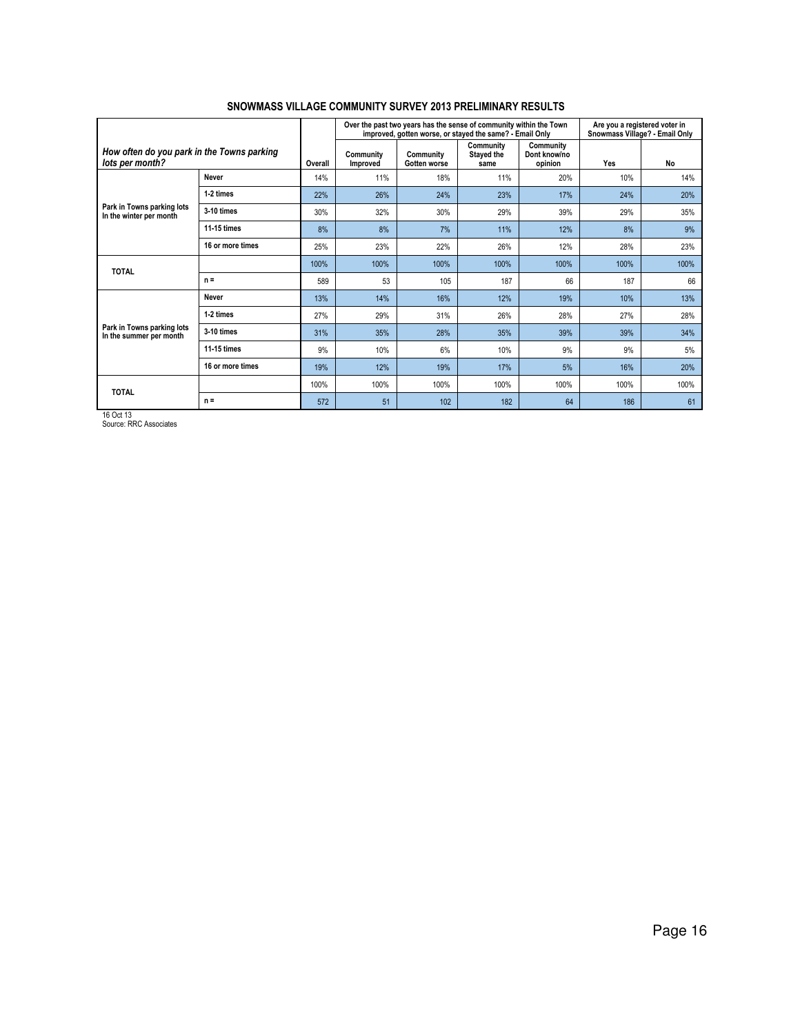## SNOWMASS VILLAGE COMMUNITY SURVEY 2013 PRELIMINARY RESULTS

| *How often do you park in the Towns parking lots per month?* | | Overall | Over the past two years has the sense of community within the Town improved, gotten worse, or stayed the same? - Email Only | | | | Are you a registered voter in Snowmass Village? - Email Only | |
|---|---|---|---|---|---|---|---|---|
| | | | Community Improved | Community Gotten worse | Community Stayed the same | Community Dont know/no opinion | Yes | No |
| Park in Towns parking lots In the winter per month | Never | 14% | 11% | 18% | 11% | 20% | 10% | 14% |
| | 1-2 times | 22% | 26% | 24% | 23% | 17% | 24% | 20% |
| | 3-10 times | 30% | 32% | 30% | 29% | 39% | 29% | 35% |
| | 11-15 times | 8% | 8% | 7% | 11% | 12% | 8% | 9% |
| | 16 or more times | 25% | 23% | 22% | 26% | 12% | 28% | 23% |
| TOTAL | | 100% | 100% | 100% | 100% | 100% | 100% | 100% |
| | n = | 589 | 53 | 105 | 187 | 66 | 187 | 66 |
| Park in Towns parking lots In the summer per month | Never | 13% | 14% | 16% | 12% | 19% | 10% | 13% |
| | 1-2 times | 27% | 29% | 31% | 26% | 28% | 27% | 28% |
| | 3-10 times | 31% | 35% | 28% | 35% | 39% | 39% | 34% |
| | 11-15 times | 9% | 10% | 6% | 10% | 9% | 9% | 5% |
| | 16 or more times | 19% | 12% | 19% | 17% | 5% | 16% | 20% |
| TOTAL | | 100% | 100% | 100% | 100% | 100% | 100% | 100% |
| | n = | 572 | 51 | 102 | 182 | 64 | 186 | 61 |

16 Oct 13
Source: RRC Associates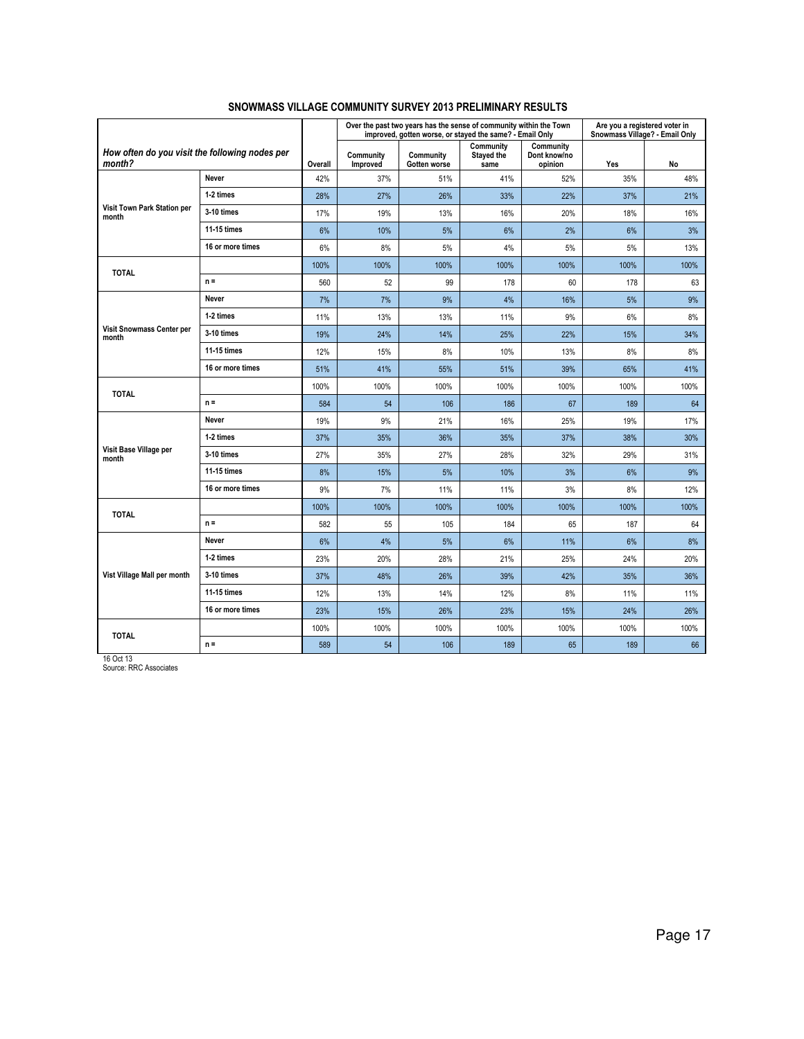## SNOWMASS VILLAGE COMMUNITY SURVEY 2013 PRELIMINARY RESULTS

| *How often do you visit the following nodes per month?* | | Overall | Over the past two years has the sense of community within the Town improved, gotten worse, or stayed the same? - Email Only | | | | Are you a registered voter in Snowmass Village? - Email Only | |
|---|---|---|---|---|---|---|---|---|
| | | | Community Improved | Community Gotten worse | Community Stayed the same | Community Dont know/no opinion | Yes | No |
| Visit Town Park Station per month | Never | 42% | 37% | 51% | 41% | 52% | 35% | 48% |
| | 1-2 times | 28% | 27% | 26% | 33% | 22% | 37% | 21% |
| | 3-10 times | 17% | 19% | 13% | 16% | 20% | 18% | 16% |
| | 11-15 times | 6% | 10% | 5% | 6% | 2% | 6% | 3% |
| | 16 or more times | 6% | 8% | 5% | 4% | 5% | 5% | 13% |
| TOTAL | | 100% | 100% | 100% | 100% | 100% | 100% | 100% |
| | n = | 560 | 52 | 99 | 178 | 60 | 178 | 63 |
| Visit Snowmass Center per month | Never | 7% | 7% | 9% | 4% | 16% | 5% | 9% |
| | 1-2 times | 11% | 13% | 13% | 11% | 9% | 6% | 8% |
| | 3-10 times | 19% | 24% | 14% | 25% | 22% | 15% | 34% |
| | 11-15 times | 12% | 15% | 8% | 10% | 13% | 8% | 8% |
| | 16 or more times | 51% | 41% | 55% | 51% | 39% | 65% | 41% |
| TOTAL | | 100% | 100% | 100% | 100% | 100% | 100% | 100% |
| | n = | 584 | 54 | 106 | 186 | 67 | 189 | 64 |
| Visit Base Village per month | Never | 19% | 9% | 21% | 16% | 25% | 19% | 17% |
| | 1-2 times | 37% | 35% | 36% | 35% | 37% | 38% | 30% |
| | 3-10 times | 27% | 35% | 27% | 28% | 32% | 29% | 31% |
| | 11-15 times | 8% | 15% | 5% | 10% | 3% | 6% | 9% |
| | 16 or more times | 9% | 7% | 11% | 11% | 3% | 8% | 12% |
| TOTAL | | 100% | 100% | 100% | 100% | 100% | 100% | 100% |
| | n = | 582 | 55 | 105 | 184 | 65 | 187 | 64 |
| Vist Village Mall per month | Never | 6% | 4% | 5% | 6% | 11% | 6% | 8% |
| | 1-2 times | 23% | 20% | 28% | 21% | 25% | 24% | 20% |
| | 3-10 times | 37% | 48% | 26% | 39% | 42% | 35% | 36% |
| | 11-15 times | 12% | 13% | 14% | 12% | 8% | 11% | 11% |
| | 16 or more times | 23% | 15% | 26% | 23% | 15% | 24% | 26% |
| TOTAL | | 100% | 100% | 100% | 100% | 100% | 100% | 100% |
| | n = | 589 | 54 | 106 | 189 | 65 | 189 | 66 |

16 Oct 13
Source: RRC Associates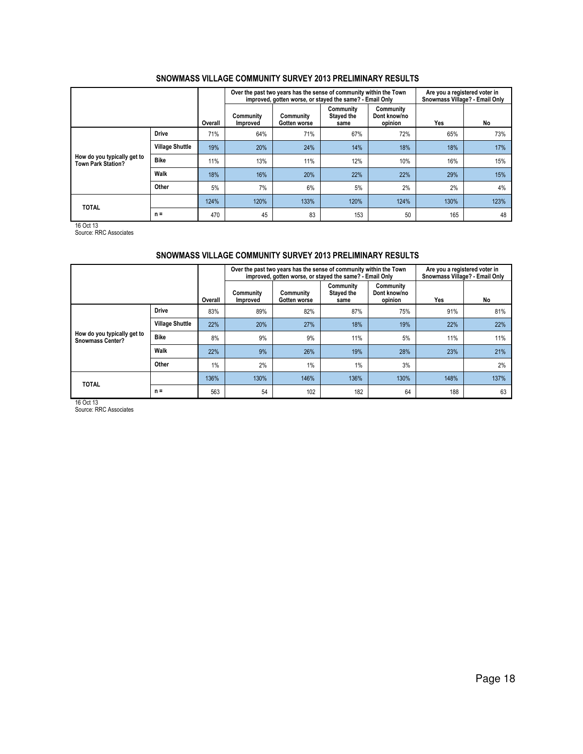## SNOWMASS VILLAGE COMMUNITY SURVEY 2013 PRELIMINARY RESULTS

| | | | Over the past two years has the sense of community within the Town improved, gotten worse, or stayed the same? - Email Only | | | | Are you a registered voter in Snowmass Village? - Email Only | |
|---|---|---|---|---|---|---|---|---|
| | | Overall | Community Improved | Community Gotten worse | Community Stayed the same | Community Dont know/no opinion | Yes | No |
| How do you typically get to Town Park Station? | Drive | 71% | 64% | 71% | 67% | 72% | 65% | 73% |
| | Village Shuttle | 19% | 20% | 24% | 14% | 18% | 18% | 17% |
| | Bike | 11% | 13% | 11% | 12% | 10% | 16% | 15% |
| | Walk | 18% | 16% | 20% | 22% | 22% | 29% | 15% |
| | Other | 5% | 7% | 6% | 5% | 2% | 2% | 4% |
| TOTAL | | 124% | 120% | 133% | 120% | 124% | 130% | 123% |
| | n = | 470 | 45 | 83 | 153 | 50 | 165 | 48 |

16 Oct 13
Source: RRC Associates

## SNOWMASS VILLAGE COMMUNITY SURVEY 2013 PRELIMINARY RESULTS

| | | | Over the past two years has the sense of community within the Town improved, gotten worse, or stayed the same? - Email Only | | | | Are you a registered voter in Snowmass Village? - Email Only | |
|---|---|---|---|---|---|---|---|---|
| | | Overall | Community Improved | Community Gotten worse | Community Stayed the same | Community Dont know/no opinion | Yes | No |
| How do you typically get to Snowmass Center? | Drive | 83% | 89% | 82% | 87% | 75% | 91% | 81% |
| | Village Shuttle | 22% | 20% | 27% | 18% | 19% | 22% | 22% |
| | Bike | 8% | 9% | 9% | 11% | 5% | 11% | 11% |
| | Walk | 22% | 9% | 26% | 19% | 28% | 23% | 21% |
| | Other | 1% | 2% | 1% | 1% | 3% | | 2% |
| TOTAL | | 136% | 130% | 146% | 136% | 130% | 148% | 137% |
| | n = | 563 | 54 | 102 | 182 | 64 | 188 | 63 |

16 Oct 13
Source: RRC Associates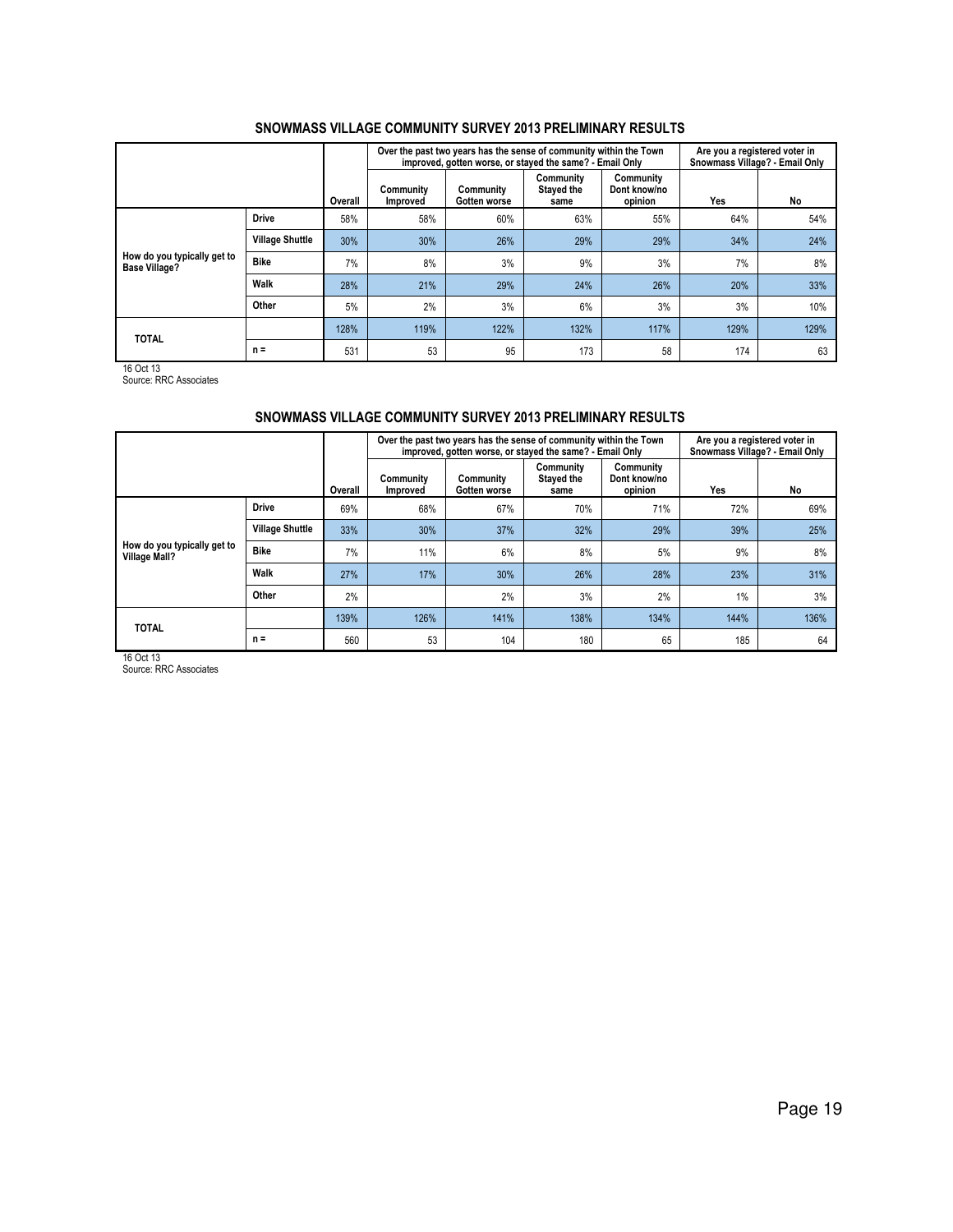## SNOWMASS VILLAGE COMMUNITY SURVEY 2013 PRELIMINARY RESULTS

| | | | Over the past two years has the sense of community within the Town improved, gotten worse, or stayed the same? - Email Only | | | | Are you a registered voter in Snowmass Village? - Email Only | |
|---|---|---|---|---|---|---|---|---|
| | | Overall | Community Improved | Community Gotten worse | Community Stayed the same | Community Dont know/no opinion | Yes | No |
| How do you typically get to Base Village? | Drive | 58% | 58% | 60% | 63% | 55% | 64% | 54% |
| | Village Shuttle | 30% | 30% | 26% | 29% | 29% | 34% | 24% |
| | Bike | 7% | 8% | 3% | 9% | 3% | 7% | 8% |
| | Walk | 28% | 21% | 29% | 24% | 26% | 20% | 33% |
| | Other | 5% | 2% | 3% | 6% | 3% | 3% | 10% |
| TOTAL | | 128% | 119% | 122% | 132% | 117% | 129% | 129% |
| | n = | 531 | 53 | 95 | 173 | 58 | 174 | 63 |

16 Oct 13
Source: RRC Associates

## SNOWMASS VILLAGE COMMUNITY SURVEY 2013 PRELIMINARY RESULTS

| | | | Over the past two years has the sense of community within the Town improved, gotten worse, or stayed the same? - Email Only | | | | Are you a registered voter in Snowmass Village? - Email Only | |
|---|---|---|---|---|---|---|---|---|
| | | Overall | Community Improved | Community Gotten worse | Community Stayed the same | Community Dont know/no opinion | Yes | No |
| How do you typically get to Village Mall? | Drive | 69% | 68% | 67% | 70% | 71% | 72% | 69% |
| | Village Shuttle | 33% | 30% | 37% | 32% | 29% | 39% | 25% |
| | Bike | 7% | 11% | 6% | 8% | 5% | 9% | 8% |
| | Walk | 27% | 17% | 30% | 26% | 28% | 23% | 31% |
| | Other | 2% | | 2% | 3% | 2% | 1% | 3% |
| TOTAL | | 139% | 126% | 141% | 138% | 134% | 144% | 136% |
| | n = | 560 | 53 | 104 | 180 | 65 | 185 | 64 |

16 Oct 13
Source: RRC Associates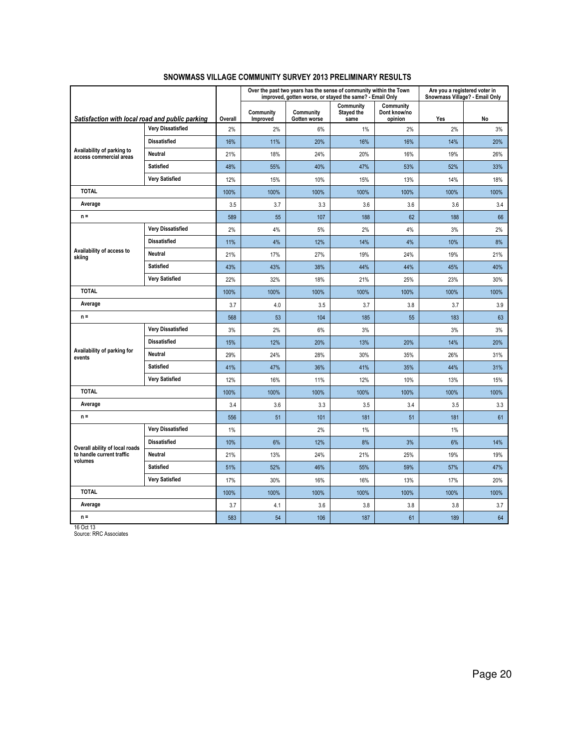## SNOWMASS VILLAGE COMMUNITY SURVEY 2013 PRELIMINARY RESULTS

| *Satisfaction with local road and public parking* | | Overall | Over the past two years has the sense of community within the Town improved, gotten worse, or stayed the same? - Email Only | | | | Are you a registered voter in Snowmass Village? - Email Only | |
|---|---|---|---|---|---|---|---|---|
| | | | Community Improved | Community Gotten worse | Community Stayed the same | Community Dont know/no opinion | Yes | No |
| Availability of parking to access commercial areas | Very Dissatisfied | 2% | 2% | 6% | 1% | 2% | 2% | 3% |
| | Dissatisfied | 16% | 11% | 20% | 16% | 16% | 14% | 20% |
| | Neutral | 21% | 18% | 24% | 20% | 16% | 19% | 26% |
| | Satisfied | 48% | 55% | 40% | 47% | 53% | 52% | 33% |
| | Very Satisfied | 12% | 15% | 10% | 15% | 13% | 14% | 18% |
| TOTAL | | 100% | 100% | 100% | 100% | 100% | 100% | 100% |
| Average | | 3.5 | 3.7 | 3.3 | 3.6 | 3.6 | 3.6 | 3.4 |
| n = | | 589 | 55 | 107 | 188 | 62 | 188 | 66 |
| Availability of access to skiing | Very Dissatisfied | 2% | 4% | 5% | 2% | 4% | 3% | 2% |
| | Dissatisfied | 11% | 4% | 12% | 14% | 4% | 10% | 8% |
| | Neutral | 21% | 17% | 27% | 19% | 24% | 19% | 21% |
| | Satisfied | 43% | 43% | 38% | 44% | 44% | 45% | 40% |
| | Very Satisfied | 22% | 32% | 18% | 21% | 25% | 23% | 30% |
| TOTAL | | 100% | 100% | 100% | 100% | 100% | 100% | 100% |
| Average | | 3.7 | 4.0 | 3.5 | 3.7 | 3.8 | 3.7 | 3.9 |
| n = | | 568 | 53 | 104 | 185 | 55 | 183 | 63 |
| Availability of parking for events | Very Dissatisfied | 3% | 2% | 6% | 3% | | 3% | 3% |
| | Dissatisfied | 15% | 12% | 20% | 13% | 20% | 14% | 20% |
| | Neutral | 29% | 24% | 28% | 30% | 35% | 26% | 31% |
| | Satisfied | 41% | 47% | 36% | 41% | 35% | 44% | 31% |
| | Very Satisfied | 12% | 16% | 11% | 12% | 10% | 13% | 15% |
| TOTAL | | 100% | 100% | 100% | 100% | 100% | 100% | 100% |
| Average | | 3.4 | 3.6 | 3.3 | 3.5 | 3.4 | 3.5 | 3.3 |
| n = | | 556 | 51 | 101 | 181 | 51 | 181 | 61 |
| Overall ability of local roads to handle current traffic volumes | Very Dissatisfied | 1% | | 2% | 1% | | 1% | |
| | Dissatisfied | 10% | 6% | 12% | 8% | 3% | 6% | 14% |
| | Neutral | 21% | 13% | 24% | 21% | 25% | 19% | 19% |
| | Satisfied | 51% | 52% | 46% | 55% | 59% | 57% | 47% |
| | Very Satisfied | 17% | 30% | 16% | 16% | 13% | 17% | 20% |
| TOTAL | | 100% | 100% | 100% | 100% | 100% | 100% | 100% |
| Average | | 3.7 | 4.1 | 3.6 | 3.8 | 3.8 | 3.8 | 3.7 |
| n = | | 583 | 54 | 106 | 187 | 61 | 189 | 64 |

16 Oct 13
Source: RRC Associates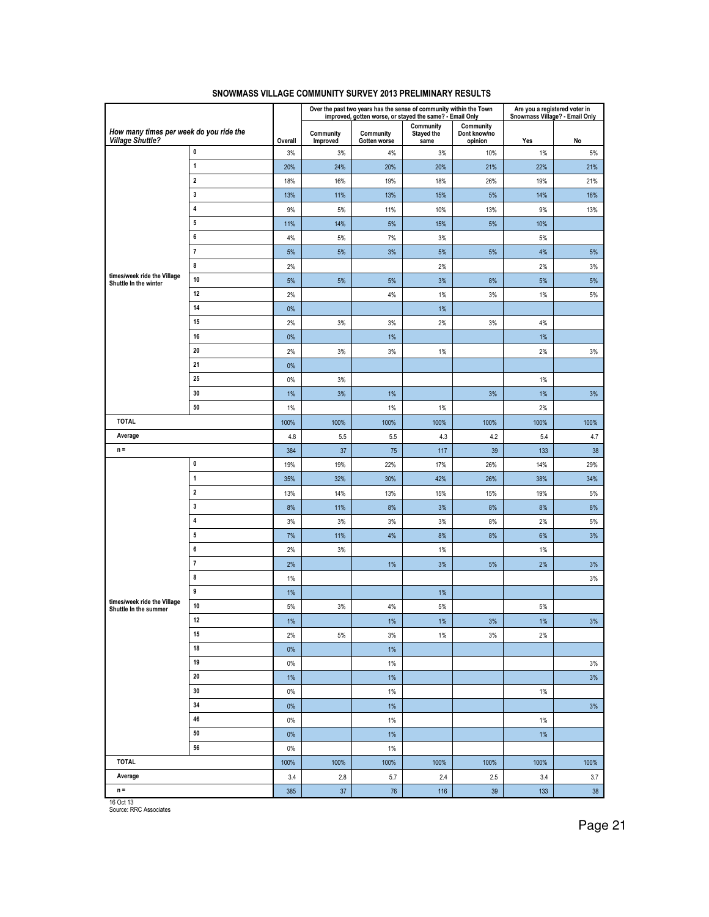## SNOWMASS VILLAGE COMMUNITY SURVEY 2013 PRELIMINARY RESULTS

| How many times per week do you ride the Village Shuttle? | | Overall | Over the past two years has the sense of community within the Town improved, gotten worse, or stayed the same? - Email Only | | | | Are you a registered voter in Snowmass Village? - Email Only | |
|---|---|---|---|---|---|---|---|---|
| | | | Community Improved | Community Gotten worse | Community Stayed the same | Community Dont know/no opinion | Yes | No |
| times/week ride the Village Shuttle In the winter | 0 | 3% | 3% | 4% | 3% | 10% | 1% | 5% |
| | 1 | 20% | 24% | 20% | 20% | 21% | 22% | 21% |
| | 2 | 18% | 16% | 19% | 18% | 26% | 19% | 21% |
| | 3 | 13% | 11% | 13% | 15% | 5% | 14% | 16% |
| | 4 | 9% | 5% | 11% | 10% | 13% | 9% | 13% |
| | 5 | 11% | 14% | 5% | 15% | 5% | 10% | |
| | 6 | 4% | 5% | 7% | 3% | | 5% | |
| | 7 | 5% | 5% | 3% | 5% | 5% | 4% | 5% |
| | 8 | 2% | | | 2% | | 2% | 3% |
| | 10 | 5% | 5% | 5% | 3% | 8% | 5% | 5% |
| | 12 | 2% | | 4% | 1% | 3% | 1% | 5% |
| | 14 | 0% | | | 1% | | | |
| | 15 | 2% | 3% | 3% | 2% | 3% | 4% | |
| | 16 | 0% | | 1% | | | 1% | |
| | 20 | 2% | 3% | 3% | 1% | | 2% | 3% |
| | 21 | 0% | | | | | | |
| | 25 | 0% | 3% | | | | 1% | |
| | 30 | 1% | 3% | 1% | | 3% | 1% | 3% |
| | 50 | 1% | | 1% | 1% | | 2% | |
| TOTAL | | 100% | 100% | 100% | 100% | 100% | 100% | 100% |
| Average | | 4.8 | 5.5 | 5.5 | 4.3 | 4.2 | 5.4 | 4.7 |
| n = | | 384 | 37 | 75 | 117 | 39 | 133 | 38 |
| times/week ride the Village Shuttle In the summer | 0 | 19% | 19% | 22% | 17% | 26% | 14% | 29% |
| | 1 | 35% | 32% | 30% | 42% | 26% | 38% | 34% |
| | 2 | 13% | 14% | 13% | 15% | 15% | 19% | 5% |
| | 3 | 8% | 11% | 8% | 3% | 8% | 8% | 8% |
| | 4 | 3% | 3% | 3% | 3% | 8% | 2% | 5% |
| | 5 | 7% | 11% | 4% | 8% | 8% | 6% | 3% |
| | 6 | 2% | 3% | | 1% | | 1% | |
| | 7 | 2% | | 1% | 3% | 5% | 2% | 3% |
| | 8 | 1% | | | | | | 3% |
| | 9 | 1% | | | 1% | | | |
| | 10 | 5% | 3% | 4% | 5% | | 5% | |
| | 12 | 1% | | 1% | 1% | 3% | 1% | 3% |
| | 15 | 2% | 5% | 3% | 1% | 3% | 2% | |
| | 18 | 0% | | 1% | | | | |
| | 19 | 0% | | 1% | | | | 3% |
| | 20 | 1% | | 1% | | | | 3% |
| | 30 | 0% | | 1% | | | 1% | |
| | 34 | 0% | | 1% | | | | 3% |
| | 46 | 0% | | 1% | | | 1% | |
| | 50 | 0% | | 1% | | | 1% | |
| | 56 | 0% | | 1% | | | | |
| TOTAL | | 100% | 100% | 100% | 100% | 100% | 100% | 100% |
| Average | | 3.4 | 2.8 | 5.7 | 2.4 | 2.5 | 3.4 | 3.7 |
| n = | | 385 | 37 | 76 | 116 | 39 | 133 | 38 |

16 Oct 13
Source: RRC Associates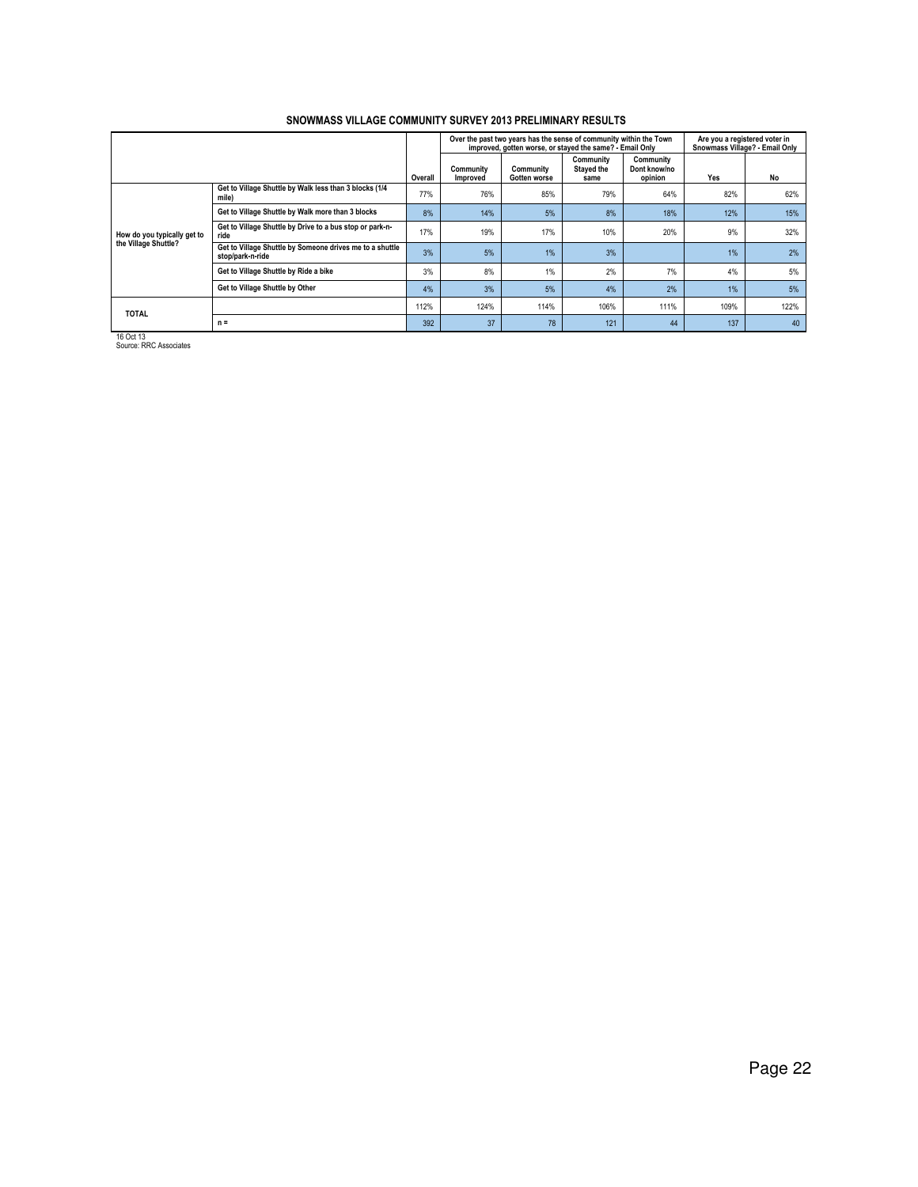## SNOWMASS VILLAGE COMMUNITY SURVEY 2013 PRELIMINARY RESULTS

| | | | Over the past two years has the sense of community within the Town improved, gotten worse, or stayed the same? - Email Only | | | | Are you a registered voter in Snowmass Village? - Email Only | |
|---|---|---|---|---|---|---|---|---|
| | | Overall | Community Improved | Community Gotten worse | Community Stayed the same | Community Dont know/no opinion | Yes | No |
| How do you typically get to the Village Shuttle? | Get to Village Shuttle by Walk less than 3 blocks (1/4 mile) | 77% | 76% | 85% | 79% | 64% | 82% | 62% |
| | Get to Village Shuttle by Walk more than 3 blocks | 8% | 14% | 5% | 8% | 18% | 12% | 15% |
| | Get to Village Shuttle by Drive to a bus stop or park-n-ride | 17% | 19% | 17% | 10% | 20% | 9% | 32% |
| | Get to Village Shuttle by Someone drives me to a shuttle stop/park-n-ride | 3% | 5% | 1% | 3% | | 1% | 2% |
| | Get to Village Shuttle by Ride a bike | 3% | 8% | 1% | 2% | 7% | 4% | 5% |
| | Get to Village Shuttle by Other | 4% | 3% | 5% | 4% | 2% | 1% | 5% |
| TOTAL | | 112% | 124% | 114% | 106% | 111% | 109% | 122% |
| | n = | 392 | 37 | 78 | 121 | 44 | 137 | 40 |

16 Oct 13
Source: RRC Associates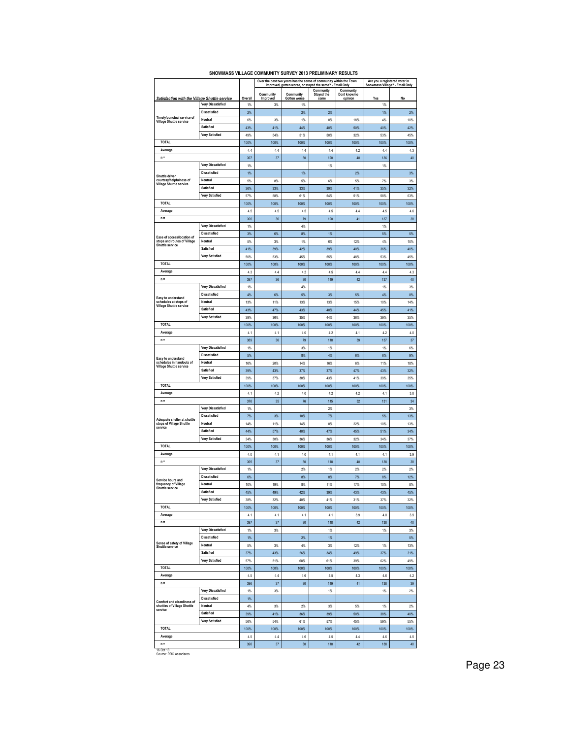# SNOWMASS VILLAGE COMMUNITY SURVEY 2013 PRELIMINARY RESULTS

| *Satisfaction with the Village Shuttle service* | | Overall | Over the past two years has the sense of community within the Town improved, gotten worse, or stayed the same? - Email Only | | | | Are you a registered voter in Snowmass Village? - Email Only | |
|---|---|---|---|---|---|---|---|---|
| | | | Community Improved | Community Gotten worse | Community Stayed the same | Community Dont know/no opinion | Yes | No |
| Timely/punctual service of Village Shuttle service | Very Dissatisfied | 1% | 3% | 1% | | | 1% | |
| | Dissatisfied | 2% | | 2% | 2% | | 1% | 2% |
| | Neutral | 6% | 3% | 1% | 8% | 18% | 4% | 10% |
| | Satisfied | 43% | 41% | 44% | 40% | 50% | 40% | 42% |
| | Very Satisfied | 49% | 54% | 51% | 50% | 32% | 53% | 45% |
| TOTAL | | 100% | 100% | 100% | 100% | 100% | 100% | 100% |
| Average | | 4.4 | 4.4 | 4.4 | 4.4 | 4.2 | 4.4 | 4.3 |
| n = | | 397 | 37 | 80 | 120 | 40 | 136 | 40 |
| Shuttle driver courtesy/helpfulness of Village Shuttle service | Very Dissatisfied | 1% | | | 1% | | 1% | |
| | Dissatisfied | 1% | | 1% | | 2% | | 3% |
| | Neutral | 5% | 8% | 5% | 6% | 5% | 7% | 3% |
| | Satisfied | 36% | 33% | 33% | 39% | 41% | 35% | 32% |
| | Very Satisfied | 57% | 58% | 61% | 54% | 51% | 58% | 63% |
| TOTAL | | 100% | 100% | 100% | 100% | 100% | 100% | 100% |
| Average | | 4.5 | 4.5 | 4.5 | 4.5 | 4.4 | 4.5 | 4.6 |
| n = | | 396 | 36 | 79 | 120 | 41 | 137 | 38 |
| Ease of access/location of stops and routes of Village Shuttle service | Very Dissatisfied | 1% | | 4% | | | 1% | |
| | Dissatisfied | 3% | 6% | 8% | 1% | | 5% | 5% |
| | Neutral | 5% | 3% | 1% | 6% | 12% | 4% | 10% |
| | Satisfied | 41% | 39% | 42% | 39% | 40% | 36% | 40% |
| | Very Satisfied | 50% | 53% | 45% | 55% | 48% | 53% | 45% |
| TOTAL | | 100% | 100% | 100% | 100% | 100% | 100% | 100% |
| Average | | 4.3 | 4.4 | 4.2 | 4.5 | 4.4 | 4.4 | 4.3 |
| n = | | 397 | 36 | 80 | 119 | 42 | 137 | 40 |
| Easy to understand schedules at stops of Village Shuttle service | Very Dissatisfied | 1% | | 4% | | | 1% | 3% |
| | Dissatisfied | 4% | 6% | 5% | 3% | 5% | 4% | 8% |
| | Neutral | 13% | 11% | 13% | 13% | 15% | 10% | 14% |
| | Satisfied | 43% | 47% | 43% | 40% | 44% | 45% | 41% |
| | Very Satisfied | 39% | 36% | 35% | 44% | 36% | 39% | 35% |
| TOTAL | | 100% | 100% | 100% | 100% | 100% | 100% | 100% |
| Average | | 4.1 | 4.1 | 4.0 | 4.2 | 4.1 | 4.2 | 4.0 |
| n = | | 389 | 36 | 79 | 118 | 39 | 137 | 37 |
| Easy to understand schedules in handouts of Village Shuttle service | Very Dissatisfied | 1% | | 3% | 1% | | 1% | 6% |
| | Dissatisfied | 5% | | 8% | 4% | 6% | 6% | 9% |
| | Neutral | 16% | 20% | 14% | 16% | 6% | 11% | 18% |
| | Satisfied | 39% | 43% | 37% | 37% | 47% | 43% | 32% |
| | Very Satisfied | 39% | 37% | 38% | 43% | 41% | 39% | 35% |
| TOTAL | | 100% | 100% | 100% | 100% | 100% | 100% | 100% |
| Average | | 4.1 | 4.2 | 4.0 | 4.2 | 4.2 | 4.1 | 3.8 |
| n = | | 376 | 35 | 76 | 115 | 32 | 131 | 34 |
| Adequate shelter at shuttle stops of Village Shuttle service | Very Dissatisfied | 1% | | | 2% | | | 3% |
| | Dissatisfied | 7% | 3% | 10% | 7% | | 5% | 13% |
| | Neutral | 14% | 11% | 14% | 8% | 22% | 10% | 13% |
| | Satisfied | 44% | 57% | 40% | 47% | 45% | 51% | 34% |
| | Very Satisfied | 34% | 30% | 36% | 36% | 32% | 34% | 37% |
| TOTAL | | 100% | 100% | 100% | 100% | 100% | 100% | 100% |
| Average | | 4.0 | 4.1 | 4.0 | 4.1 | 4.1 | 4.1 | 3.9 |
| n = | | 395 | 37 | 80 | 118 | 40 | 138 | 38 |
| Service hours and frequency of Village Shuttle service | Very Dissatisfied | 1% | | 2% | 1% | 2% | 2% | 2% |
| | Dissatisfied | 6% | | 8% | 8% | 7% | 8% | 12% |
| | Neutral | 10% | 19% | 8% | 11% | 17% | 10% | 8% |
| | Satisfied | 45% | 49% | 42% | 39% | 43% | 43% | 45% |
| | Very Satisfied | 38% | 32% | 40% | 41% | 31% | 37% | 32% |
| TOTAL | | 100% | 100% | 100% | 100% | 100% | 100% | 100% |
| Average | | 4.1 | 4.1 | 4.1 | 4.1 | 3.9 | 4.0 | 3.9 |
| n = | | 397 | 37 | 80 | 118 | 42 | 138 | 40 |
| Sense of safety of Village Shuttle service | Very Dissatisfied | 1% | 3% | | 1% | | 1% | 3% |
| | Dissatisfied | 1% | | 2% | 1% | | | 5% |
| | Neutral | 5% | 3% | 4% | 3% | 12% | 1% | 13% |
| | Satisfied | 37% | 43% | 26% | 34% | 49% | 37% | 31% |
| | Very Satisfied | 57% | 51% | 68% | 61% | 39% | 62% | 49% |
| TOTAL | | 100% | 100% | 100% | 100% | 100% | 100% | 100% |
| Average | | 4.5 | 4.4 | 4.6 | 4.5 | 4.3 | 4.6 | 4.2 |
| n = | | 396 | 37 | 80 | 119 | 41 | 138 | 39 |
| Comfort and cleanliness of shuttles of Village Shuttle service | Very Dissatisfied | 1% | 3% | | 1% | | 1% | 2% |
| | Dissatisfied | 1% | | | | | | |
| | Neutral | 4% | 3% | 2% | 3% | 5% | 1% | 2% |
| | Satisfied | 39% | 41% | 36% | 39% | 50% | 38% | 40% |
| | Very Satisfied | 56% | 54% | 61% | 57% | 45% | 59% | 55% |
| TOTAL | | 100% | 100% | 100% | 100% | 100% | 100% | 100% |
| Average | | 4.5 | 4.4 | 4.6 | 4.5 | 4.4 | 4.6 | 4.5 |
| n = | | 396 | 37 | 80 | 118 | 42 | 138 | 40 |

16 Oct 13
Source: RRC Associates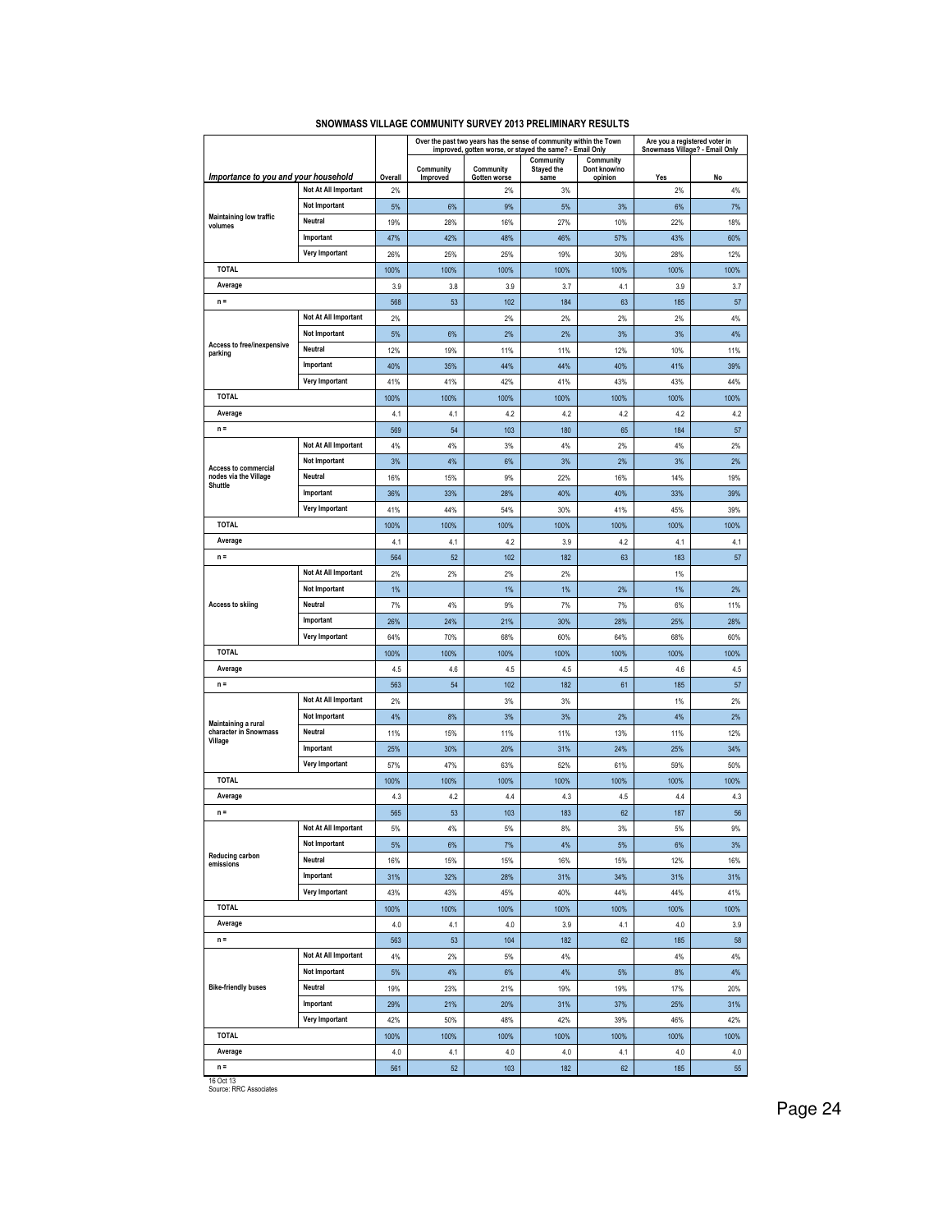# SNOWMASS VILLAGE COMMUNITY SURVEY 2013 PRELIMINARY RESULTS

| | | | Over the past two years has the sense of community within the Town improved, gotten worse, or stayed the same? - Email Only | | | | Are you a registered voter in Snowmass Village? - Email Only | |
|---|---|---|---|---|---|---|---|---|
| *Importance to you and your household* | | Overall | Community Improved | Community Gotten worse | Community Stayed the same | Community Dont know/no opinion | Yes | No |
| Maintaining low traffic volumes | Not At All Important | 2% | | 2% | 3% | | 2% | 4% |
| | Not Important | 5% | 6% | 9% | 5% | 3% | 6% | 7% |
| | Neutral | 19% | 28% | 16% | 27% | 10% | 22% | 18% |
| | Important | 47% | 42% | 48% | 46% | 57% | 43% | 60% |
| | Very Important | 26% | 25% | 25% | 19% | 30% | 28% | 12% |
| TOTAL | | 100% | 100% | 100% | 100% | 100% | 100% | 100% |
| Average | | 3.9 | 3.8 | 3.9 | 3.7 | 4.1 | 3.9 | 3.7 |
| n = | | 568 | 53 | 102 | 184 | 63 | 185 | 57 |
| Access to free/inexpensive parking | Not At All Important | 2% | | 2% | 2% | 2% | 2% | 4% |
| | Not Important | 5% | 6% | 2% | 2% | 3% | 3% | 4% |
| | Neutral | 12% | 19% | 11% | 11% | 12% | 10% | 11% |
| | Important | 40% | 35% | 44% | 44% | 40% | 41% | 39% |
| | Very Important | 41% | 41% | 42% | 41% | 43% | 43% | 44% |
| TOTAL | | 100% | 100% | 100% | 100% | 100% | 100% | 100% |
| Average | | 4.1 | 4.1 | 4.2 | 4.2 | 4.2 | 4.2 | 4.2 |
| n = | | 569 | 54 | 103 | 180 | 65 | 184 | 57 |
| Access to commercial nodes via the Village Shuttle | Not At All Important | 4% | 4% | 3% | 4% | 2% | 4% | 2% |
| | Not Important | 3% | 4% | 6% | 3% | 2% | 3% | 2% |
| | Neutral | 16% | 15% | 9% | 22% | 16% | 14% | 19% |
| | Important | 36% | 33% | 28% | 40% | 40% | 33% | 39% |
| | Very Important | 41% | 44% | 54% | 30% | 41% | 45% | 39% |
| TOTAL | | 100% | 100% | 100% | 100% | 100% | 100% | 100% |
| Average | | 4.1 | 4.1 | 4.2 | 3.9 | 4.2 | 4.1 | 4.1 |
| n = | | 564 | 52 | 102 | 182 | 63 | 183 | 57 |
| Access to skiing | Not At All Important | 2% | 2% | 2% | 2% | | 1% | |
| | Not Important | 1% | | 1% | 1% | 2% | 1% | 2% |
| | Neutral | 7% | 4% | 9% | 7% | 7% | 6% | 11% |
| | Important | 26% | 24% | 21% | 30% | 28% | 25% | 28% |
| | Very Important | 64% | 70% | 68% | 60% | 64% | 68% | 60% |
| TOTAL | | 100% | 100% | 100% | 100% | 100% | 100% | 100% |
| Average | | 4.5 | 4.6 | 4.5 | 4.5 | 4.5 | 4.6 | 4.5 |
| n = | | 563 | 54 | 102 | 182 | 61 | 185 | 57 |
| Maintaining a rural character in Snowmass Village | Not At All Important | 2% | | 3% | 3% | | 1% | 2% |
| | Not Important | 4% | 8% | 3% | 3% | 2% | 4% | 2% |
| | Neutral | 11% | 15% | 11% | 11% | 13% | 11% | 12% |
| | Important | 25% | 30% | 20% | 31% | 24% | 25% | 34% |
| | Very Important | 57% | 47% | 63% | 52% | 61% | 59% | 50% |
| TOTAL | | 100% | 100% | 100% | 100% | 100% | 100% | 100% |
| Average | | 4.3 | 4.2 | 4.4 | 4.3 | 4.5 | 4.4 | 4.3 |
| n = | | 565 | 53 | 103 | 183 | 62 | 187 | 56 |
| Reducing carbon emissions | Not At All Important | 5% | 4% | 5% | 8% | 3% | 5% | 9% |
| | Not Important | 5% | 6% | 7% | 4% | 5% | 6% | 3% |
| | Neutral | 16% | 15% | 15% | 16% | 15% | 12% | 16% |
| | Important | 31% | 32% | 28% | 31% | 34% | 31% | 31% |
| | Very Important | 43% | 43% | 45% | 40% | 44% | 44% | 41% |
| TOTAL | | 100% | 100% | 100% | 100% | 100% | 100% | 100% |
| Average | | 4.0 | 4.1 | 4.0 | 3.9 | 4.1 | 4.0 | 3.9 |
| n = | | 563 | 53 | 104 | 182 | 62 | 185 | 58 |
| Bike-friendly buses | Not At All Important | 4% | 2% | 5% | 4% | | 4% | 4% |
| | Not Important | 5% | 4% | 6% | 4% | 5% | 8% | 4% |
| | Neutral | 19% | 23% | 21% | 19% | 19% | 17% | 20% |
| | Important | 29% | 21% | 20% | 31% | 37% | 25% | 31% |
| | Very Important | 42% | 50% | 48% | 42% | 39% | 46% | 42% |
| TOTAL | | 100% | 100% | 100% | 100% | 100% | 100% | 100% |
| Average | | 4.0 | 4.1 | 4.0 | 4.0 | 4.1 | 4.0 | 4.0 |
| n = | | 561 | 52 | 103 | 182 | 62 | 185 | 55 |

16 Oct 13
Source: RRC Associates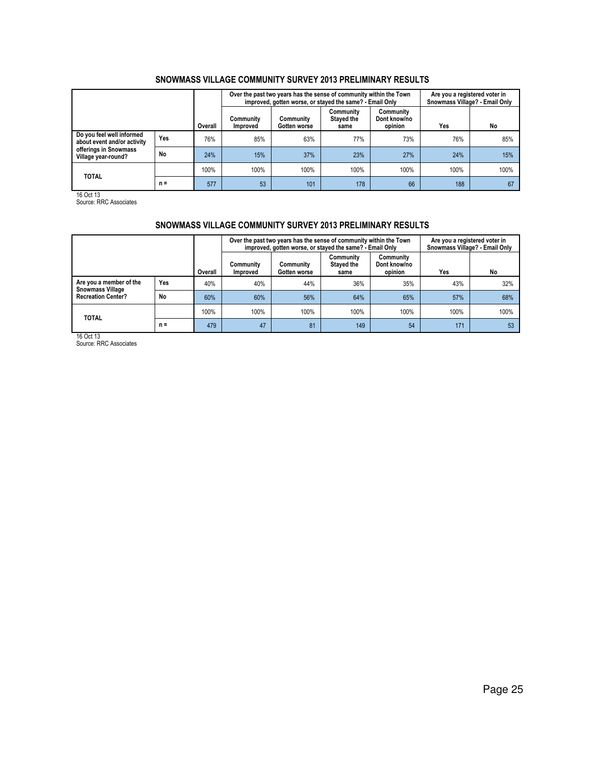## SNOWMASS VILLAGE COMMUNITY SURVEY 2013 PRELIMINARY RESULTS

| | | | Over the past two years has the sense of community within the Town improved, gotten worse, or stayed the same? - Email Only | | | | Are you a registered voter in Snowmass Village? - Email Only | |
|---|---|---|---|---|---|---|---|---|
| | | Overall | Community Improved | Community Gotten worse | Community Stayed the same | Community Dont know/no opinion | Yes | No |
| Do you feel well informed about event and/or activity offerings in Snowmass Village year-round? | Yes | 76% | 85% | 63% | 77% | 73% | 76% | 85% |
| | No | 24% | 15% | 37% | 23% | 27% | 24% | 15% |
| TOTAL | | 100% | 100% | 100% | 100% | 100% | 100% | 100% |
| | n = | 577 | 53 | 101 | 178 | 66 | 188 | 67 |

16 Oct 13
Source: RRC Associates

## SNOWMASS VILLAGE COMMUNITY SURVEY 2013 PRELIMINARY RESULTS

| | | | Over the past two years has the sense of community within the Town improved, gotten worse, or stayed the same? - Email Only | | | | Are you a registered voter in Snowmass Village? - Email Only | |
|---|---|---|---|---|---|---|---|---|
| | | Overall | Community Improved | Community Gotten worse | Community Stayed the same | Community Dont know/no opinion | Yes | No |
| Are you a member of the Snowmass Village Recreation Center? | Yes | 40% | 40% | 44% | 36% | 35% | 43% | 32% |
| | No | 60% | 60% | 56% | 64% | 65% | 57% | 68% |
| TOTAL | | 100% | 100% | 100% | 100% | 100% | 100% | 100% |
| | n = | 479 | 47 | 81 | 149 | 54 | 171 | 53 |

16 Oct 13
Source: RRC Associates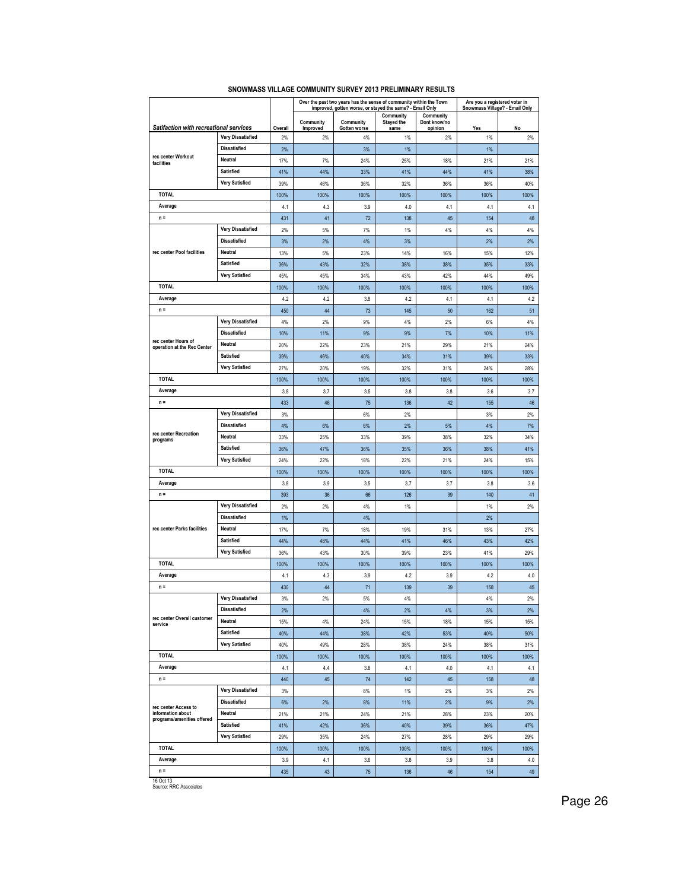# SNOWMASS VILLAGE COMMUNITY SURVEY 2013 PRELIMINARY RESULTS

| Satifaction with recreational services | | Overall | Over the past two years has the sense of community within the Town improved, gotten worse, or stayed the same? - Email Only | | | | Are you a registered voter in Snowmass Village? - Email Only | |
|---|---|---|---|---|---|---|---|---|
| | | | Community Improved | Community Gotten worse | Community Stayed the same | Community Dont know/no opinion | Yes | No |
| rec center Workout facilities | Very Dissatisfied | 2% | 2% | 4% | 1% | 2% | 1% | 2% |
| | Dissatisfied | 2% | | 3% | 1% | | 1% | |
| | Neutral | 17% | 7% | 24% | 25% | 18% | 21% | 21% |
| | Satisfied | 41% | 44% | 33% | 41% | 44% | 41% | 38% |
| | Very Satisfied | 39% | 46% | 36% | 32% | 36% | 36% | 40% |
| TOTAL | | 100% | 100% | 100% | 100% | 100% | 100% | 100% |
| Average | | 4.1 | 4.3 | 3.9 | 4.0 | 4.1 | 4.1 | 4.1 |
| n = | | 431 | 41 | 72 | 138 | 45 | 154 | 48 |
| rec center Pool facilities | Very Dissatisfied | 2% | 5% | 7% | 1% | 4% | 4% | 4% |
| | Dissatisfied | 3% | 2% | 4% | 3% | | 2% | 2% |
| | Neutral | 13% | 5% | 23% | 14% | 16% | 15% | 12% |
| | Satisfied | 36% | 43% | 32% | 38% | 38% | 35% | 33% |
| | Very Satisfied | 45% | 45% | 34% | 43% | 42% | 44% | 49% |
| TOTAL | | 100% | 100% | 100% | 100% | 100% | 100% | 100% |
| Average | | 4.2 | 4.2 | 3.8 | 4.2 | 4.1 | 4.1 | 4.2 |
| n = | | 450 | 44 | 73 | 145 | 50 | 162 | 51 |
| rec center Hours of operation at the Rec Center | Very Dissatisfied | 4% | 2% | 9% | 4% | 2% | 6% | 4% |
| | Dissatisfied | 10% | 11% | 9% | 9% | 7% | 10% | 11% |
| | Neutral | 20% | 22% | 23% | 21% | 29% | 21% | 24% |
| | Satisfied | 39% | 46% | 40% | 34% | 31% | 39% | 33% |
| | Very Satisfied | 27% | 20% | 19% | 32% | 31% | 24% | 28% |
| TOTAL | | 100% | 100% | 100% | 100% | 100% | 100% | 100% |
| Average | | 3.8 | 3.7 | 3.5 | 3.8 | 3.8 | 3.6 | 3.7 |
| n = | | 433 | 46 | 75 | 136 | 42 | 155 | 46 |
| rec center Recreation programs | Very Dissatisfied | 3% | | 6% | 2% | | 3% | 2% |
| | Dissatisfied | 4% | 6% | 6% | 2% | 5% | 4% | 7% |
| | Neutral | 33% | 25% | 33% | 39% | 38% | 32% | 34% |
| | Satisfied | 36% | 47% | 36% | 35% | 36% | 38% | 41% |
| | Very Satisfied | 24% | 22% | 18% | 22% | 21% | 24% | 15% |
| TOTAL | | 100% | 100% | 100% | 100% | 100% | 100% | 100% |
| Average | | 3.8 | 3.9 | 3.5 | 3.7 | 3.7 | 3.8 | 3.6 |
| n = | | 393 | 36 | 66 | 126 | 39 | 140 | 41 |
| rec center Parks facilities | Very Dissatisfied | 2% | 2% | 4% | 1% | | 1% | 2% |
| | Dissatisfied | 1% | | 4% | | | 2% | |
| | Neutral | 17% | 7% | 18% | 19% | 31% | 13% | 27% |
| | Satisfied | 44% | 48% | 44% | 41% | 46% | 43% | 42% |
| | Very Satisfied | 36% | 43% | 30% | 39% | 23% | 41% | 29% |
| TOTAL | | 100% | 100% | 100% | 100% | 100% | 100% | 100% |
| Average | | 4.1 | 4.3 | 3.9 | 4.2 | 3.9 | 4.2 | 4.0 |
| n = | | 430 | 44 | 71 | 139 | 39 | 158 | 45 |
| rec center Overall customer service | Very Dissatisfied | 3% | 2% | 5% | 4% | | 4% | 2% |
| | Dissatisfied | 2% | | 4% | 2% | 4% | 3% | 2% |
| | Neutral | 15% | 4% | 24% | 15% | 18% | 15% | 15% |
| | Satisfied | 40% | 44% | 38% | 42% | 53% | 40% | 50% |
| | Very Satisfied | 40% | 49% | 28% | 38% | 24% | 38% | 31% |
| TOTAL | | 100% | 100% | 100% | 100% | 100% | 100% | 100% |
| Average | | 4.1 | 4.4 | 3.8 | 4.1 | 4.0 | 4.1 | 4.1 |
| n = | | 440 | 45 | 74 | 142 | 45 | 158 | 48 |
| rec center Access to information about programs/amenities offered | Very Dissatisfied | 3% | | 8% | 1% | 2% | 3% | 2% |
| | Dissatisfied | 6% | 2% | 8% | 11% | 2% | 9% | 2% |
| | Neutral | 21% | 21% | 24% | 21% | 28% | 23% | 20% |
| | Satisfied | 41% | 42% | 36% | 40% | 39% | 36% | 47% |
| | Very Satisfied | 29% | 35% | 24% | 27% | 28% | 29% | 29% |
| TOTAL | | 100% | 100% | 100% | 100% | 100% | 100% | 100% |
| Average | | 3.9 | 4.1 | 3.6 | 3.8 | 3.9 | 3.8 | 4.0 |
| n = | | 435 | 43 | 75 | 136 | 46 | 154 | 49 |

16 Oct 13
Source: RRC Associates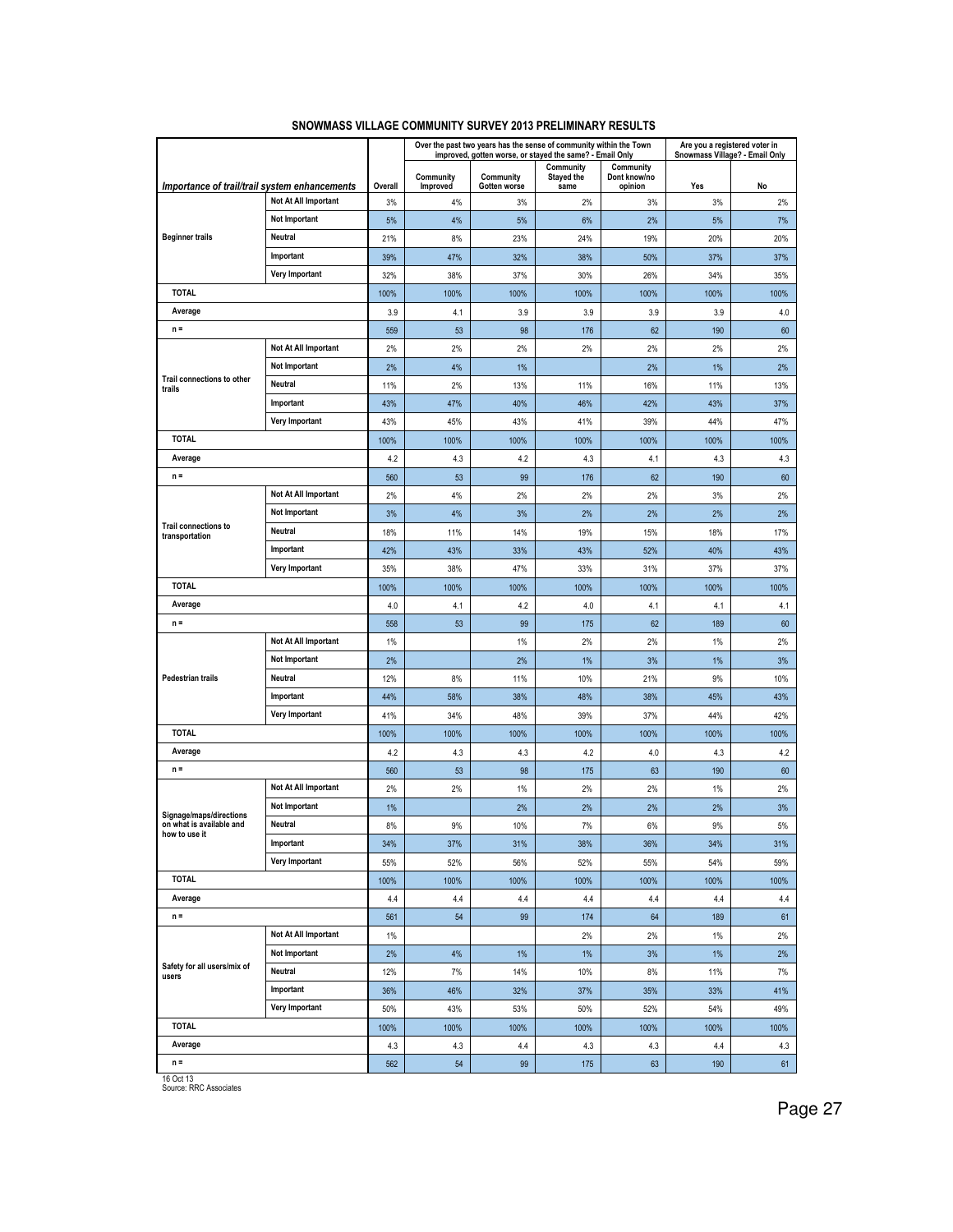# SNOWMASS VILLAGE COMMUNITY SURVEY 2013 PRELIMINARY RESULTS

| Importance of trail/trail system enhancements | | Overall | Over the past two years has the sense of community within the Town improved, gotten worse, or stayed the same? - Email Only | | | | Are you a registered voter in Snowmass Village? - Email Only | |
|---|---|---|---|---|---|---|---|---|
| | | | Community Improved | Community Gotten worse | Community Stayed the same | Community Dont know/no opinion | Yes | No |
| Beginner trails | Not At All Important | 3% | 4% | 3% | 2% | 3% | 3% | 2% |
| | Not Important | 5% | 4% | 5% | 6% | 2% | 5% | 7% |
| | Neutral | 21% | 8% | 23% | 24% | 19% | 20% | 20% |
| | Important | 39% | 47% | 32% | 38% | 50% | 37% | 37% |
| | Very Important | 32% | 38% | 37% | 30% | 26% | 34% | 35% |
| TOTAL | | 100% | 100% | 100% | 100% | 100% | 100% | 100% |
| Average | | 3.9 | 4.1 | 3.9 | 3.9 | 3.9 | 3.9 | 4.0 |
| n = | | 559 | 53 | 98 | 176 | 62 | 190 | 60 |
| Trail connections to other trails | Not At All Important | 2% | 2% | 2% | 2% | 2% | 2% | 2% |
| | Not Important | 2% | 4% | 1% | | 2% | 1% | 2% |
| | Neutral | 11% | 2% | 13% | 11% | 16% | 11% | 13% |
| | Important | 43% | 47% | 40% | 46% | 42% | 43% | 37% |
| | Very Important | 43% | 45% | 43% | 41% | 39% | 44% | 47% |
| TOTAL | | 100% | 100% | 100% | 100% | 100% | 100% | 100% |
| Average | | 4.2 | 4.3 | 4.2 | 4.3 | 4.1 | 4.3 | 4.3 |
| n = | | 560 | 53 | 99 | 176 | 62 | 190 | 60 |
| Trail connections to transportation | Not At All Important | 2% | 4% | 2% | 2% | 2% | 3% | 2% |
| | Not Important | 3% | 4% | 3% | 2% | 2% | 2% | 2% |
| | Neutral | 18% | 11% | 14% | 19% | 15% | 18% | 17% |
| | Important | 42% | 43% | 33% | 43% | 52% | 40% | 43% |
| | Very Important | 35% | 38% | 47% | 33% | 31% | 37% | 37% |
| TOTAL | | 100% | 100% | 100% | 100% | 100% | 100% | 100% |
| Average | | 4.0 | 4.1 | 4.2 | 4.0 | 4.1 | 4.1 | 4.1 |
| n = | | 558 | 53 | 99 | 175 | 62 | 189 | 60 |
| Pedestrian trails | Not At All Important | 1% | | 1% | 2% | 2% | 1% | 2% |
| | Not Important | 2% | | 2% | 1% | 3% | 1% | 3% |
| | Neutral | 12% | 8% | 11% | 10% | 21% | 9% | 10% |
| | Important | 44% | 58% | 38% | 48% | 38% | 45% | 43% |
| | Very Important | 41% | 34% | 48% | 39% | 37% | 44% | 42% |
| TOTAL | | 100% | 100% | 100% | 100% | 100% | 100% | 100% |
| Average | | 4.2 | 4.3 | 4.3 | 4.2 | 4.0 | 4.3 | 4.2 |
| n = | | 560 | 53 | 98 | 175 | 63 | 190 | 60 |
| Signage/maps/directions on what is available and how to use it | Not At All Important | 2% | 2% | 1% | 2% | 2% | 1% | 2% |
| | Not Important | 1% | | 2% | 2% | 2% | 2% | 3% |
| | Neutral | 8% | 9% | 10% | 7% | 6% | 9% | 5% |
| | Important | 34% | 37% | 31% | 38% | 36% | 34% | 31% |
| | Very Important | 55% | 52% | 56% | 52% | 55% | 54% | 59% |
| TOTAL | | 100% | 100% | 100% | 100% | 100% | 100% | 100% |
| Average | | 4.4 | 4.4 | 4.4 | 4.4 | 4.4 | 4.4 | 4.4 |
| n = | | 561 | 54 | 99 | 174 | 64 | 189 | 61 |
| Safety for all users/mix of users | Not At All Important | 1% | | | 2% | 2% | 1% | 2% |
| | Not Important | 2% | 4% | 1% | 1% | 3% | 1% | 2% |
| | Neutral | 12% | 7% | 14% | 10% | 8% | 11% | 7% |
| | Important | 36% | 46% | 32% | 37% | 35% | 33% | 41% |
| | Very Important | 50% | 43% | 53% | 50% | 52% | 54% | 49% |
| TOTAL | | 100% | 100% | 100% | 100% | 100% | 100% | 100% |
| Average | | 4.3 | 4.3 | 4.4 | 4.3 | 4.3 | 4.4 | 4.3 |
| n = | | 562 | 54 | 99 | 175 | 63 | 190 | 61 |

16 Oct 13
Source: RRC Associates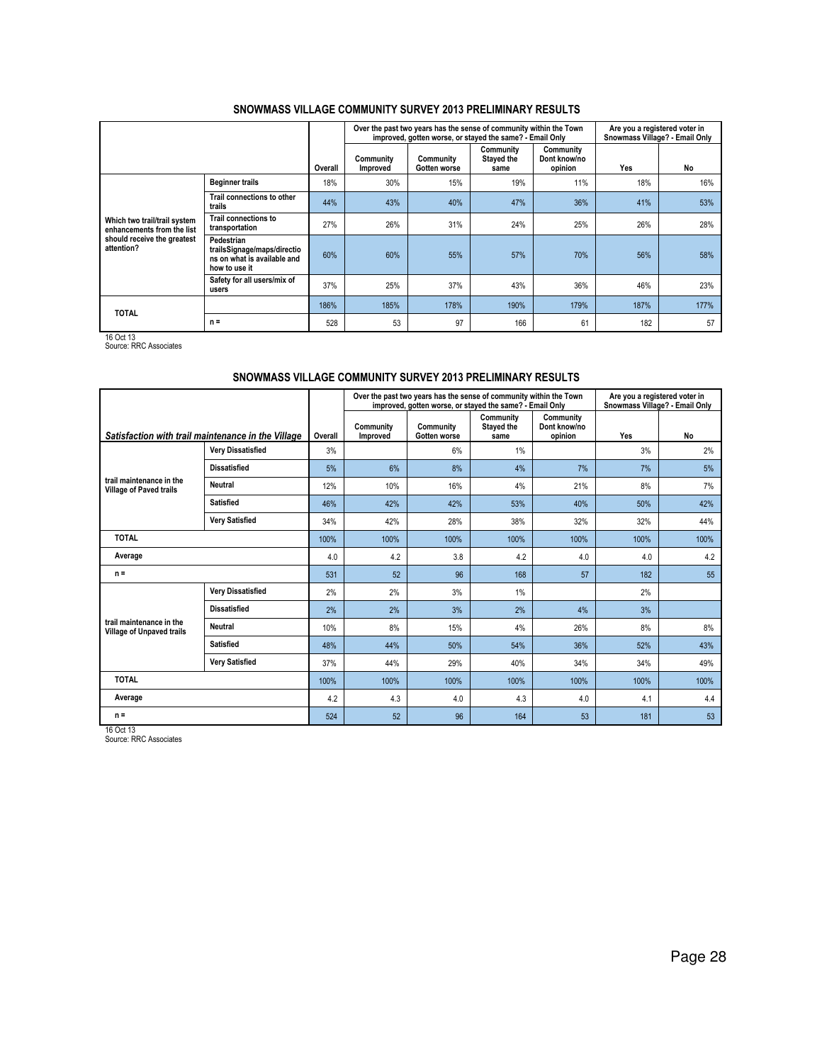## SNOWMASS VILLAGE COMMUNITY SURVEY 2013 PRELIMINARY RESULTS

| | | | Over the past two years has the sense of community within the Town improved, gotten worse, or stayed the same? - Email Only | | | | Are you a registered voter in Snowmass Village? - Email Only | |
|---|---|---|---|---|---|---|---|---|
| | | Overall | Community Improved | Community Gotten worse | Community Stayed the same | Community Dont know/no opinion | Yes | No |
| Which two trail/trail system enhancements from the list should receive the greatest attention? | Beginner trails | 18% | 30% | 15% | 19% | 11% | 18% | 16% |
| | Trail connections to other trails | 44% | 43% | 40% | 47% | 36% | 41% | 53% |
| | Trail connections to transportation | 27% | 26% | 31% | 24% | 25% | 26% | 28% |
| | Pedestrian trailsSignage/maps/directions on what is available and how to use it | 60% | 60% | 55% | 57% | 70% | 56% | 58% |
| | Safety for all users/mix of users | 37% | 25% | 37% | 43% | 36% | 46% | 23% |
| TOTAL | | 186% | 185% | 178% | 190% | 179% | 187% | 177% |
| | n = | 528 | 53 | 97 | 166 | 61 | 182 | 57 |

16 Oct 13
Source: RRC Associates

## SNOWMASS VILLAGE COMMUNITY SURVEY 2013 PRELIMINARY RESULTS

| | | | Over the past two years has the sense of community within the Town improved, gotten worse, or stayed the same? - Email Only | | | | Are you a registered voter in Snowmass Village? - Email Only | |
|---|---|---|---|---|---|---|---|---|
| *Satisfaction with trail maintenance in the Village* | | Overall | Community Improved | Community Gotten worse | Community Stayed the same | Community Dont know/no opinion | Yes | No |
| trail maintenance in the Village of Paved trails | Very Dissatisfied | 3% | | 6% | 1% | | 3% | 2% |
| | Dissatisfied | 5% | 6% | 8% | 4% | 7% | 7% | 5% |
| | Neutral | 12% | 10% | 16% | 4% | 21% | 8% | 7% |
| | Satisfied | 46% | 42% | 42% | 53% | 40% | 50% | 42% |
| | Very Satisfied | 34% | 42% | 28% | 38% | 32% | 32% | 44% |
| TOTAL | | 100% | 100% | 100% | 100% | 100% | 100% | 100% |
| Average | | 4.0 | 4.2 | 3.8 | 4.2 | 4.0 | 4.0 | 4.2 |
| n = | | 531 | 52 | 96 | 168 | 57 | 182 | 55 |
| trail maintenance in the Village of Unpaved trails | Very Dissatisfied | 2% | 2% | 3% | 1% | | 2% | |
| | Dissatisfied | 2% | 2% | 3% | 2% | 4% | 3% | |
| | Neutral | 10% | 8% | 15% | 4% | 26% | 8% | 8% |
| | Satisfied | 48% | 44% | 50% | 54% | 36% | 52% | 43% |
| | Very Satisfied | 37% | 44% | 29% | 40% | 34% | 34% | 49% |
| TOTAL | | 100% | 100% | 100% | 100% | 100% | 100% | 100% |
| Average | | 4.2 | 4.3 | 4.0 | 4.3 | 4.0 | 4.1 | 4.4 |
| n = | | 524 | 52 | 96 | 164 | 53 | 181 | 53 |

16 Oct 13
Source: RRC Associates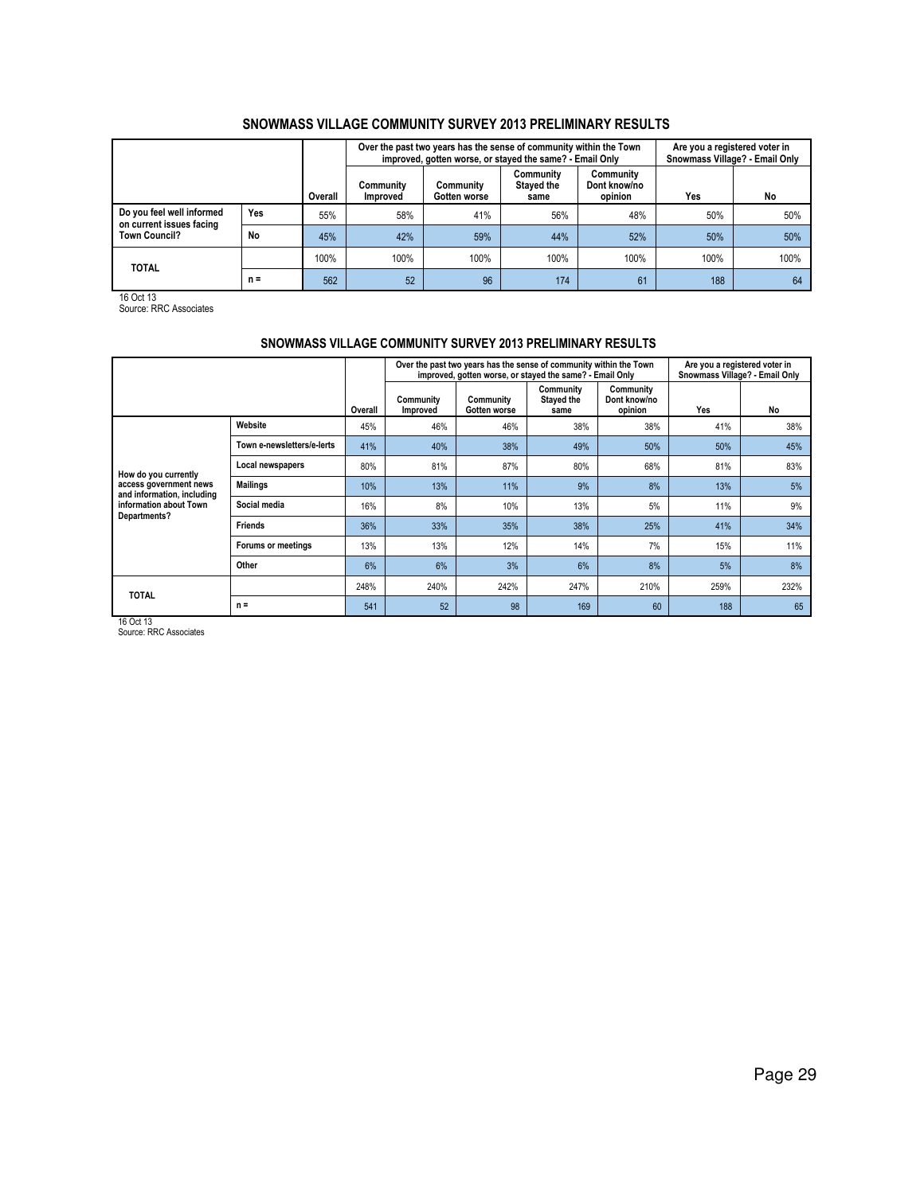## SNOWMASS VILLAGE COMMUNITY SURVEY 2013 PRELIMINARY RESULTS

| | | | Over the past two years has the sense of community within the Town improved, gotten worse, or stayed the same? - Email Only | | | | Are you a registered voter in Snowmass Village? - Email Only | |
|---|---|---|---|---|---|---|---|---|
| | | Overall | Community Improved | Community Gotten worse | Community Stayed the same | Community Dont know/no opinion | Yes | No |
| Do you feel well informed on current issues facing Town Council? | Yes | 55% | 58% | 41% | 56% | 48% | 50% | 50% |
| | No | 45% | 42% | 59% | 44% | 52% | 50% | 50% |
| TOTAL | | 100% | 100% | 100% | 100% | 100% | 100% | 100% |
| | n = | 562 | 52 | 96 | 174 | 61 | 188 | 64 |

16 Oct 13
Source: RRC Associates

## SNOWMASS VILLAGE COMMUNITY SURVEY 2013 PRELIMINARY RESULTS

| | | | Over the past two years has the sense of community within the Town improved, gotten worse, or stayed the same? - Email Only | | | | Are you a registered voter in Snowmass Village? - Email Only | |
|---|---|---|---|---|---|---|---|---|
| | | Overall | Community Improved | Community Gotten worse | Community Stayed the same | Community Dont know/no opinion | Yes | No |
| How do you currently access government news and information, including information about Town Departments? | Website | 45% | 46% | 46% | 38% | 38% | 41% | 38% |
| | Town e-newsletters/e-lerts | 41% | 40% | 38% | 49% | 50% | 50% | 45% |
| | Local newspapers | 80% | 81% | 87% | 80% | 68% | 81% | 83% |
| | Mailings | 10% | 13% | 11% | 9% | 8% | 13% | 5% |
| | Social media | 16% | 8% | 10% | 13% | 5% | 11% | 9% |
| | Friends | 36% | 33% | 35% | 38% | 25% | 41% | 34% |
| | Forums or meetings | 13% | 13% | 12% | 14% | 7% | 15% | 11% |
| | Other | 6% | 6% | 3% | 6% | 8% | 5% | 8% |
| TOTAL | | 248% | 240% | 242% | 247% | 210% | 259% | 232% |
| | n = | 541 | 52 | 98 | 169 | 60 | 188 | 65 |

16 Oct 13
Source: RRC Associates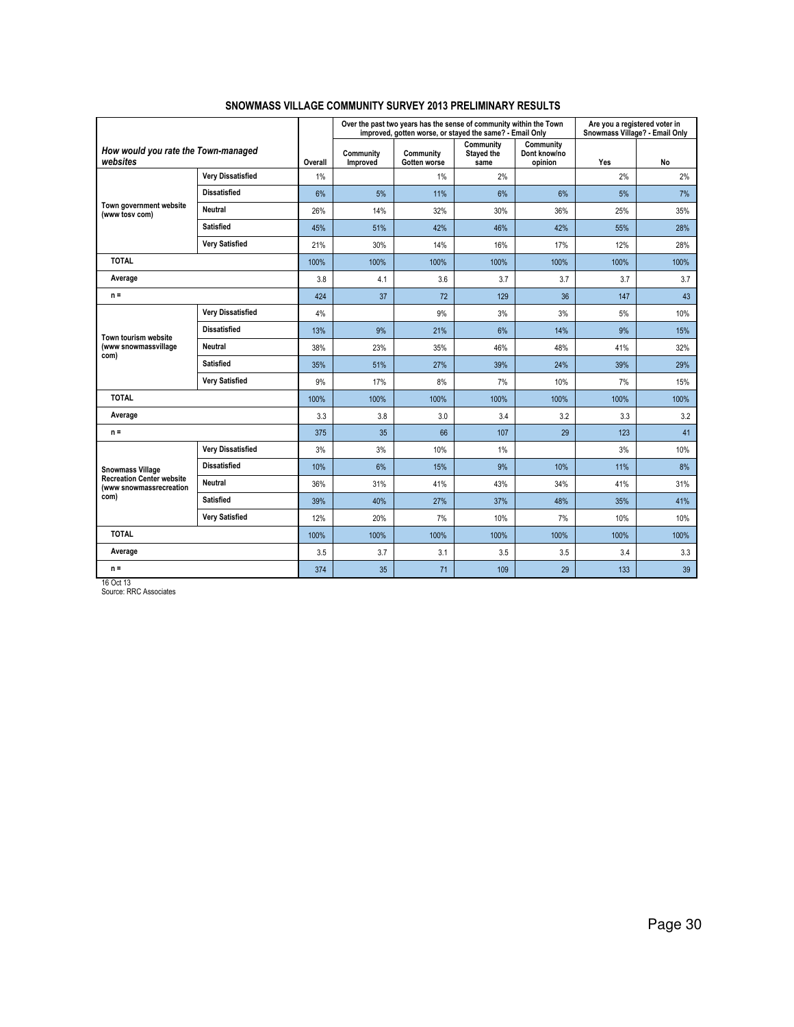## SNOWMASS VILLAGE COMMUNITY SURVEY 2013 PRELIMINARY RESULTS

| How would you rate the Town-managed websites | | Overall | Over the past two years has the sense of community within the Town improved, gotten worse, or stayed the same? - Email Only | | | | Are you a registered voter in Snowmass Village? - Email Only | |
|---|---|---|---|---|---|---|---|---|
| | | | Community Improved | Community Gotten worse | Community Stayed the same | Community Dont know/no opinion | Yes | No |
| Town government website (www tosv com) | Very Dissatisfied | 1% | | 1% | 2% | | 2% | 2% |
| | Dissatisfied | 6% | 5% | 11% | 6% | 6% | 5% | 7% |
| | Neutral | 26% | 14% | 32% | 30% | 36% | 25% | 35% |
| | Satisfied | 45% | 51% | 42% | 46% | 42% | 55% | 28% |
| | Very Satisfied | 21% | 30% | 14% | 16% | 17% | 12% | 28% |
| TOTAL | | 100% | 100% | 100% | 100% | 100% | 100% | 100% |
| Average | | 3.8 | 4.1 | 3.6 | 3.7 | 3.7 | 3.7 | 3.7 |
| n = | | 424 | 37 | 72 | 129 | 36 | 147 | 43 |
| Town tourism website (www snowmassvillage com) | Very Dissatisfied | 4% | | 9% | 3% | 3% | 5% | 10% |
| | Dissatisfied | 13% | 9% | 21% | 6% | 14% | 9% | 15% |
| | Neutral | 38% | 23% | 35% | 46% | 48% | 41% | 32% |
| | Satisfied | 35% | 51% | 27% | 39% | 24% | 39% | 29% |
| | Very Satisfied | 9% | 17% | 8% | 7% | 10% | 7% | 15% |
| TOTAL | | 100% | 100% | 100% | 100% | 100% | 100% | 100% |
| Average | | 3.3 | 3.8 | 3.0 | 3.4 | 3.2 | 3.3 | 3.2 |
| n = | | 375 | 35 | 66 | 107 | 29 | 123 | 41 |
| Snowmass Village Recreation Center website (www snowmassrecreation com) | Very Dissatisfied | 3% | 3% | 10% | 1% | | 3% | 10% |
| | Dissatisfied | 10% | 6% | 15% | 9% | 10% | 11% | 8% |
| | Neutral | 36% | 31% | 41% | 43% | 34% | 41% | 31% |
| | Satisfied | 39% | 40% | 27% | 37% | 48% | 35% | 41% |
| | Very Satisfied | 12% | 20% | 7% | 10% | 7% | 10% | 10% |
| TOTAL | | 100% | 100% | 100% | 100% | 100% | 100% | 100% |
| Average | | 3.5 | 3.7 | 3.1 | 3.5 | 3.5 | 3.4 | 3.3 |
| n = | | 374 | 35 | 71 | 109 | 29 | 133 | 39 |

16 Oct 13
Source: RRC Associates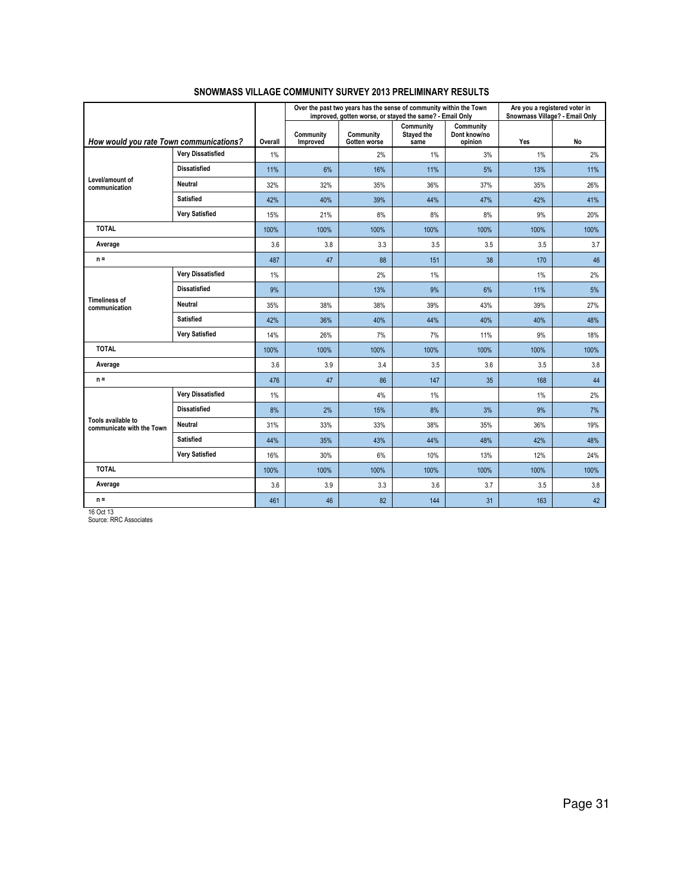## SNOWMASS VILLAGE COMMUNITY SURVEY 2013 PRELIMINARY RESULTS

| *How would you rate Town communications?* | | Overall | Over the past two years has the sense of community within the Town improved, gotten worse, or stayed the same? - Email Only | | | | Are you a registered voter in Snowmass Village? - Email Only | |
|---|---|---|---|---|---|---|---|---|
| | | | Community Improved | Community Gotten worse | Community Stayed the same | Community Dont know/no opinion | Yes | No |
| Level/amount of communication | Very Dissatisfied | 1% | | 2% | 1% | 3% | 1% | 2% |
| | Dissatisfied | 11% | 6% | 16% | 11% | 5% | 13% | 11% |
| | Neutral | 32% | 32% | 35% | 36% | 37% | 35% | 26% |
| | Satisfied | 42% | 40% | 39% | 44% | 47% | 42% | 41% |
| | Very Satisfied | 15% | 21% | 8% | 8% | 8% | 9% | 20% |
| TOTAL | | 100% | 100% | 100% | 100% | 100% | 100% | 100% |
| Average | | 3.6 | 3.8 | 3.3 | 3.5 | 3.5 | 3.5 | 3.7 |
| n = | | 487 | 47 | 88 | 151 | 38 | 170 | 46 |
| Timeliness of communication | Very Dissatisfied | 1% | | 2% | 1% | | 1% | 2% |
| | Dissatisfied | 9% | | 13% | 9% | 6% | 11% | 5% |
| | Neutral | 35% | 38% | 38% | 39% | 43% | 39% | 27% |
| | Satisfied | 42% | 36% | 40% | 44% | 40% | 40% | 48% |
| | Very Satisfied | 14% | 26% | 7% | 7% | 11% | 9% | 18% |
| TOTAL | | 100% | 100% | 100% | 100% | 100% | 100% | 100% |
| Average | | 3.6 | 3.9 | 3.4 | 3.5 | 3.6 | 3.5 | 3.8 |
| n = | | 476 | 47 | 86 | 147 | 35 | 168 | 44 |
| Tools available to communicate with the Town | Very Dissatisfied | 1% | | 4% | 1% | | 1% | 2% |
| | Dissatisfied | 8% | 2% | 15% | 8% | 3% | 9% | 7% |
| | Neutral | 31% | 33% | 33% | 38% | 35% | 36% | 19% |
| | Satisfied | 44% | 35% | 43% | 44% | 48% | 42% | 48% |
| | Very Satisfied | 16% | 30% | 6% | 10% | 13% | 12% | 24% |
| TOTAL | | 100% | 100% | 100% | 100% | 100% | 100% | 100% |
| Average | | 3.6 | 3.9 | 3.3 | 3.6 | 3.7 | 3.5 | 3.8 |
| n = | | 461 | 46 | 82 | 144 | 31 | 163 | 42 |

16 Oct 13
Source: RRC Associates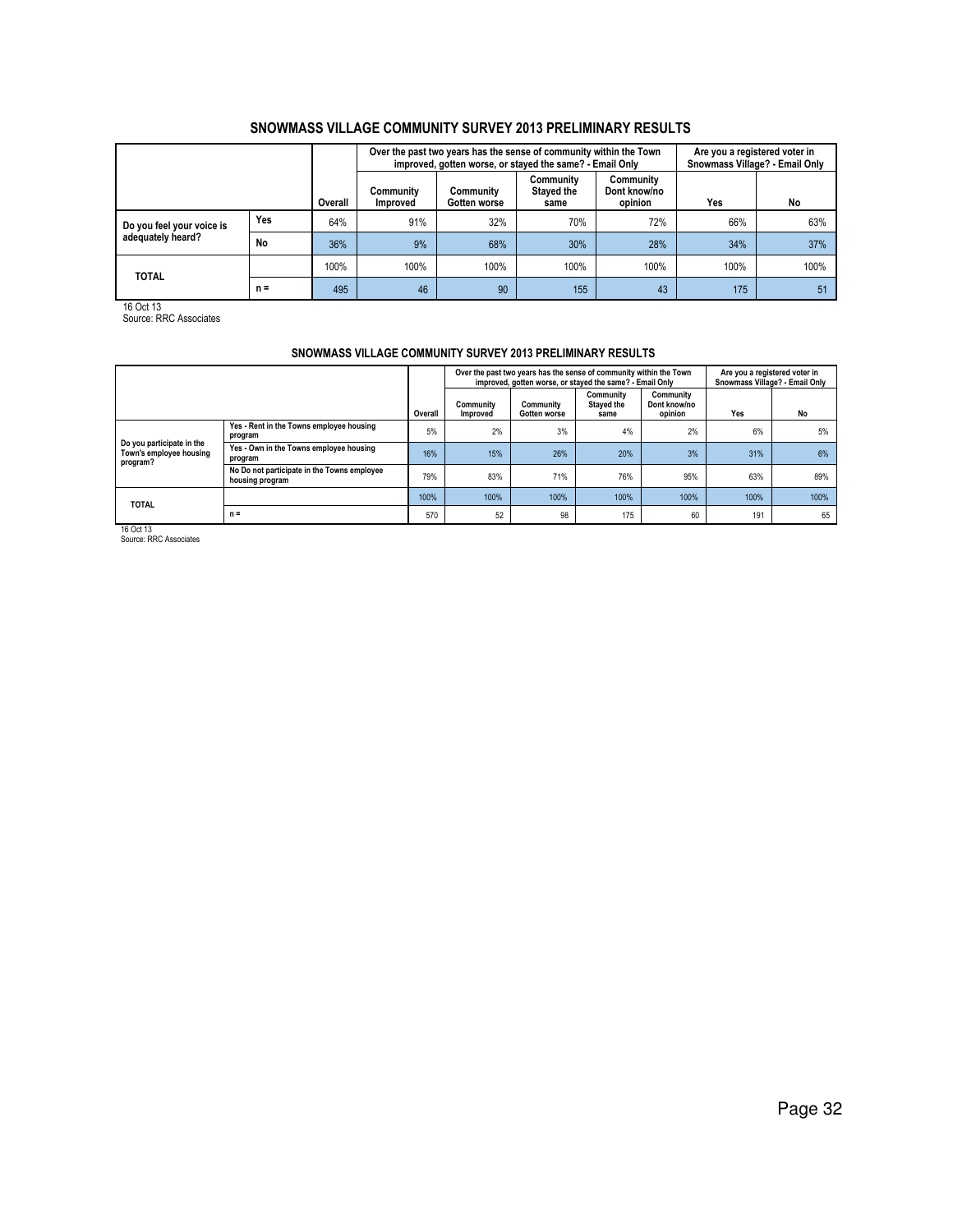## SNOWMASS VILLAGE COMMUNITY SURVEY 2013 PRELIMINARY RESULTS

| | | Overall | Over the past two years has the sense of community within the Town improved, gotten worse, or stayed the same? - Email Only | | | | Are you a registered voter in Snowmass Village? - Email Only | |
|---|---|---|---|---|---|---|---|---|
| | | | Community Improved | Community Gotten worse | Community Stayed the same | Community Dont know/no opinion | Yes | No |
| Do you feel your voice is adequately heard? | Yes | 64% | 91% | 32% | 70% | 72% | 66% | 63% |
| | No | 36% | 9% | 68% | 30% | 28% | 34% | 37% |
| TOTAL | | 100% | 100% | 100% | 100% | 100% | 100% | 100% |
| | n = | 495 | 46 | 90 | 155 | 43 | 175 | 51 |

16 Oct 13
Source: RRC Associates

## SNOWMASS VILLAGE COMMUNITY SURVEY 2013 PRELIMINARY RESULTS

| | | Overall | Over the past two years has the sense of community within the Town improved, gotten worse, or stayed the same? - Email Only | | | | Are you a registered voter in Snowmass Village? - Email Only | |
|---|---|---|---|---|---|---|---|---|
| | | | Community Improved | Community Gotten worse | Community Stayed the same | Community Dont know/no opinion | Yes | No |
| Do you participate in the Town's employee housing program? | Yes - Rent in the Towns employee housing program | 5% | 2% | 3% | 4% | 2% | 6% | 5% |
| | Yes - Own in the Towns employee housing program | 16% | 15% | 26% | 20% | 3% | 31% | 6% |
| | No Do not participate in the Towns employee housing program | 79% | 83% | 71% | 76% | 95% | 63% | 89% |
| TOTAL | | 100% | 100% | 100% | 100% | 100% | 100% | 100% |
| | n = | 570 | 52 | 98 | 175 | 60 | 191 | 65 |

16 Oct 13
Source: RRC Associates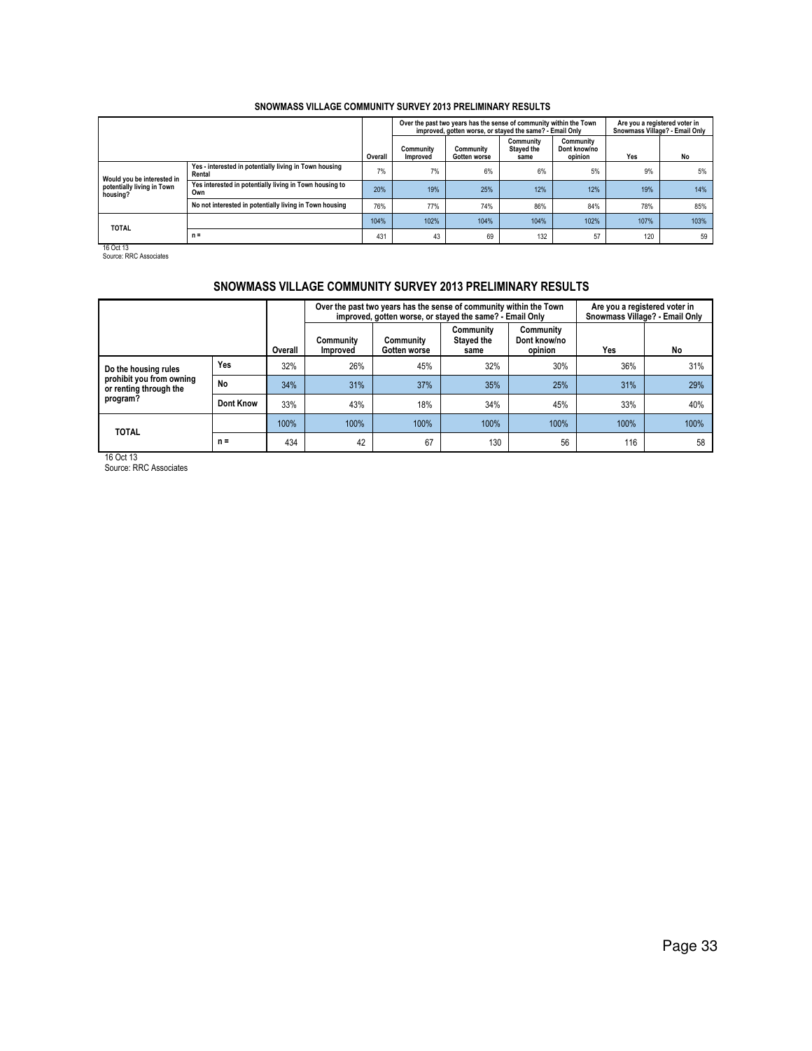## SNOWMASS VILLAGE COMMUNITY SURVEY 2013 PRELIMINARY RESULTS

| | | Overall | Over the past two years has the sense of community within the Town improved, gotten worse, or stayed the same? - Email Only | | | | Are you a registered voter in Snowmass Village? - Email Only | |
|---|---|---|---|---|---|---|---|---|
| | | | Community Improved | Community Gotten worse | Community Stayed the same | Community Dont know/no opinion | Yes | No |
| Would you be interested in potentially living in Town housing? | Yes - interested in potentially living in Town housing Rental | 7% | 7% | 6% | 6% | 5% | 9% | 5% |
| | Yes interested in potentially living in Town housing to Own | 20% | 19% | 25% | 12% | 12% | 19% | 14% |
| | No not interested in potentially living in Town housing | 76% | 77% | 74% | 86% | 84% | 78% | 85% |
| TOTAL | | 104% | 102% | 104% | 104% | 102% | 107% | 103% |
| | n = | 431 | 43 | 69 | 132 | 57 | 120 | 59 |

16 Oct 13
Source: RRC Associates

## SNOWMASS VILLAGE COMMUNITY SURVEY 2013 PRELIMINARY RESULTS

| | | Overall | Over the past two years has the sense of community within the Town improved, gotten worse, or stayed the same? - Email Only | | | | Are you a registered voter in Snowmass Village? - Email Only | |
|---|---|---|---|---|---|---|---|---|
| | | | Community Improved | Community Gotten worse | Community Stayed the same | Community Dont know/no opinion | Yes | No |
| Do the housing rules prohibit you from owning or renting through the program? | Yes | 32% | 26% | 45% | 32% | 30% | 36% | 31% |
| | No | 34% | 31% | 37% | 35% | 25% | 31% | 29% |
| | Dont Know | 33% | 43% | 18% | 34% | 45% | 33% | 40% |
| TOTAL | | 100% | 100% | 100% | 100% | 100% | 100% | 100% |
| | n = | 434 | 42 | 67 | 130 | 56 | 116 | 58 |

16 Oct 13
Source: RRC Associates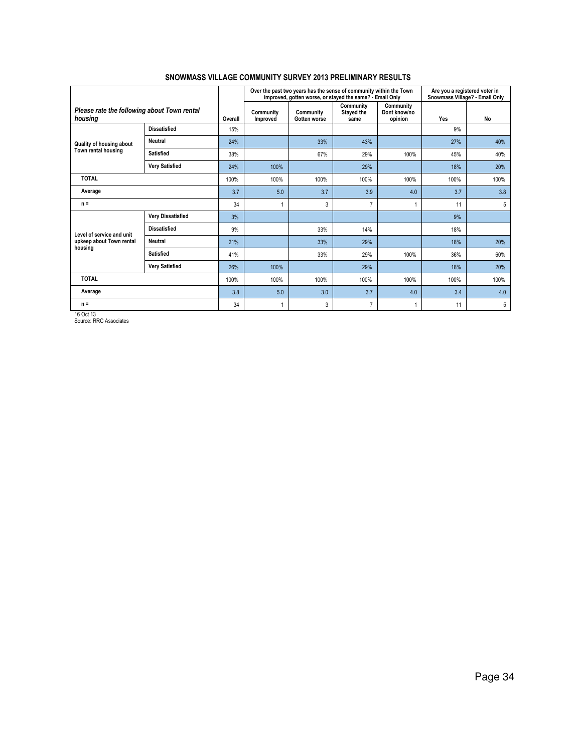## SNOWMASS VILLAGE COMMUNITY SURVEY 2013 PRELIMINARY RESULTS

| *Please rate the following about Town rental housing* | | Overall | Over the past two years has the sense of community within the Town improved, gotten worse, or stayed the same? - Email Only | | | | Are you a registered voter in Snowmass Village? - Email Only | |
|---|---|---|---|---|---|---|---|---|
| | | | Community Improved | Community Gotten worse | Community Stayed the same | Community Dont know/no opinion | Yes | No |
| Quality of housing about Town rental housing | Dissatisfied | 15% | | | | | 9% | |
| | Neutral | 24% | | 33% | 43% | | 27% | 40% |
| | Satisfied | 38% | | 67% | 29% | 100% | 45% | 40% |
| | Very Satisfied | 24% | 100% | | 29% | | 18% | 20% |
| TOTAL | | 100% | 100% | 100% | 100% | 100% | 100% | 100% |
| Average | | 3.7 | 5.0 | 3.7 | 3.9 | 4.0 | 3.7 | 3.8 |
| n = | | 34 | 1 | 3 | 7 | 1 | 11 | 5 |
| Level of service and unit upkeep about Town rental housing | Very Dissatisfied | 3% | | | | | 9% | |
| | Dissatisfied | 9% | | 33% | 14% | | 18% | |
| | Neutral | 21% | | 33% | 29% | | 18% | 20% |
| | Satisfied | 41% | | 33% | 29% | 100% | 36% | 60% |
| | Very Satisfied | 26% | 100% | | 29% | | 18% | 20% |
| TOTAL | | 100% | 100% | 100% | 100% | 100% | 100% | 100% |
| Average | | 3.8 | 5.0 | 3.0 | 3.7 | 4.0 | 3.4 | 4.0 |
| n = | | 34 | 1 | 3 | 7 | 1 | 11 | 5 |

16 Oct 13
Source: RRC Associates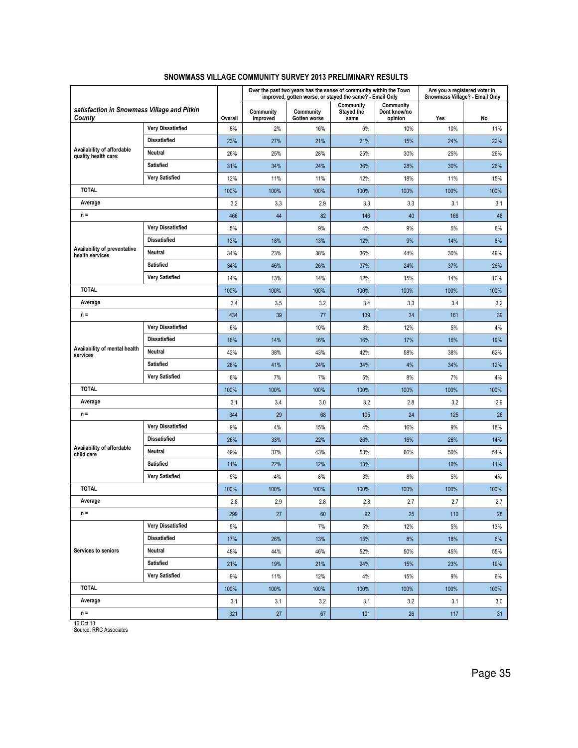## SNOWMASS VILLAGE COMMUNITY SURVEY 2013 PRELIMINARY RESULTS

| *satisfaction in Snowmass Village and Pitkin County* | | Overall | Over the past two years has the sense of community within the Town improved, gotten worse, or stayed the same? - Email Only | | | | Are you a registered voter in Snowmass Village? - Email Only | |
|---|---|---|---|---|---|---|---|---|
| | | | Community Improved | Community Gotten worse | Community Stayed the same | Community Dont know/no opinion | Yes | No |
| **Availability of affordable quality health care:** | **Very Dissatisfied** | 8% | 2% | 16% | 6% | 10% | 10% | 11% |
| | **Dissatisfied** | 23% | 27% | 21% | 21% | 15% | 24% | 22% |
| | **Neutral** | 26% | 25% | 28% | 25% | 30% | 25% | 26% |
| | **Satisfied** | 31% | 34% | 24% | 36% | 28% | 30% | 26% |
| | **Very Satisfied** | 12% | 11% | 11% | 12% | 18% | 11% | 15% |
| **TOTAL** | | 100% | 100% | 100% | 100% | 100% | 100% | 100% |
| **Average** | | 3.2 | 3.3 | 2.9 | 3.3 | 3.3 | 3.1 | 3.1 |
| **n =** | | 466 | 44 | 82 | 146 | 40 | 166 | 46 |
| **Availability of preventative health services** | **Very Dissatisfied** | 5% | | 9% | 4% | 9% | 5% | 8% |
| | **Dissatisfied** | 13% | 18% | 13% | 12% | 9% | 14% | 8% |
| | **Neutral** | 34% | 23% | 38% | 36% | 44% | 30% | 49% |
| | **Satisfied** | 34% | 46% | 26% | 37% | 24% | 37% | 26% |
| | **Very Satisfied** | 14% | 13% | 14% | 12% | 15% | 14% | 10% |
| **TOTAL** | | 100% | 100% | 100% | 100% | 100% | 100% | 100% |
| **Average** | | 3.4 | 3.5 | 3.2 | 3.4 | 3.3 | 3.4 | 3.2 |
| **n =** | | 434 | 39 | 77 | 139 | 34 | 161 | 39 |
| **Availability of mental health services** | **Very Dissatisfied** | 6% | | 10% | 3% | 12% | 5% | 4% |
| | **Dissatisfied** | 18% | 14% | 16% | 16% | 17% | 16% | 19% |
| | **Neutral** | 42% | 38% | 43% | 42% | 58% | 38% | 62% |
| | **Satisfied** | 28% | 41% | 24% | 34% | 4% | 34% | 12% |
| | **Very Satisfied** | 6% | 7% | 7% | 5% | 8% | 7% | 4% |
| **TOTAL** | | 100% | 100% | 100% | 100% | 100% | 100% | 100% |
| **Average** | | 3.1 | 3.4 | 3.0 | 3.2 | 2.8 | 3.2 | 2.9 |
| **n =** | | 344 | 29 | 68 | 105 | 24 | 125 | 26 |
| **Availability of affordable child care** | **Very Dissatisfied** | 9% | 4% | 15% | 4% | 16% | 9% | 18% |
| | **Dissatisfied** | 26% | 33% | 22% | 26% | 16% | 26% | 14% |
| | **Neutral** | 49% | 37% | 43% | 53% | 60% | 50% | 54% |
| | **Satisfied** | 11% | 22% | 12% | 13% | | 10% | 11% |
| | **Very Satisfied** | 5% | 4% | 8% | 3% | 8% | 5% | 4% |
| **TOTAL** | | 100% | 100% | 100% | 100% | 100% | 100% | 100% |
| **Average** | | 2.8 | 2.9 | 2.8 | 2.8 | 2.7 | 2.7 | 2.7 |
| **n =** | | 299 | 27 | 60 | 92 | 25 | 110 | 28 |
| **Services to seniors** | **Very Dissatisfied** | 5% | | 7% | 5% | 12% | 5% | 13% |
| | **Dissatisfied** | 17% | 26% | 13% | 15% | 8% | 18% | 6% |
| | **Neutral** | 48% | 44% | 46% | 52% | 50% | 45% | 55% |
| | **Satisfied** | 21% | 19% | 21% | 24% | 15% | 23% | 19% |
| | **Very Satisfied** | 9% | 11% | 12% | 4% | 15% | 9% | 6% |
| **TOTAL** | | 100% | 100% | 100% | 100% | 100% | 100% | 100% |
| **Average** | | 3.1 | 3.1 | 3.2 | 3.1 | 3.2 | 3.1 | 3.0 |
| **n =** | | 321 | 27 | 67 | 101 | 26 | 117 | 31 |

16 Oct 13
Source: RRC Associates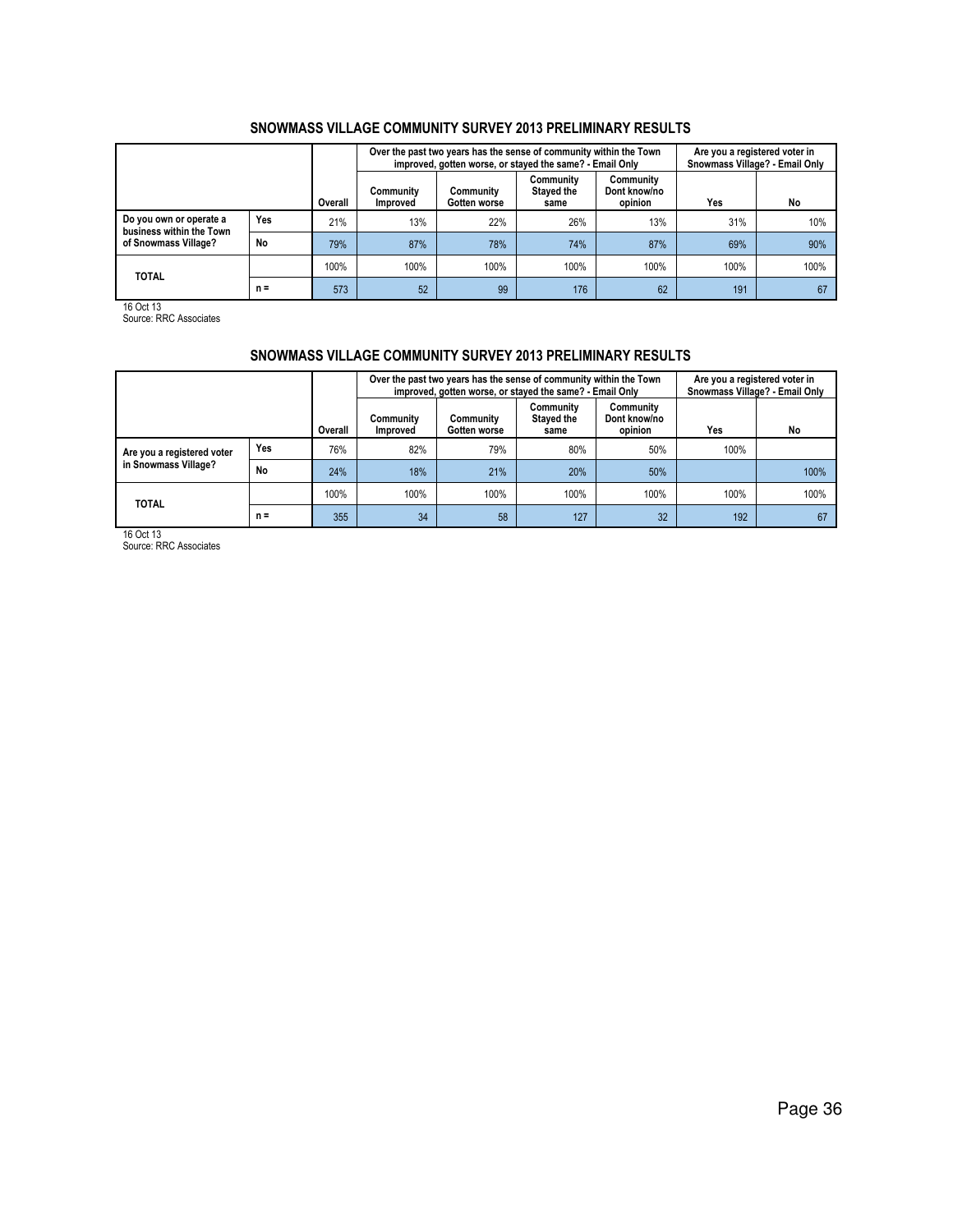## SNOWMASS VILLAGE COMMUNITY SURVEY 2013 PRELIMINARY RESULTS

| | | | Over the past two years has the sense of community within the Town improved, gotten worse, or stayed the same? - Email Only | | | | Are you a registered voter in Snowmass Village? - Email Only | |
|---|---|---|---|---|---|---|---|---|
| | | Overall | Community Improved | Community Gotten worse | Community Stayed the same | Community Dont know/no opinion | Yes | No |
| Do you own or operate a business within the Town of Snowmass Village? | Yes | 21% | 13% | 22% | 26% | 13% | 31% | 10% |
| | No | 79% | 87% | 78% | 74% | 87% | 69% | 90% |
| TOTAL | | 100% | 100% | 100% | 100% | 100% | 100% | 100% |
| | n = | 573 | 52 | 99 | 176 | 62 | 191 | 67 |

16 Oct 13
Source: RRC Associates

## SNOWMASS VILLAGE COMMUNITY SURVEY 2013 PRELIMINARY RESULTS

| | | | Over the past two years has the sense of community within the Town improved, gotten worse, or stayed the same? - Email Only | | | | Are you a registered voter in Snowmass Village? - Email Only | |
|---|---|---|---|---|---|---|---|---|
| | | Overall | Community Improved | Community Gotten worse | Community Stayed the same | Community Dont know/no opinion | Yes | No |
| Are you a registered voter in Snowmass Village? | Yes | 76% | 82% | 79% | 80% | 50% | 100% | |
| | No | 24% | 18% | 21% | 20% | 50% | | 100% |
| TOTAL | | 100% | 100% | 100% | 100% | 100% | 100% | 100% |
| | n = | 355 | 34 | 58 | 127 | 32 | 192 | 67 |

16 Oct 13
Source: RRC Associates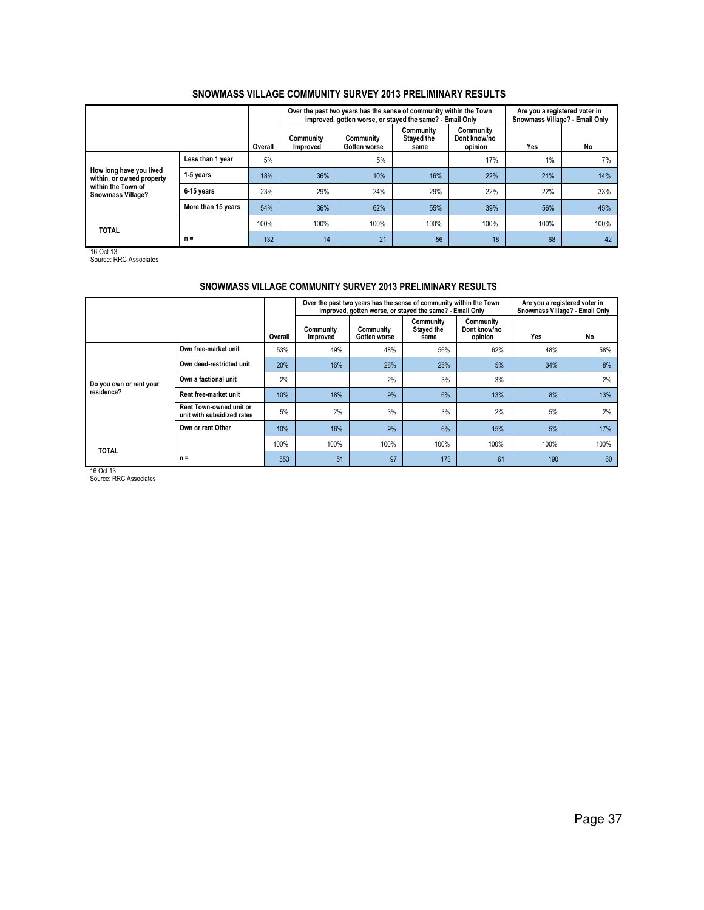## SNOWMASS VILLAGE COMMUNITY SURVEY 2013 PRELIMINARY RESULTS

| | | | Over the past two years has the sense of community within the Town improved, gotten worse, or stayed the same? - Email Only | | | | Are you a registered voter in Snowmass Village? - Email Only | |
|---|---|---|---|---|---|---|---|---|
| | | Overall | Community Improved | Community Gotten worse | Community Stayed the same | Community Dont know/no opinion | Yes | No |
| How long have you lived within, or owned property within the Town of Snowmass Village? | Less than 1 year | 5% | | 5% | | 17% | 1% | 7% |
| | 1-5 years | 18% | 36% | 10% | 16% | 22% | 21% | 14% |
| | 6-15 years | 23% | 29% | 24% | 29% | 22% | 22% | 33% |
| | More than 15 years | 54% | 36% | 62% | 55% | 39% | 56% | 45% |
| TOTAL | | 100% | 100% | 100% | 100% | 100% | 100% | 100% |
| | n = | 132 | 14 | 21 | 56 | 18 | 68 | 42 |

16 Oct 13
Source: RRC Associates

## SNOWMASS VILLAGE COMMUNITY SURVEY 2013 PRELIMINARY RESULTS

| | | | Over the past two years has the sense of community within the Town improved, gotten worse, or stayed the same? - Email Only | | | | Are you a registered voter in Snowmass Village? - Email Only | |
|---|---|---|---|---|---|---|---|---|
| | | Overall | Community Improved | Community Gotten worse | Community Stayed the same | Community Dont know/no opinion | Yes | No |
| Do you own or rent your residence? | Own free-market unit | 53% | 49% | 48% | 56% | 62% | 48% | 58% |
| | Own deed-restricted unit | 20% | 16% | 28% | 25% | 5% | 34% | 8% |
| | Own a factional unit | 2% | | 2% | 3% | 3% | | 2% |
| | Rent free-market unit | 10% | 18% | 9% | 6% | 13% | 8% | 13% |
| | Rent Town-owned unit or unit with subsidized rates | 5% | 2% | 3% | 3% | 2% | 5% | 2% |
| | Own or rent Other | 10% | 16% | 9% | 6% | 15% | 5% | 17% |
| TOTAL | | 100% | 100% | 100% | 100% | 100% | 100% | 100% |
| | n = | 553 | 51 | 97 | 173 | 61 | 190 | 60 |

16 Oct 13
Source: RRC Associates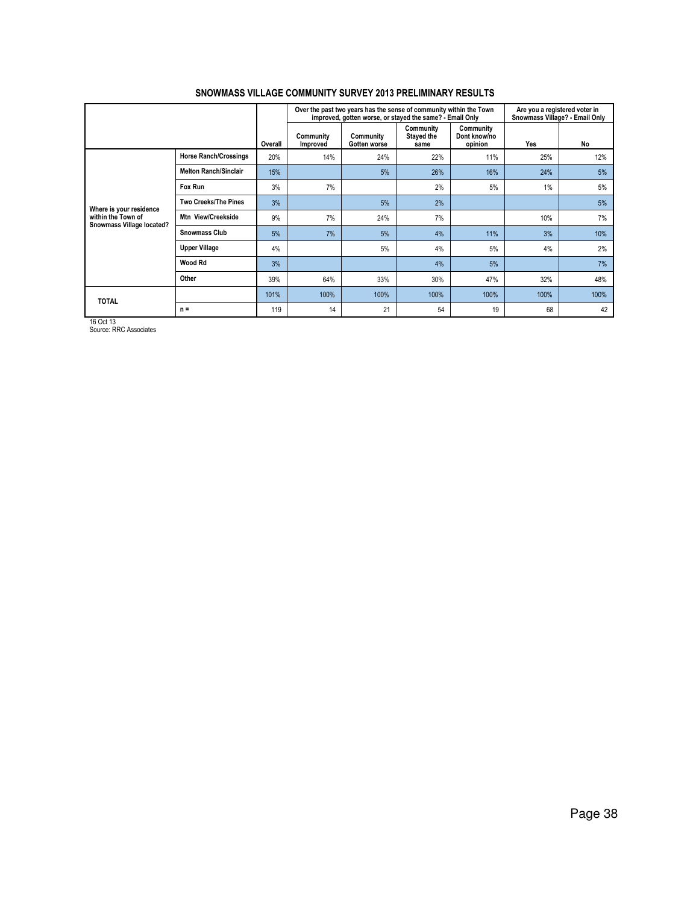## SNOWMASS VILLAGE COMMUNITY SURVEY 2013 PRELIMINARY RESULTS

| | | | Over the past two years has the sense of community within the Town improved, gotten worse, or stayed the same? - Email Only | | | | Are you a registered voter in Snowmass Village? - Email Only | |
|---|---|---|---|---|---|---|---|---|
| | | Overall | Community Improved | Community Gotten worse | Community Stayed the same | Community Dont know/no opinion | Yes | No |
| Where is your residence within the Town of Snowmass Village located? | Horse Ranch/Crossings | 20% | 14% | 24% | 22% | 11% | 25% | 12% |
| | Melton Ranch/Sinclair | 15% | | 5% | 26% | 16% | 24% | 5% |
| | Fox Run | 3% | 7% | | 2% | 5% | 1% | 5% |
| | Two Creeks/The Pines | 3% | | 5% | 2% | | | 5% |
| | Mtn View/Creekside | 9% | 7% | 24% | 7% | | 10% | 7% |
| | Snowmass Club | 5% | 7% | 5% | 4% | 11% | 3% | 10% |
| | Upper Village | 4% | | 5% | 4% | 5% | 4% | 2% |
| | Wood Rd | 3% | | | 4% | 5% | | 7% |
| | Other | 39% | 64% | 33% | 30% | 47% | 32% | 48% |
| TOTAL | | 101% | 100% | 100% | 100% | 100% | 100% | 100% |
| | n = | 119 | 14 | 21 | 54 | 19 | 68 | 42 |

16 Oct 13
Source: RRC Associates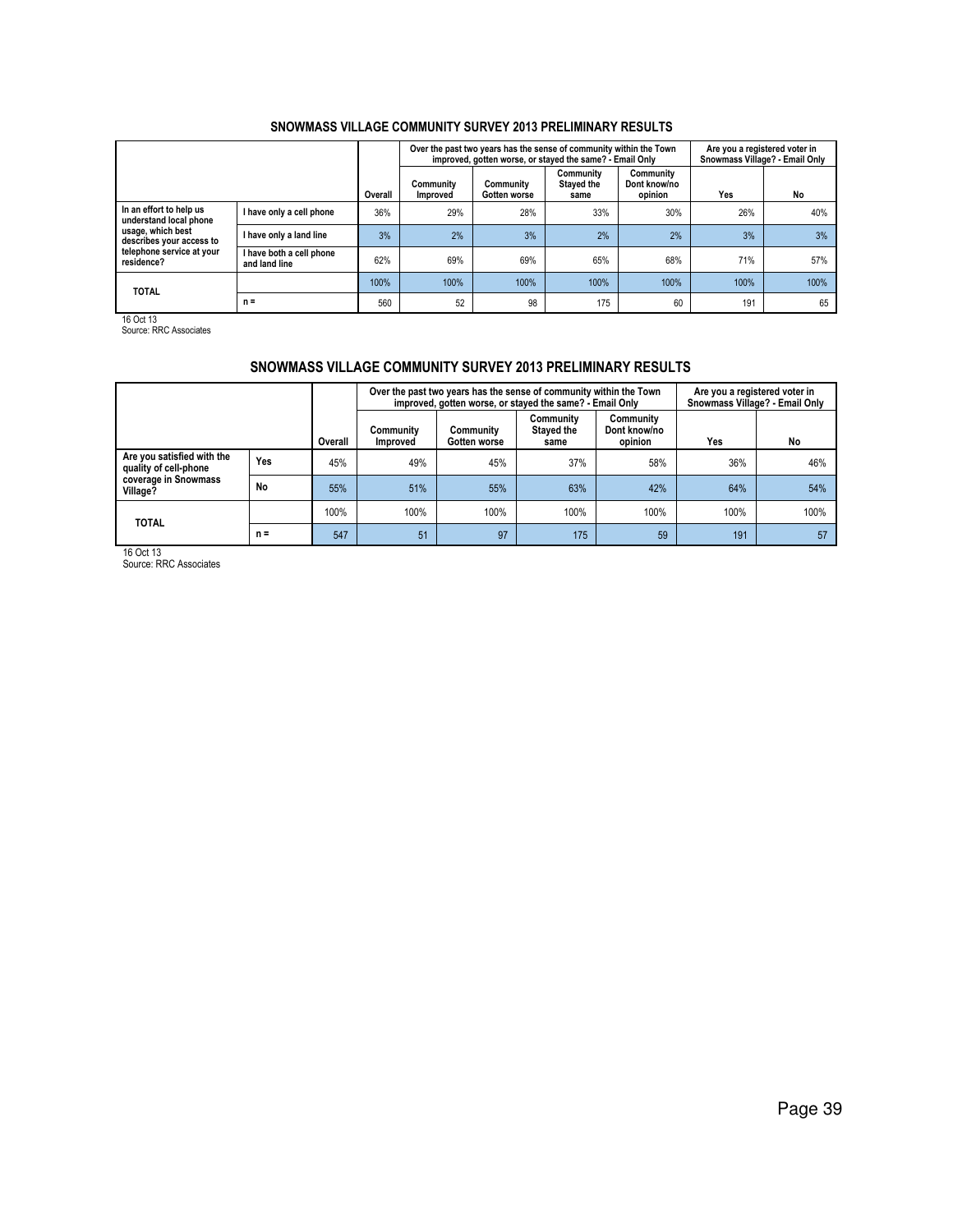## SNOWMASS VILLAGE COMMUNITY SURVEY 2013 PRELIMINARY RESULTS

| | | | Over the past two years has the sense of community within the Town improved, gotten worse, or stayed the same? - Email Only | | | | Are you a registered voter in Snowmass Village? - Email Only | |
|---|---|---|---|---|---|---|---|---|
| | | Overall | Community Improved | Community Gotten worse | Community Stayed the same | Community Dont know/no opinion | Yes | No |
| In an effort to help us understand local phone usage, which best describes your access to telephone service at your residence? | I have only a cell phone | 36% | 29% | 28% | 33% | 30% | 26% | 40% |
| | I have only a land line | 3% | 2% | 3% | 2% | 2% | 3% | 3% |
| | I have both a cell phone and land line | 62% | 69% | 69% | 65% | 68% | 71% | 57% |
| TOTAL | | 100% | 100% | 100% | 100% | 100% | 100% | 100% |
| | n = | 560 | 52 | 98 | 175 | 60 | 191 | 65 |

16 Oct 13
Source: RRC Associates

## SNOWMASS VILLAGE COMMUNITY SURVEY 2013 PRELIMINARY RESULTS

| | | | Over the past two years has the sense of community within the Town improved, gotten worse, or stayed the same? - Email Only | | | | Are you a registered voter in Snowmass Village? - Email Only | |
|---|---|---|---|---|---|---|---|---|
| | | Overall | Community Improved | Community Gotten worse | Community Stayed the same | Community Dont know/no opinion | Yes | No |
| Are you satisfied with the quality of cell-phone coverage in Snowmass Village? | Yes | 45% | 49% | 45% | 37% | 58% | 36% | 46% |
| | No | 55% | 51% | 55% | 63% | 42% | 64% | 54% |
| TOTAL | | 100% | 100% | 100% | 100% | 100% | 100% | 100% |
| | n = | 547 | 51 | 97 | 175 | 59 | 191 | 57 |

16 Oct 13
Source: RRC Associates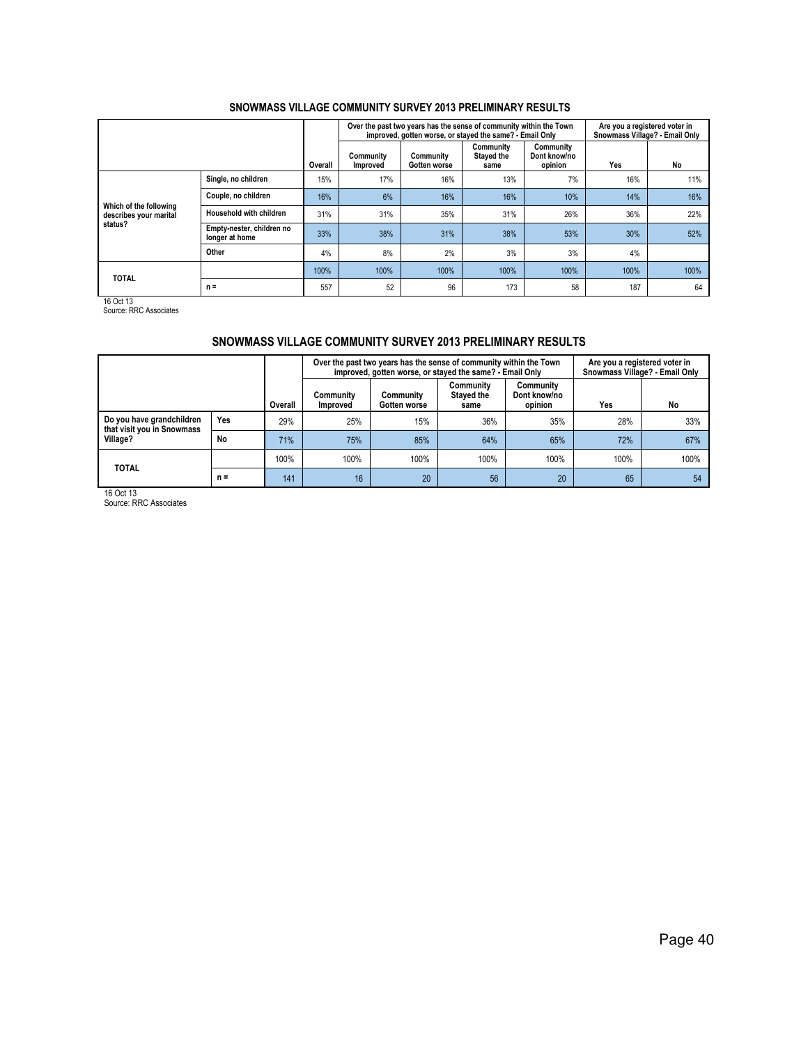## SNOWMASS VILLAGE COMMUNITY SURVEY 2013 PRELIMINARY RESULTS

| | | | Over the past two years has the sense of community within the Town improved, gotten worse, or stayed the same? - Email Only | | | | Are you a registered voter in Snowmass Village? - Email Only | |
|---|---|---|---|---|---|---|---|---|
| | | Overall | Community Improved | Community Gotten worse | Community Stayed the same | Community Dont know/no opinion | Yes | No |
| Which of the following describes your marital status? | Single, no children | 15% | 17% | 16% | 13% | 7% | 16% | 11% |
| | Couple, no children | 16% | 6% | 16% | 16% | 10% | 14% | 16% |
| | Household with children | 31% | 31% | 35% | 31% | 26% | 36% | 22% |
| | Empty-nester, children no longer at home | 33% | 38% | 31% | 38% | 53% | 30% | 52% |
| | Other | 4% | 8% | 2% | 3% | 3% | 4% | |
| TOTAL | | 100% | 100% | 100% | 100% | 100% | 100% | 100% |
| | n = | 557 | 52 | 96 | 173 | 58 | 187 | 64 |

16 Oct 13
Source: RRC Associates

## SNOWMASS VILLAGE COMMUNITY SURVEY 2013 PRELIMINARY RESULTS

| | | | Over the past two years has the sense of community within the Town improved, gotten worse, or stayed the same? - Email Only | | | | Are you a registered voter in Snowmass Village? - Email Only | |
|---|---|---|---|---|---|---|---|---|
| | | Overall | Community Improved | Community Gotten worse | Community Stayed the same | Community Dont know/no opinion | Yes | No |
| Do you have grandchildren that visit you in Snowmass Village? | Yes | 29% | 25% | 15% | 36% | 35% | 28% | 33% |
| | No | 71% | 75% | 85% | 64% | 65% | 72% | 67% |
| TOTAL | | 100% | 100% | 100% | 100% | 100% | 100% | 100% |
| | n = | 141 | 16 | 20 | 56 | 20 | 65 | 54 |

16 Oct 13
Source: RRC Associates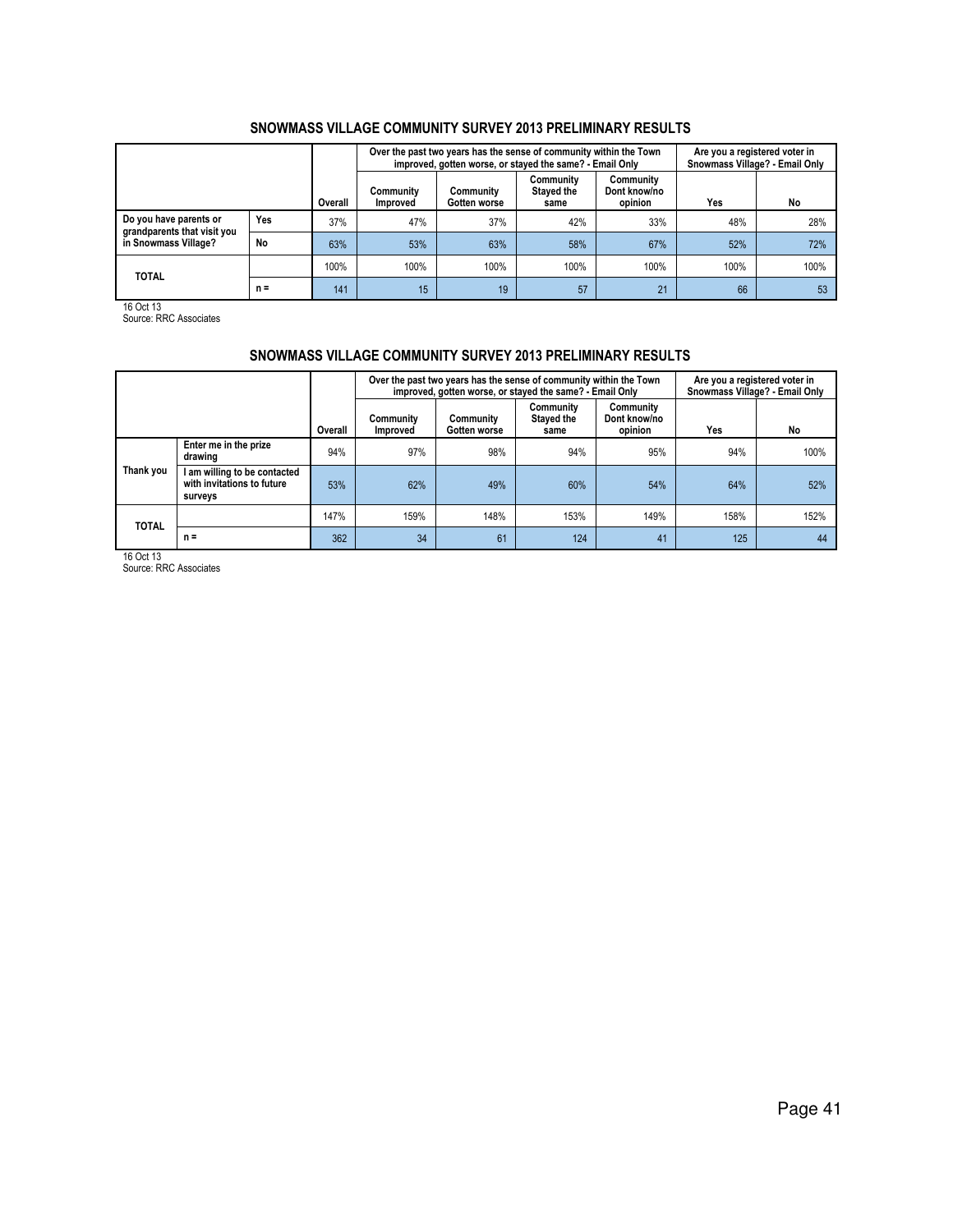## SNOWMASS VILLAGE COMMUNITY SURVEY 2013 PRELIMINARY RESULTS

| | | | Over the past two years has the sense of community within the Town improved, gotten worse, or stayed the same? - Email Only | | | | Are you a registered voter in Snowmass Village? - Email Only | |
|---|---|---|---|---|---|---|---|---|
| | | Overall | Community Improved | Community Gotten worse | Community Stayed the same | Community Dont know/no opinion | Yes | No |
| Do you have parents or grandparents that visit you in Snowmass Village? | Yes | 37% | 47% | 37% | 42% | 33% | 48% | 28% |
| | No | 63% | 53% | 63% | 58% | 67% | 52% | 72% |
| TOTAL | | 100% | 100% | 100% | 100% | 100% | 100% | 100% |
| | n = | 141 | 15 | 19 | 57 | 21 | 66 | 53 |

16 Oct 13
Source: RRC Associates

## SNOWMASS VILLAGE COMMUNITY SURVEY 2013 PRELIMINARY RESULTS

| | | | Over the past two years has the sense of community within the Town improved, gotten worse, or stayed the same? - Email Only | | | | Are you a registered voter in Snowmass Village? - Email Only | |
|---|---|---|---|---|---|---|---|---|
| | | Overall | Community Improved | Community Gotten worse | Community Stayed the same | Community Dont know/no opinion | Yes | No |
| Thank you | Enter me in the prize drawing | 94% | 97% | 98% | 94% | 95% | 94% | 100% |
| | I am willing to be contacted with invitations to future surveys | 53% | 62% | 49% | 60% | 54% | 64% | 52% |
| TOTAL | | 147% | 159% | 148% | 153% | 149% | 158% | 152% |
| | n = | 362 | 34 | 61 | 124 | 41 | 125 | 44 |

16 Oct 13
Source: RRC Associates